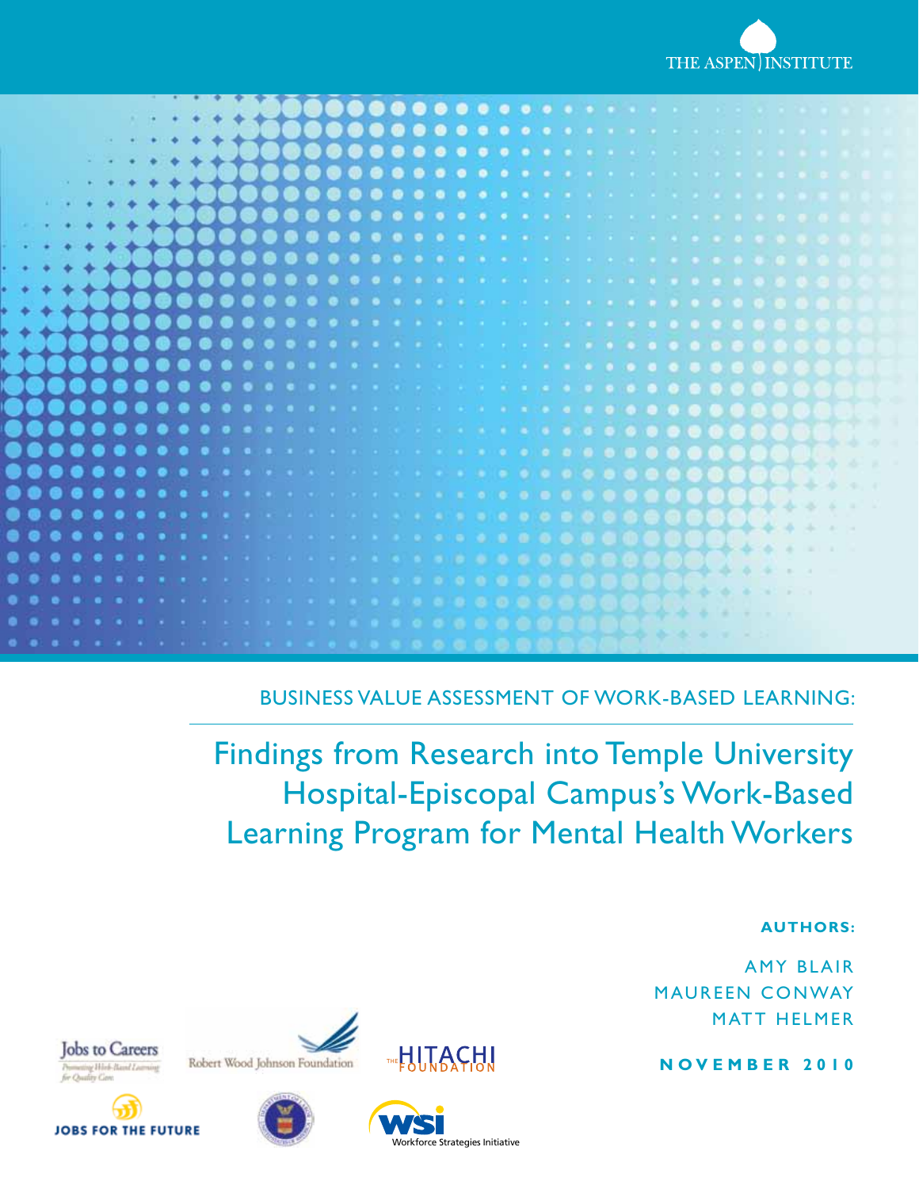THE ASPEN INSTITUTE

BUSINESS VALUE ASSESSMENT OF WORK-BASED LEARNING:

# Findings from Research into Temple University Hospital-Episcopal Campus's Work-Based Learning Program for Mental Health Workers

**AUTHORS:**

AMY BLAIR
MAUREEN CONWAY
MATT HELMER

**NOVEMBER 2010**

Jobs to Careers — Promoting Work-Based Learning for Quality Care

Robert Wood Johnson Foundation

THE HITACHI FOUNDATION

JOBS FOR THE FUTURE

WSI Workforce Strategies Initiative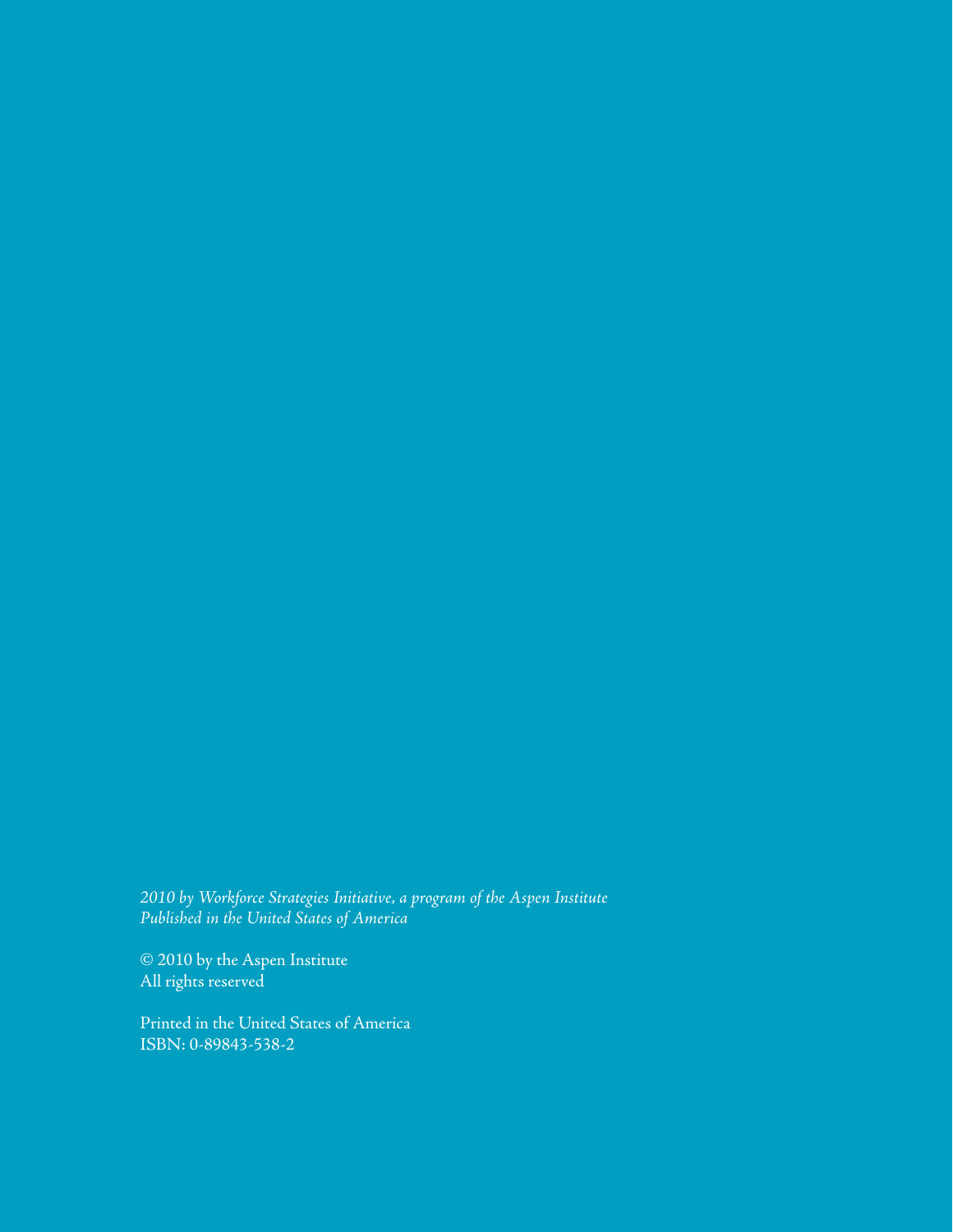*2010 by Workforce Strategies Initiative, a program of the Aspen Institute*
*Published in the United States of America*

© 2010 by the Aspen Institute
All rights reserved

Printed in the United States of America
ISBN: 0-89843-538-2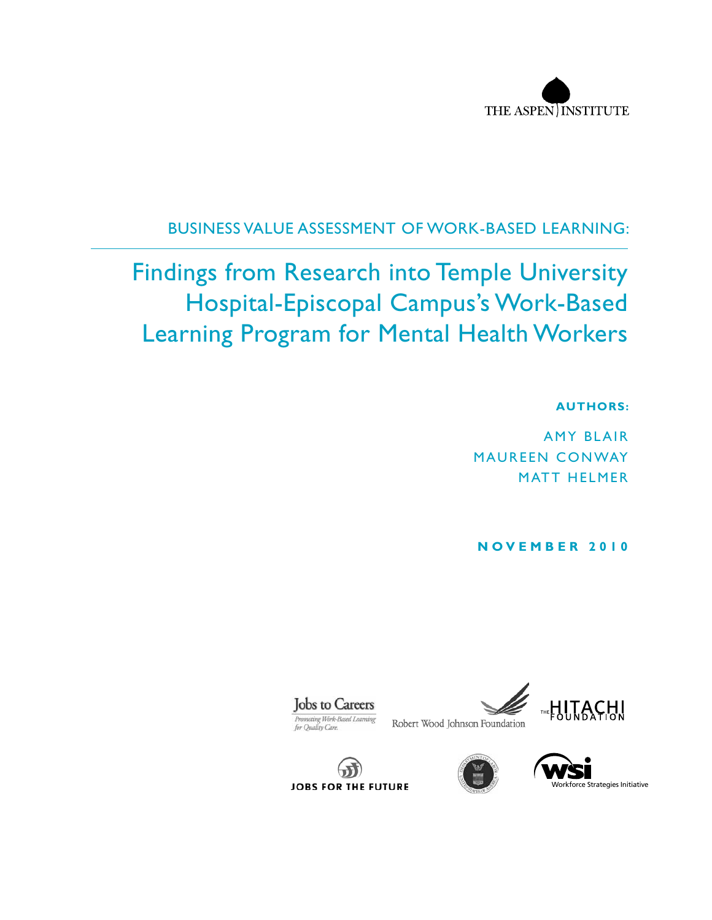THE ASPEN INSTITUTE

BUSINESS VALUE ASSESSMENT OF WORK-BASED LEARNING:

# Findings from Research into Temple University Hospital-Episcopal Campus's Work-Based Learning Program for Mental Health Workers

**AUTHORS:**

AMY BLAIR

MAUREEN CONWAY

MATT HELMER

**NOVEMBER 2010**

Jobs to Careers
*Promoting Work-Based Learning for Quality Care*

Robert Wood Johnson Foundation

THE HITACHI FOUNDATION

JOBS FOR THE FUTURE

Workforce Strategies Initiative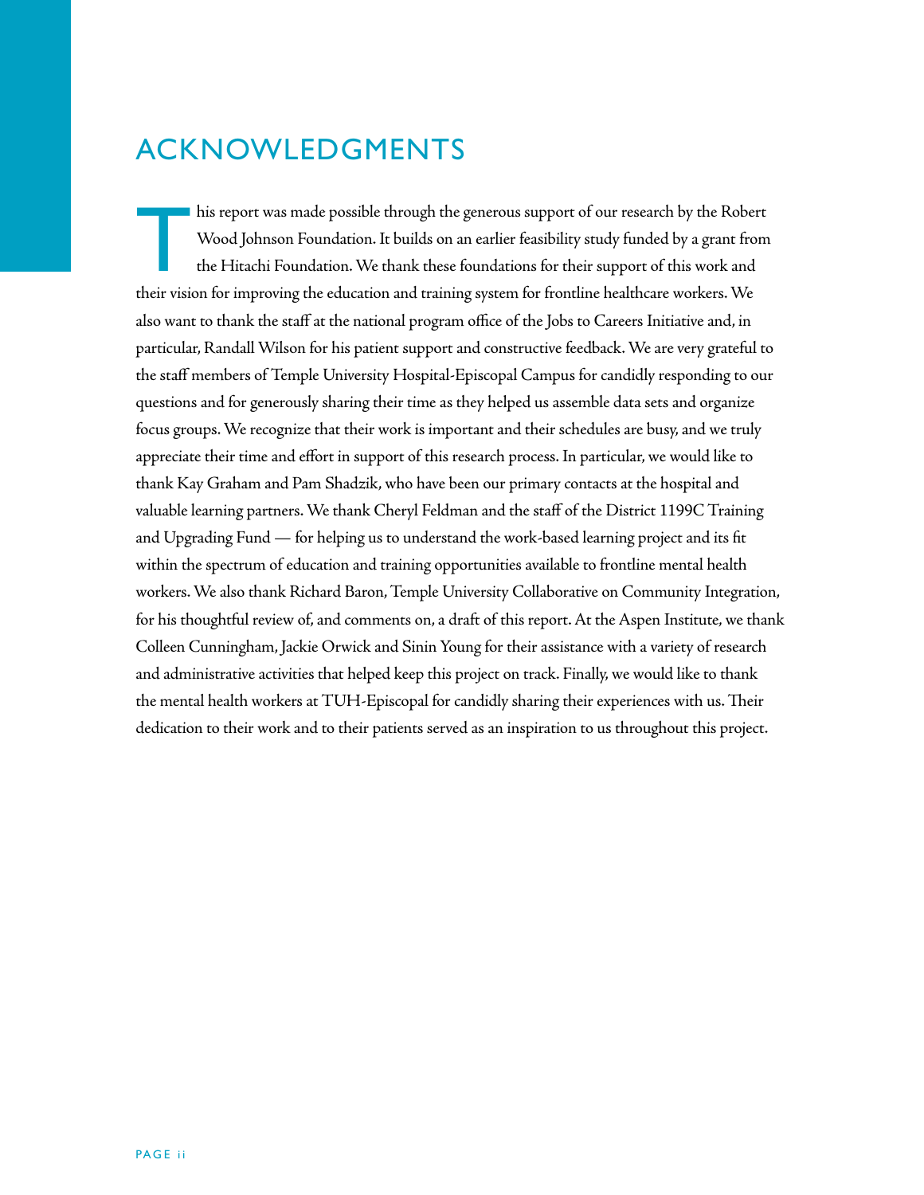# ACKNOWLEDGMENTS

This report was made possible through the generous support of our research by the Robert Wood Johnson Foundation. It builds on an earlier feasibility study funded by a grant from the Hitachi Foundation. We thank these foundations for their support of this work and their vision for improving the education and training system for frontline healthcare workers. We also want to thank the staff at the national program office of the Jobs to Careers Initiative and, in particular, Randall Wilson for his patient support and constructive feedback. We are very grateful to the staff members of Temple University Hospital-Episcopal Campus for candidly responding to our questions and for generously sharing their time as they helped us assemble data sets and organize focus groups. We recognize that their work is important and their schedules are busy, and we truly appreciate their time and effort in support of this research process. In particular, we would like to thank Kay Graham and Pam Shadzik, who have been our primary contacts at the hospital and valuable learning partners. We thank Cheryl Feldman and the staff of the District 1199C Training and Upgrading Fund — for helping us to understand the work-based learning project and its fit within the spectrum of education and training opportunities available to frontline mental health workers. We also thank Richard Baron, Temple University Collaborative on Community Integration, for his thoughtful review of, and comments on, a draft of this report. At the Aspen Institute, we thank Colleen Cunningham, Jackie Orwick and Sinin Young for their assistance with a variety of research and administrative activities that helped keep this project on track. Finally, we would like to thank the mental health workers at TUH-Episcopal for candidly sharing their experiences with us. Their dedication to their work and to their patients served as an inspiration to us throughout this project.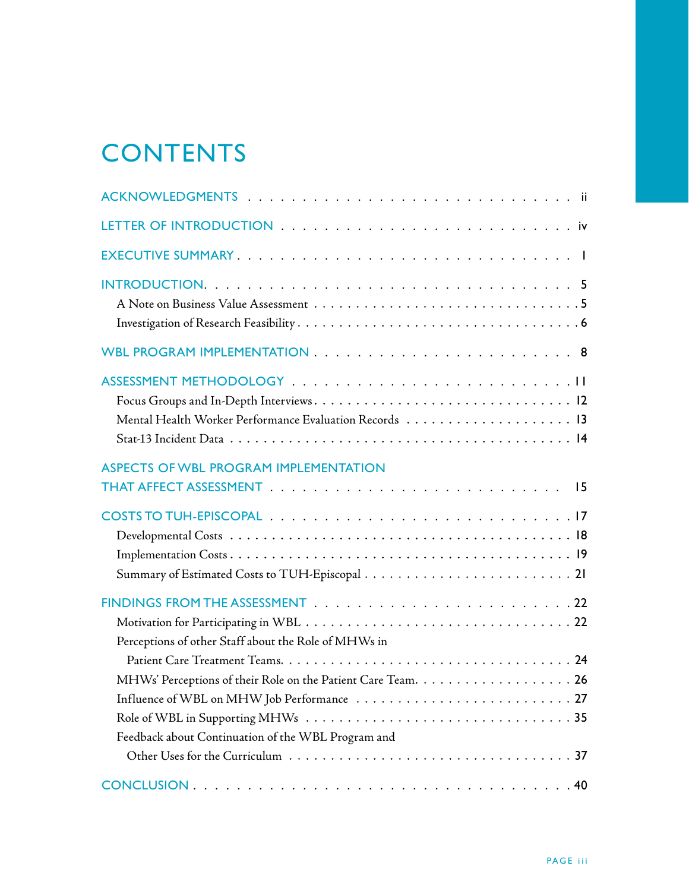# CONTENTS

ACKNOWLEDGMENTS . . . . . . . . . . . . . . . . . . . . . . . . . . . . . . ii

LETTER OF INTRODUCTION . . . . . . . . . . . . . . . . . . . . . . . . . . iv

EXECUTIVE SUMMARY . . . . . . . . . . . . . . . . . . . . . . . . . . . . 1

INTRODUCTION. . . . . . . . . . . . . . . . . . . . . . . . . . . . . . . . 5

- A Note on Business Value Assessment . . . . . . . . . . . . . . . . . . . 5
- Investigation of Research Feasibility . . . . . . . . . . . . . . . . . . . 6

WBL PROGRAM IMPLEMENTATION . . . . . . . . . . . . . . . . . . . . . . . 8

ASSESSMENT METHODOLOGY . . . . . . . . . . . . . . . . . . . . . . . . . 11

- Focus Groups and In-Depth Interviews . . . . . . . . . . . . . . . . . . 12
- Mental Health Worker Performance Evaluation Records . . . . . . . . . . 13
- Stat-13 Incident Data . . . . . . . . . . . . . . . . . . . . . . . . . . 14

ASPECTS OF WBL PROGRAM IMPLEMENTATION THAT AFFECT ASSESSMENT . . . . . 15

COSTS TO TUH-EPISCOPAL . . . . . . . . . . . . . . . . . . . . . . . . . 17

- Developmental Costs . . . . . . . . . . . . . . . . . . . . . . . . . . . 18
- Implementation Costs . . . . . . . . . . . . . . . . . . . . . . . . . . 19
- Summary of Estimated Costs to TUH-Episcopal . . . . . . . . . . . . . . 21

FINDINGS FROM THE ASSESSMENT . . . . . . . . . . . . . . . . . . . . . . 22

- Motivation for Participating in WBL . . . . . . . . . . . . . . . . . . . 22
- Perceptions of other Staff about the Role of MHWs in Patient Care Treatment Teams. . . . . . . . . . . . . . . . . . . . . . . . . . 24
- MHWs' Perceptions of their Role on the Patient Care Team. . . . . . . . . 26
- Influence of WBL on MHW Job Performance . . . . . . . . . . . . . . . . 27
- Role of WBL in Supporting MHWs . . . . . . . . . . . . . . . . . . . . . 35
- Feedback about Continuation of the WBL Program and Other Uses for the Curriculum . . . . . . . . . . . . . . . . . . . . . . . 37

CONCLUSION . . . . . . . . . . . . . . . . . . . . . . . . . . . . . . . 40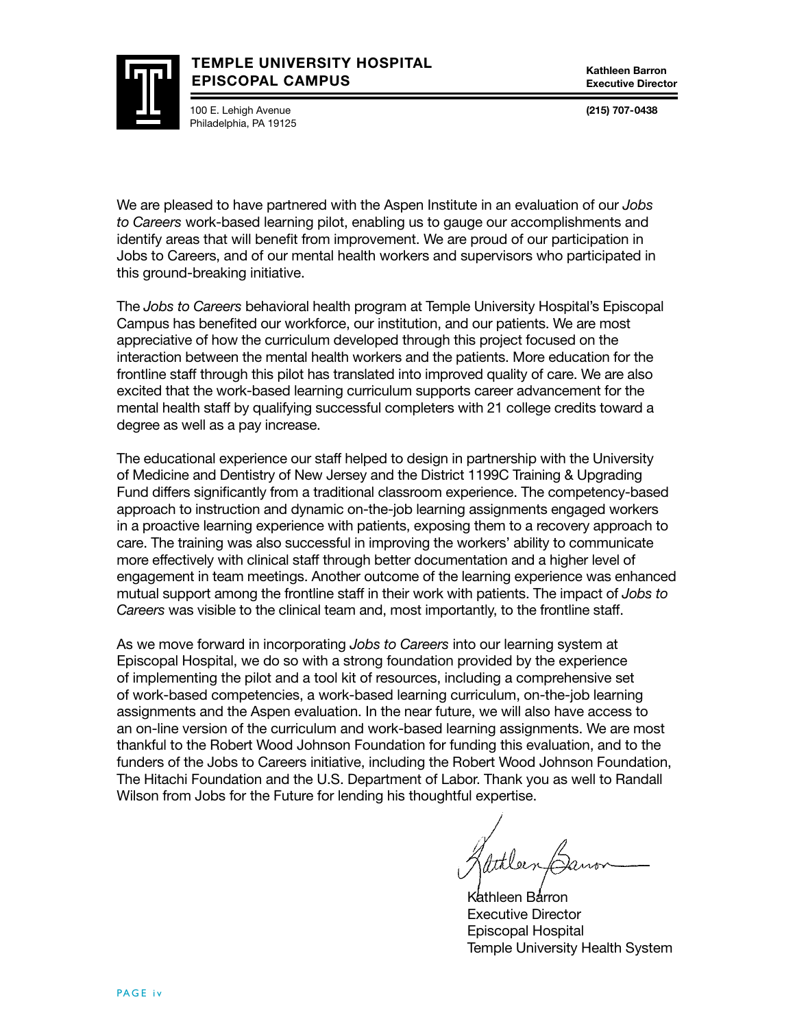**TEMPLE UNIVERSITY HOSPITAL**
**EPISCOPAL CAMPUS**

100 E. Lehigh Avenue
Philadelphia, PA 19125

**Kathleen Barron**
**Executive Director**

**(215) 707-0438**

We are pleased to have partnered with the Aspen Institute in an evaluation of our *Jobs to Careers* work-based learning pilot, enabling us to gauge our accomplishments and identify areas that will benefit from improvement. We are proud of our participation in Jobs to Careers, and of our mental health workers and supervisors who participated in this ground-breaking initiative.

The *Jobs to Careers* behavioral health program at Temple University Hospital's Episcopal Campus has benefited our workforce, our institution, and our patients. We are most appreciative of how the curriculum developed through this project focused on the interaction between the mental health workers and the patients. More education for the frontline staff through this pilot has translated into improved quality of care. We are also excited that the work-based learning curriculum supports career advancement for the mental health staff by qualifying successful completers with 21 college credits toward a degree as well as a pay increase.

The educational experience our staff helped to design in partnership with the University of Medicine and Dentistry of New Jersey and the District 1199C Training & Upgrading Fund differs significantly from a traditional classroom experience. The competency-based approach to instruction and dynamic on-the-job learning assignments engaged workers in a proactive learning experience with patients, exposing them to a recovery approach to care. The training was also successful in improving the workers' ability to communicate more effectively with clinical staff through better documentation and a higher level of engagement in team meetings. Another outcome of the learning experience was enhanced mutual support among the frontline staff in their work with patients. The impact of *Jobs to Careers* was visible to the clinical team and, most importantly, to the frontline staff.

As we move forward in incorporating *Jobs to Careers* into our learning system at Episcopal Hospital, we do so with a strong foundation provided by the experience of implementing the pilot and a tool kit of resources, including a comprehensive set of work-based competencies, a work-based learning curriculum, on-the-job learning assignments and the Aspen evaluation. In the near future, we will also have access to an on-line version of the curriculum and work-based learning assignments. We are most thankful to the Robert Wood Johnson Foundation for funding this evaluation, and to the funders of the Jobs to Careers initiative, including the Robert Wood Johnson Foundation, The Hitachi Foundation and the U.S. Department of Labor. Thank you as well to Randall Wilson from Jobs for the Future for lending his thoughtful expertise.

Kathleen Barron
Executive Director
Episcopal Hospital
Temple University Health System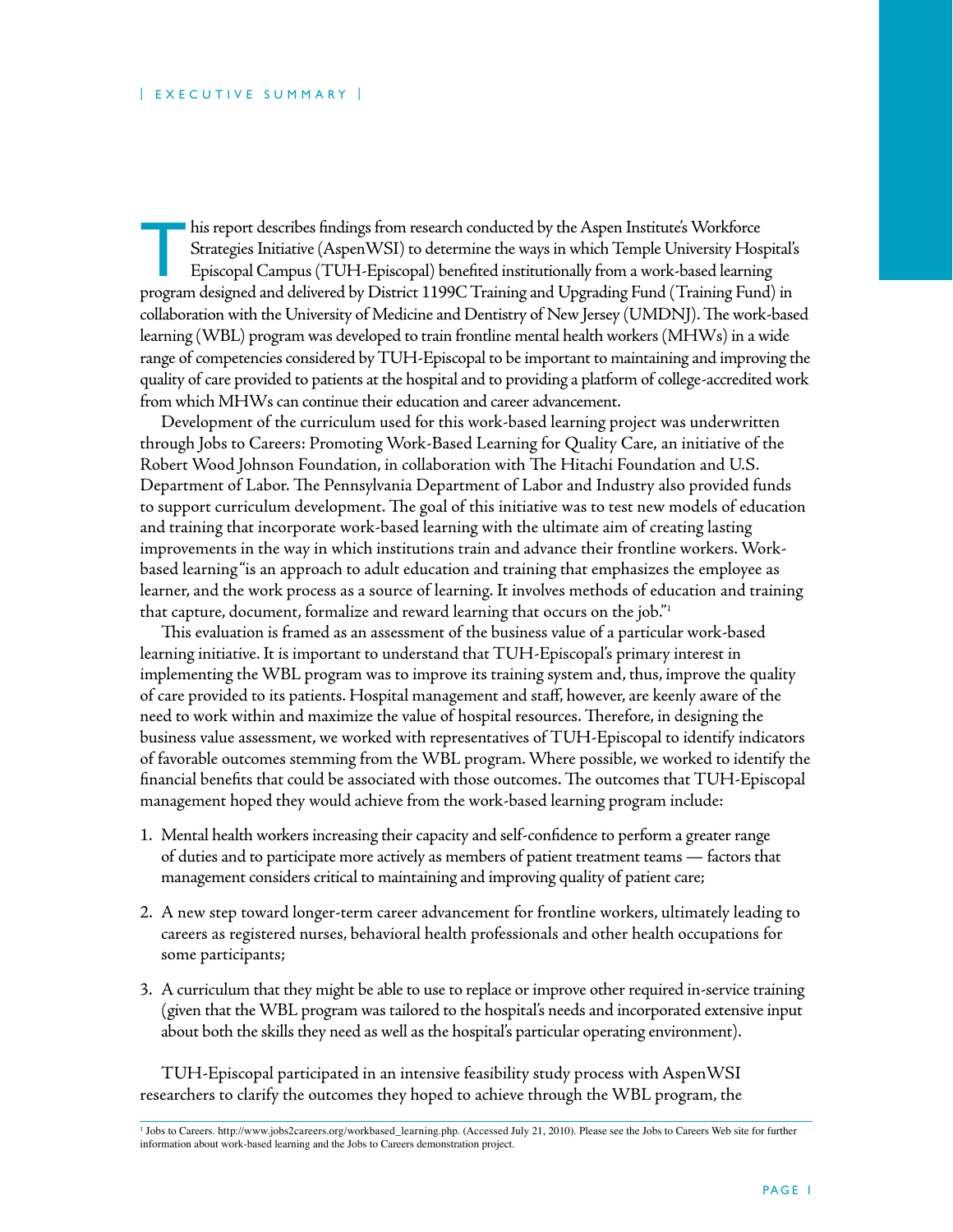## Executive Summary

This report describes findings from research conducted by the Aspen Institute's Workforce Strategies Initiative (AspenWSI) to determine the ways in which Temple University Hospital's Episcopal Campus (TUH-Episcopal) benefited institutionally from a work-based learning program designed and delivered by District 1199C Training and Upgrading Fund (Training Fund) in collaboration with the University of Medicine and Dentistry of New Jersey (UMDNJ). The work-based learning (WBL) program was developed to train frontline mental health workers (MHWs) in a wide range of competencies considered by TUH-Episcopal to be important to maintaining and improving the quality of care provided to patients at the hospital and to providing a platform of college-accredited work from which MHWs can continue their education and career advancement.

Development of the curriculum used for this work-based learning project was underwritten through Jobs to Careers: Promoting Work-Based Learning for Quality Care, an initiative of the Robert Wood Johnson Foundation, in collaboration with The Hitachi Foundation and U.S. Department of Labor. The Pennsylvania Department of Labor and Industry also provided funds to support curriculum development. The goal of this initiative was to test new models of education and training that incorporate work-based learning with the ultimate aim of creating lasting improvements in the way in which institutions train and advance their frontline workers. Work-based learning "is an approach to adult education and training that emphasizes the employee as learner, and the work process as a source of learning. It involves methods of education and training that capture, document, formalize and reward learning that occurs on the job."[1]

This evaluation is framed as an assessment of the business value of a particular work-based learning initiative. It is important to understand that TUH-Episcopal's primary interest in implementing the WBL program was to improve its training system and, thus, improve the quality of care provided to its patients. Hospital management and staff, however, are keenly aware of the need to work within and maximize the value of hospital resources. Therefore, in designing the business value assessment, we worked with representatives of TUH-Episcopal to identify indicators of favorable outcomes stemming from the WBL program. Where possible, we worked to identify the financial benefits that could be associated with those outcomes. The outcomes that TUH-Episcopal management hoped they would achieve from the work-based learning program include:

1. Mental health workers increasing their capacity and self-confidence to perform a greater range of duties and to participate more actively as members of patient treatment teams — factors that management considers critical to maintaining and improving quality of patient care;

2. A new step toward longer-term career advancement for frontline workers, ultimately leading to careers as registered nurses, behavioral health professionals and other health occupations for some participants;

3. A curriculum that they might be able to use to replace or improve other required in-service training (given that the WBL program was tailored to the hospital's needs and incorporated extensive input about both the skills they need as well as the hospital's particular operating environment).

TUH-Episcopal participated in an intensive feasibility study process with AspenWSI researchers to clarify the outcomes they hoped to achieve through the WBL program, the

[1] Jobs to Careers. http://www.jobs2careers.org/workbased_learning.php. (Accessed July 21, 2010). Please see the Jobs to Careers Web site for further information about work-based learning and the Jobs to Careers demonstration project.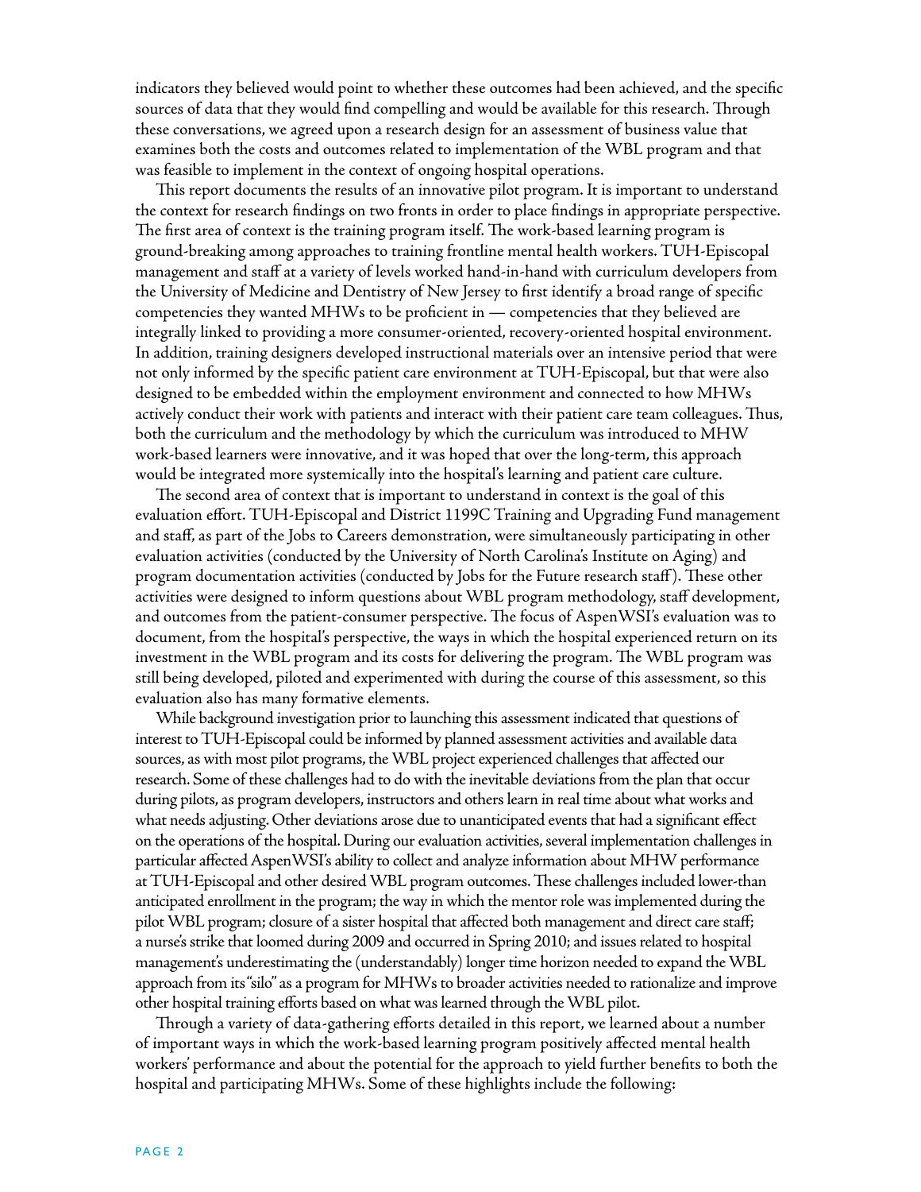indicators they believed would point to whether these outcomes had been achieved, and the specific sources of data that they would find compelling and would be available for this research. Through these conversations, we agreed upon a research design for an assessment of business value that examines both the costs and outcomes related to implementation of the WBL program and that was feasible to implement in the context of ongoing hospital operations.

This report documents the results of an innovative pilot program. It is important to understand the context for research findings on two fronts in order to place findings in appropriate perspective. The first area of context is the training program itself. The work-based learning program is ground-breaking among approaches to training frontline mental health workers. TUH-Episcopal management and staff at a variety of levels worked hand-in-hand with curriculum developers from the University of Medicine and Dentistry of New Jersey to first identify a broad range of specific competencies they wanted MHWs to be proficient in — competencies that they believed are integrally linked to providing a more consumer-oriented, recovery-oriented hospital environment. In addition, training designers developed instructional materials over an intensive period that were not only informed by the specific patient care environment at TUH-Episcopal, but that were also designed to be embedded within the employment environment and connected to how MHWs actively conduct their work with patients and interact with their patient care team colleagues. Thus, both the curriculum and the methodology by which the curriculum was introduced to MHW work-based learners were innovative, and it was hoped that over the long-term, this approach would be integrated more systemically into the hospital's learning and patient care culture.

The second area of context that is important to understand in context is the goal of this evaluation effort. TUH-Episcopal and District 1199C Training and Upgrading Fund management and staff, as part of the Jobs to Careers demonstration, were simultaneously participating in other evaluation activities (conducted by the University of North Carolina's Institute on Aging) and program documentation activities (conducted by Jobs for the Future research staff). These other activities were designed to inform questions about WBL program methodology, staff development, and outcomes from the patient-consumer perspective. The focus of AspenWSI's evaluation was to document, from the hospital's perspective, the ways in which the hospital experienced return on its investment in the WBL program and its costs for delivering the program. The WBL program was still being developed, piloted and experimented with during the course of this assessment, so this evaluation also has many formative elements.

While background investigation prior to launching this assessment indicated that questions of interest to TUH-Episcopal could be informed by planned assessment activities and available data sources, as with most pilot programs, the WBL project experienced challenges that affected our research. Some of these challenges had to do with the inevitable deviations from the plan that occur during pilots, as program developers, instructors and others learn in real time about what works and what needs adjusting. Other deviations arose due to unanticipated events that had a significant effect on the operations of the hospital. During our evaluation activities, several implementation challenges in particular affected AspenWSI's ability to collect and analyze information about MHW performance at TUH-Episcopal and other desired WBL program outcomes. These challenges included lower-than anticipated enrollment in the program; the way in which the mentor role was implemented during the pilot WBL program; closure of a sister hospital that affected both management and direct care staff; a nurse's strike that loomed during 2009 and occurred in Spring 2010; and issues related to hospital management's underestimating the (understandably) longer time horizon needed to expand the WBL approach from its "silo" as a program for MHWs to broader activities needed to rationalize and improve other hospital training efforts based on what was learned through the WBL pilot.

Through a variety of data-gathering efforts detailed in this report, we learned about a number of important ways in which the work-based learning program positively affected mental health workers' performance and about the potential for the approach to yield further benefits to both the hospital and participating MHWs. Some of these highlights include the following: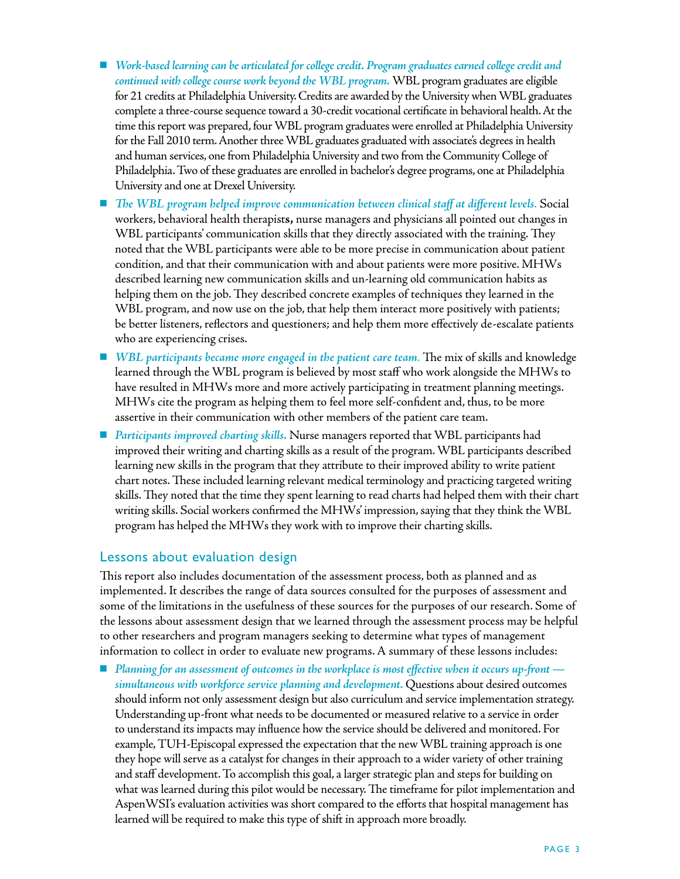- *Work-based learning can be articulated for college credit. Program graduates earned college credit and continued with college course work beyond the WBL program.* WBL program graduates are eligible for 21 credits at Philadelphia University. Credits are awarded by the University when WBL graduates complete a three-course sequence toward a 30-credit vocational certificate in behavioral health. At the time this report was prepared, four WBL program graduates were enrolled at Philadelphia University for the Fall 2010 term. Another three WBL graduates graduated with associate's degrees in health and human services, one from Philadelphia University and two from the Community College of Philadelphia. Two of these graduates are enrolled in bachelor's degree programs, one at Philadelphia University and one at Drexel University.
- *The WBL program helped improve communication between clinical staff at different levels.* Social workers, behavioral health therapists**,** nurse managers and physicians all pointed out changes in WBL participants' communication skills that they directly associated with the training. They noted that the WBL participants were able to be more precise in communication about patient condition, and that their communication with and about patients were more positive. MHWs described learning new communication skills and un-learning old communication habits as helping them on the job. They described concrete examples of techniques they learned in the WBL program, and now use on the job, that help them interact more positively with patients; be better listeners, reflectors and questioners; and help them more effectively de-escalate patients who are experiencing crises.
- *WBL participants became more engaged in the patient care team.* The mix of skills and knowledge learned through the WBL program is believed by most staff who work alongside the MHWs to have resulted in MHWs more and more actively participating in treatment planning meetings. MHWs cite the program as helping them to feel more self-confident and, thus, to be more assertive in their communication with other members of the patient care team.
- *Participants improved charting skills.* Nurse managers reported that WBL participants had improved their writing and charting skills as a result of the program. WBL participants described learning new skills in the program that they attribute to their improved ability to write patient chart notes. These included learning relevant medical terminology and practicing targeted writing skills. They noted that the time they spent learning to read charts had helped them with their chart writing skills. Social workers confirmed the MHWs' impression, saying that they think the WBL program has helped the MHWs they work with to improve their charting skills.

## Lessons about evaluation design

This report also includes documentation of the assessment process, both as planned and as implemented. It describes the range of data sources consulted for the purposes of assessment and some of the limitations in the usefulness of these sources for the purposes of our research. Some of the lessons about assessment design that we learned through the assessment process may be helpful to other researchers and program managers seeking to determine what types of management information to collect in order to evaluate new programs. A summary of these lessons includes:

- *Planning for an assessment of outcomes in the workplace is most effective when it occurs up-front — simultaneous with workforce service planning and development.* Questions about desired outcomes should inform not only assessment design but also curriculum and service implementation strategy. Understanding up-front what needs to be documented or measured relative to a service in order to understand its impacts may influence how the service should be delivered and monitored. For example, TUH-Episcopal expressed the expectation that the new WBL training approach is one they hope will serve as a catalyst for changes in their approach to a wider variety of other training and staff development. To accomplish this goal, a larger strategic plan and steps for building on what was learned during this pilot would be necessary. The timeframe for pilot implementation and AspenWSI's evaluation activities was short compared to the efforts that hospital management has learned will be required to make this type of shift in approach more broadly.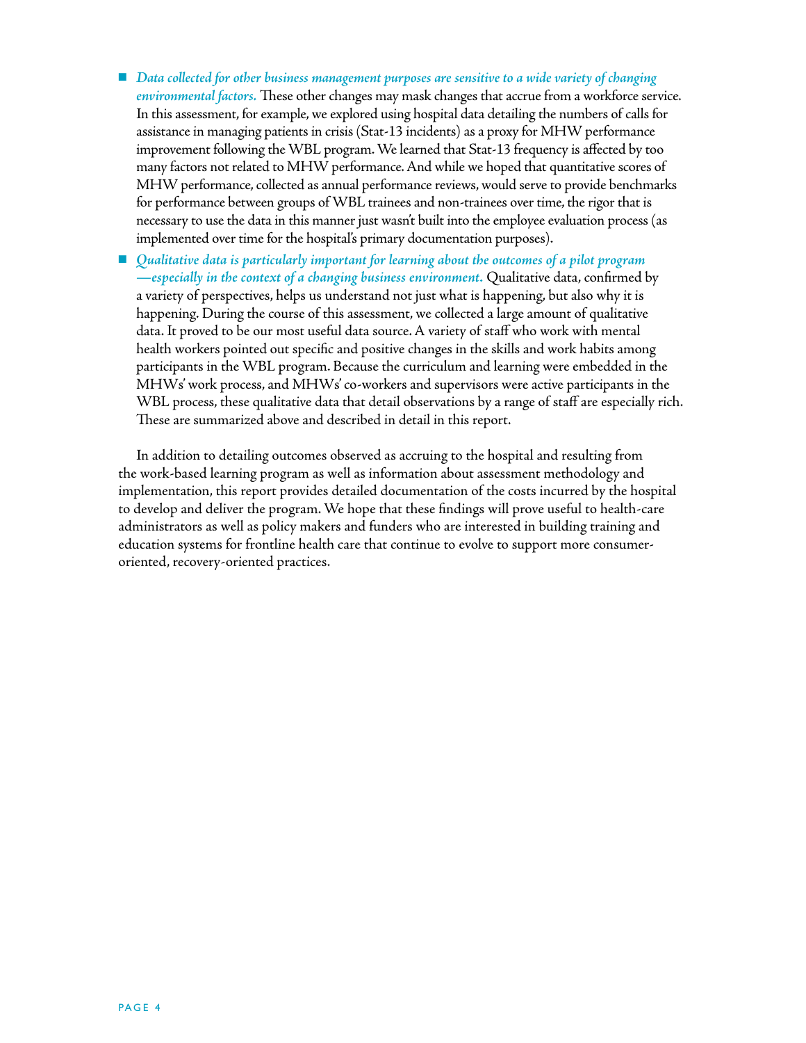- *Data collected for other business management purposes are sensitive to a wide variety of changing environmental factors.* These other changes may mask changes that accrue from a workforce service. In this assessment, for example, we explored using hospital data detailing the numbers of calls for assistance in managing patients in crisis (Stat-13 incidents) as a proxy for MHW performance improvement following the WBL program. We learned that Stat-13 frequency is affected by too many factors not related to MHW performance. And while we hoped that quantitative scores of MHW performance, collected as annual performance reviews, would serve to provide benchmarks for performance between groups of WBL trainees and non-trainees over time, the rigor that is necessary to use the data in this manner just wasn't built into the employee evaluation process (as implemented over time for the hospital's primary documentation purposes).
- *Qualitative data is particularly important for learning about the outcomes of a pilot program —especially in the context of a changing business environment.* Qualitative data, confirmed by a variety of perspectives, helps us understand not just what is happening, but also why it is happening. During the course of this assessment, we collected a large amount of qualitative data. It proved to be our most useful data source. A variety of staff who work with mental health workers pointed out specific and positive changes in the skills and work habits among participants in the WBL program. Because the curriculum and learning were embedded in the MHWs' work process, and MHWs' co-workers and supervisors were active participants in the WBL process, these qualitative data that detail observations by a range of staff are especially rich. These are summarized above and described in detail in this report.

In addition to detailing outcomes observed as accruing to the hospital and resulting from the work-based learning program as well as information about assessment methodology and implementation, this report provides detailed documentation of the costs incurred by the hospital to develop and deliver the program. We hope that these findings will prove useful to health-care administrators as well as policy makers and funders who are interested in building training and education systems for frontline health care that continue to evolve to support more consumer-oriented, recovery-oriented practices.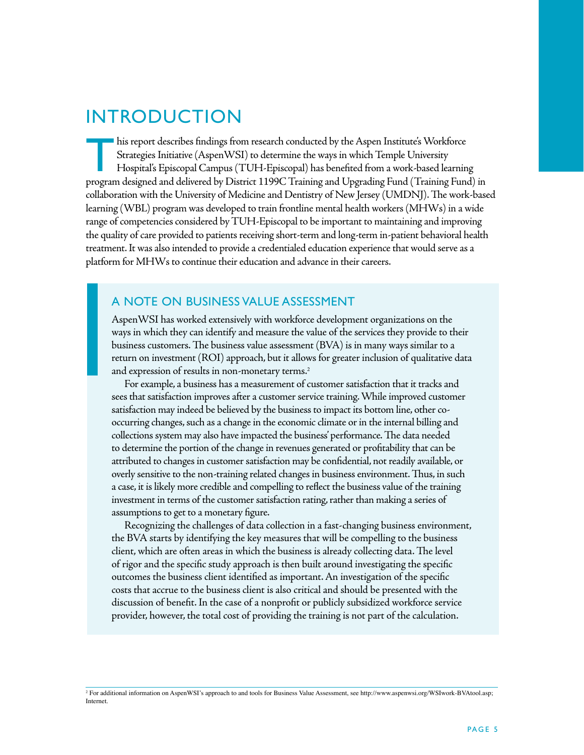# INTRODUCTION

This report describes findings from research conducted by the Aspen Institute's Workforce Strategies Initiative (AspenWSI) to determine the ways in which Temple University Hospital's Episcopal Campus (TUH-Episcopal) has benefited from a work-based learning program designed and delivered by District 1199C Training and Upgrading Fund (Training Fund) in collaboration with the University of Medicine and Dentistry of New Jersey (UMDNJ). The work-based learning (WBL) program was developed to train frontline mental health workers (MHWs) in a wide range of competencies considered by TUH-Episcopal to be important to maintaining and improving the quality of care provided to patients receiving short-term and long-term in-patient behavioral health treatment. It was also intended to provide a credentialed education experience that would serve as a platform for MHWs to continue their education and advance in their careers.

## A NOTE ON BUSINESS VALUE ASSESSMENT

AspenWSI has worked extensively with workforce development organizations on the ways in which they can identify and measure the value of the services they provide to their business customers. The business value assessment (BVA) is in many ways similar to a return on investment (ROI) approach, but it allows for greater inclusion of qualitative data and expression of results in non-monetary terms.[2]

For example, a business has a measurement of customer satisfaction that it tracks and sees that satisfaction improves after a customer service training. While improved customer satisfaction may indeed be believed by the business to impact its bottom line, other co-occurring changes, such as a change in the economic climate or in the internal billing and collections system may also have impacted the business' performance. The data needed to determine the portion of the change in revenues generated or profitability that can be attributed to changes in customer satisfaction may be confidential, not readily available, or overly sensitive to the non-training related changes in business environment. Thus, in such a case, it is likely more credible and compelling to reflect the business value of the training investment in terms of the customer satisfaction rating, rather than making a series of assumptions to get to a monetary figure.

Recognizing the challenges of data collection in a fast-changing business environment, the BVA starts by identifying the key measures that will be compelling to the business client, which are often areas in which the business is already collecting data. The level of rigor and the specific study approach is then built around investigating the specific outcomes the business client identified as important. An investigation of the specific costs that accrue to the business client is also critical and should be presented with the discussion of benefit. In the case of a nonprofit or publicly subsidized workforce service provider, however, the total cost of providing the training is not part of the calculation.

---

[2] For additional information on AspenWSI's approach to and tools for Business Value Assessment, see http://www.aspenwsi.org/WSIwork-BVAtool.asp; Internet.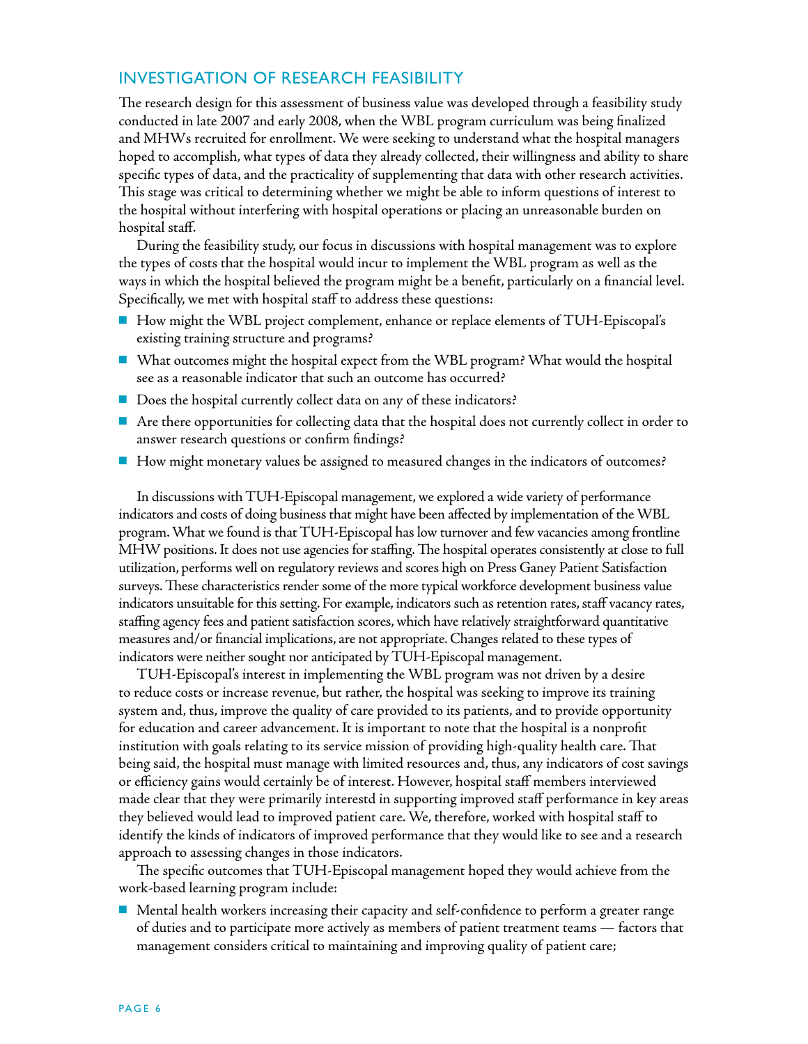## INVESTIGATION OF RESEARCH FEASIBILITY

The research design for this assessment of business value was developed through a feasibility study conducted in late 2007 and early 2008, when the WBL program curriculum was being finalized and MHWs recruited for enrollment. We were seeking to understand what the hospital managers hoped to accomplish, what types of data they already collected, their willingness and ability to share specific types of data, and the practicality of supplementing that data with other research activities. This stage was critical to determining whether we might be able to inform questions of interest to the hospital without interfering with hospital operations or placing an unreasonable burden on hospital staff.

During the feasibility study, our focus in discussions with hospital management was to explore the types of costs that the hospital would incur to implement the WBL program as well as the ways in which the hospital believed the program might be a benefit, particularly on a financial level. Specifically, we met with hospital staff to address these questions:

- How might the WBL project complement, enhance or replace elements of TUH-Episcopal's existing training structure and programs?
- What outcomes might the hospital expect from the WBL program? What would the hospital see as a reasonable indicator that such an outcome has occurred?
- Does the hospital currently collect data on any of these indicators?
- Are there opportunities for collecting data that the hospital does not currently collect in order to answer research questions or confirm findings?
- How might monetary values be assigned to measured changes in the indicators of outcomes?

In discussions with TUH-Episcopal management, we explored a wide variety of performance indicators and costs of doing business that might have been affected by implementation of the WBL program. What we found is that TUH-Episcopal has low turnover and few vacancies among frontline MHW positions. It does not use agencies for staffing. The hospital operates consistently at close to full utilization, performs well on regulatory reviews and scores high on Press Ganey Patient Satisfaction surveys. These characteristics render some of the more typical workforce development business value indicators unsuitable for this setting. For example, indicators such as retention rates, staff vacancy rates, staffing agency fees and patient satisfaction scores, which have relatively straightforward quantitative measures and/or financial implications, are not appropriate. Changes related to these types of indicators were neither sought nor anticipated by TUH-Episcopal management.

TUH-Episcopal's interest in implementing the WBL program was not driven by a desire to reduce costs or increase revenue, but rather, the hospital was seeking to improve its training system and, thus, improve the quality of care provided to its patients, and to provide opportunity for education and career advancement. It is important to note that the hospital is a nonprofit institution with goals relating to its service mission of providing high-quality health care. That being said, the hospital must manage with limited resources and, thus, any indicators of cost savings or efficiency gains would certainly be of interest. However, hospital staff members interviewed made clear that they were primarily interestd in supporting improved staff performance in key areas they believed would lead to improved patient care. We, therefore, worked with hospital staff to identify the kinds of indicators of improved performance that they would like to see and a research approach to assessing changes in those indicators.

The specific outcomes that TUH-Episcopal management hoped they would achieve from the work-based learning program include:

- Mental health workers increasing their capacity and self-confidence to perform a greater range of duties and to participate more actively as members of patient treatment teams — factors that management considers critical to maintaining and improving quality of patient care;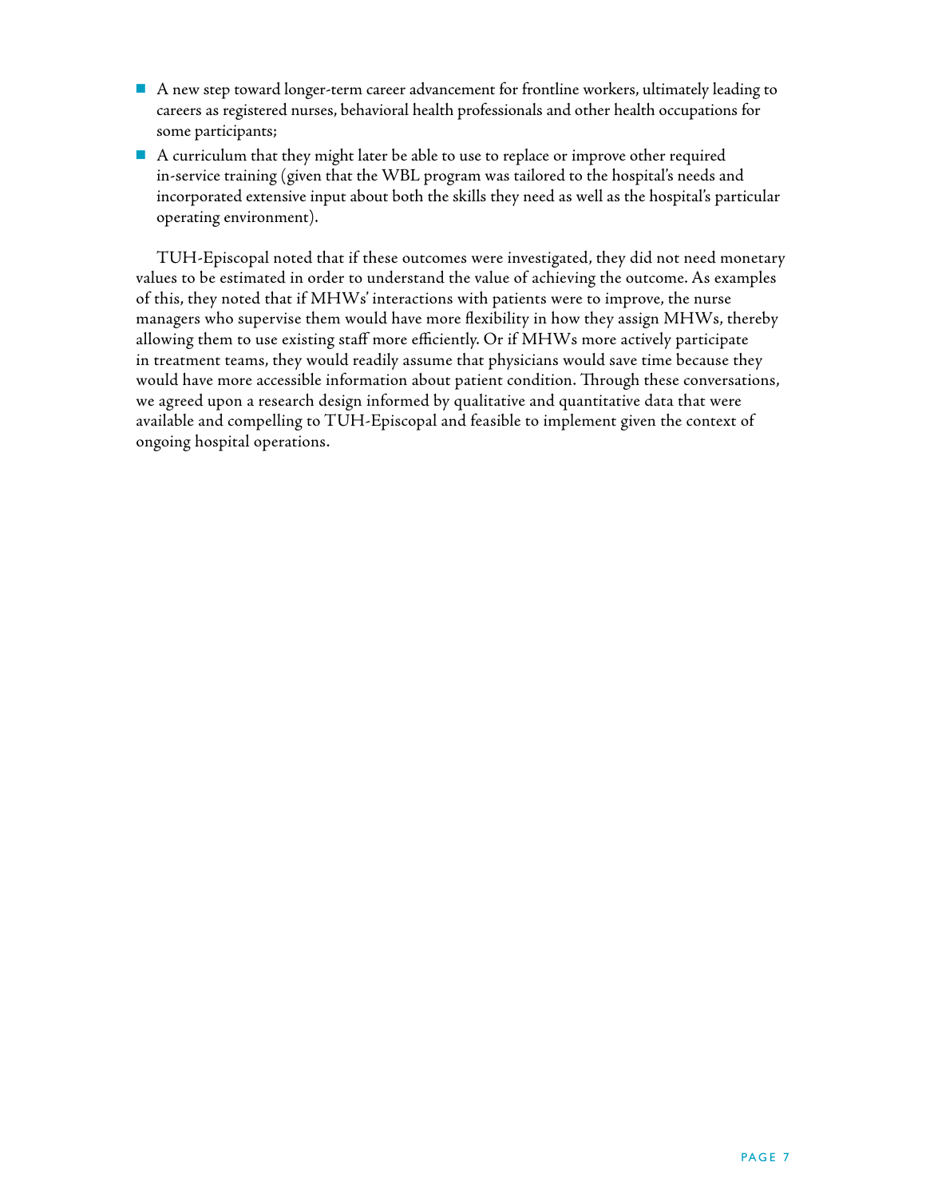- A new step toward longer-term career advancement for frontline workers, ultimately leading to careers as registered nurses, behavioral health professionals and other health occupations for some participants;
- A curriculum that they might later be able to use to replace or improve other required in-service training (given that the WBL program was tailored to the hospital's needs and incorporated extensive input about both the skills they need as well as the hospital's particular operating environment).

TUH-Episcopal noted that if these outcomes were investigated, they did not need monetary values to be estimated in order to understand the value of achieving the outcome. As examples of this, they noted that if MHWs' interactions with patients were to improve, the nurse managers who supervise them would have more flexibility in how they assign MHWs, thereby allowing them to use existing staff more efficiently. Or if MHWs more actively participate in treatment teams, they would readily assume that physicians would save time because they would have more accessible information about patient condition. Through these conversations, we agreed upon a research design informed by qualitative and quantitative data that were available and compelling to TUH-Episcopal and feasible to implement given the context of ongoing hospital operations.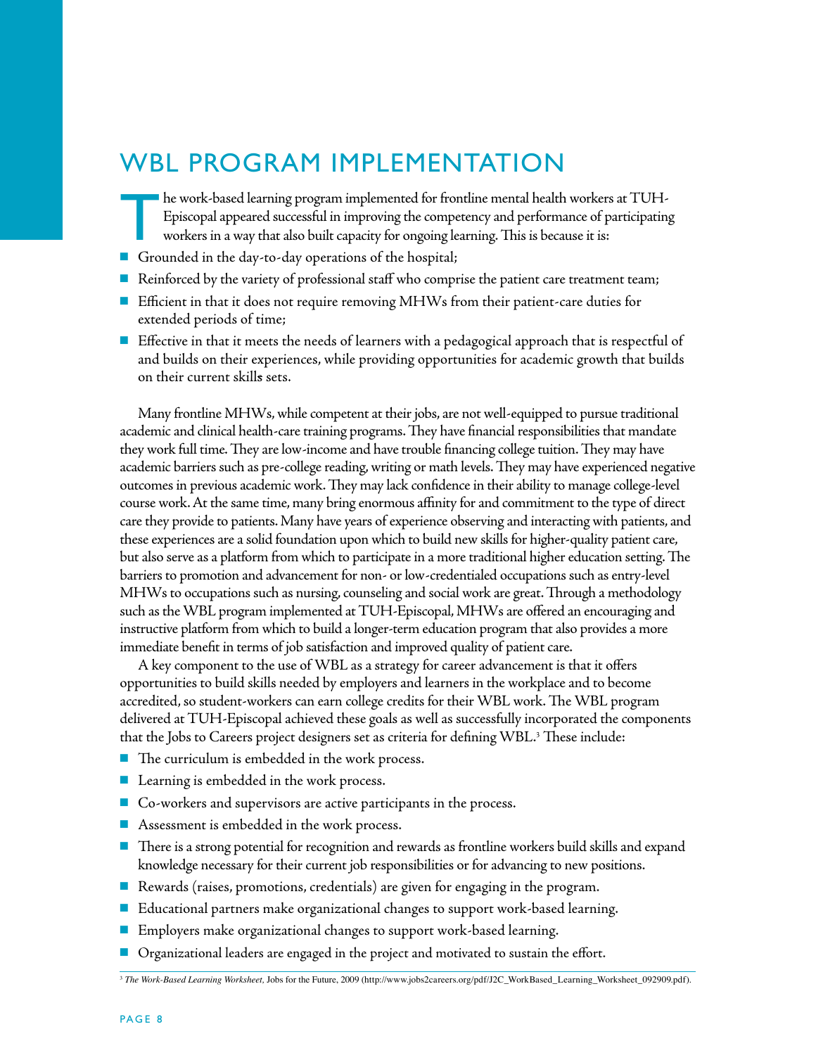# WBL PROGRAM IMPLEMENTATION

The work-based learning program implemented for frontline mental health workers at TUH-Episcopal appeared successful in improving the competency and performance of participating workers in a way that also built capacity for ongoing learning. This is because it is:

- Grounded in the day-to-day operations of the hospital;
- Reinforced by the variety of professional staff who comprise the patient care treatment team;
- Efficient in that it does not require removing MHWs from their patient-care duties for extended periods of time;
- Effective in that it meets the needs of learners with a pedagogical approach that is respectful of and builds on their experiences, while providing opportunities for academic growth that builds on their current skills sets.

Many frontline MHWs, while competent at their jobs, are not well-equipped to pursue traditional academic and clinical health-care training programs. They have financial responsibilities that mandate they work full time. They are low-income and have trouble financing college tuition. They may have academic barriers such as pre-college reading, writing or math levels. They may have experienced negative outcomes in previous academic work. They may lack confidence in their ability to manage college-level course work. At the same time, many bring enormous affinity for and commitment to the type of direct care they provide to patients. Many have years of experience observing and interacting with patients, and these experiences are a solid foundation upon which to build new skills for higher-quality patient care, but also serve as a platform from which to participate in a more traditional higher education setting. The barriers to promotion and advancement for non- or low-credentialed occupations such as entry-level MHWs to occupations such as nursing, counseling and social work are great. Through a methodology such as the WBL program implemented at TUH-Episcopal, MHWs are offered an encouraging and instructive platform from which to build a longer-term education program that also provides a more immediate benefit in terms of job satisfaction and improved quality of patient care.

A key component to the use of WBL as a strategy for career advancement is that it offers opportunities to build skills needed by employers and learners in the workplace and to become accredited, so student-workers can earn college credits for their WBL work. The WBL program delivered at TUH-Episcopal achieved these goals as well as successfully incorporated the components that the Jobs to Careers project designers set as criteria for defining WBL.[3] These include:

- The curriculum is embedded in the work process.
- Learning is embedded in the work process.
- Co-workers and supervisors are active participants in the process.
- Assessment is embedded in the work process.
- There is a strong potential for recognition and rewards as frontline workers build skills and expand knowledge necessary for their current job responsibilities or for advancing to new positions.
- Rewards (raises, promotions, credentials) are given for engaging in the program.
- Educational partners make organizational changes to support work-based learning.
- Employers make organizational changes to support work-based learning.
- Organizational leaders are engaged in the project and motivated to sustain the effort.

[3] *The Work-Based Learning Worksheet*, Jobs for the Future, 2009 (http://www.jobs2careers.org/pdf/J2C_WorkBased_Learning_Worksheet_092909.pdf).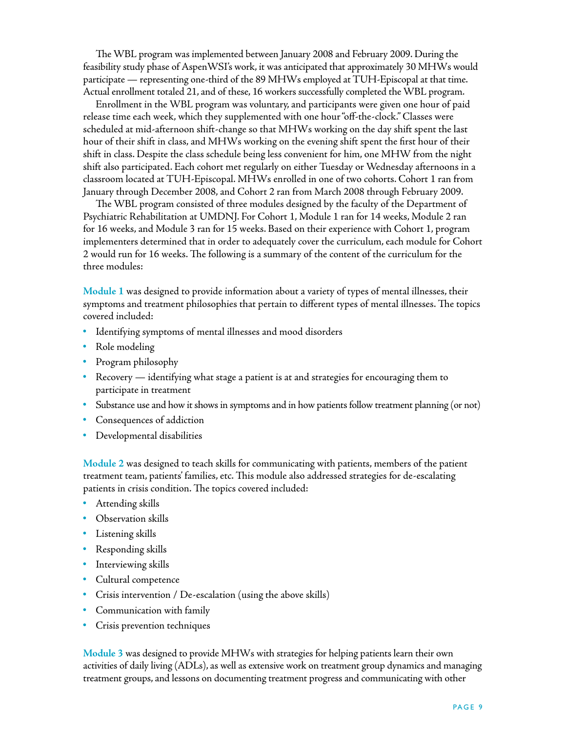The WBL program was implemented between January 2008 and February 2009. During the feasibility study phase of AspenWSI's work, it was anticipated that approximately 30 MHWs would participate — representing one-third of the 89 MHWs employed at TUH-Episcopal at that time. Actual enrollment totaled 21, and of these, 16 workers successfully completed the WBL program.

Enrollment in the WBL program was voluntary, and participants were given one hour of paid release time each week, which they supplemented with one hour "off-the-clock." Classes were scheduled at mid-afternoon shift-change so that MHWs working on the day shift spent the last hour of their shift in class, and MHWs working on the evening shift spent the first hour of their shift in class. Despite the class schedule being less convenient for him, one MHW from the night shift also participated. Each cohort met regularly on either Tuesday or Wednesday afternoons in a classroom located at TUH-Episcopal. MHWs enrolled in one of two cohorts. Cohort 1 ran from January through December 2008, and Cohort 2 ran from March 2008 through February 2009.

The WBL program consisted of three modules designed by the faculty of the Department of Psychiatric Rehabilitation at UMDNJ. For Cohort 1, Module 1 ran for 14 weeks, Module 2 ran for 16 weeks, and Module 3 ran for 15 weeks. Based on their experience with Cohort 1, program implementers determined that in order to adequately cover the curriculum, each module for Cohort 2 would run for 16 weeks. The following is a summary of the content of the curriculum for the three modules:

**Module 1** was designed to provide information about a variety of types of mental illnesses, their symptoms and treatment philosophies that pertain to different types of mental illnesses. The topics covered included:

- Identifying symptoms of mental illnesses and mood disorders
- Role modeling
- Program philosophy
- Recovery — identifying what stage a patient is at and strategies for encouraging them to participate in treatment
- Substance use and how it shows in symptoms and in how patients follow treatment planning (or not)
- Consequences of addiction
- Developmental disabilities

**Module 2** was designed to teach skills for communicating with patients, members of the patient treatment team, patients' families, etc. This module also addressed strategies for de-escalating patients in crisis condition. The topics covered included:

- Attending skills
- Observation skills
- Listening skills
- Responding skills
- Interviewing skills
- Cultural competence
- Crisis intervention / De-escalation (using the above skills)
- Communication with family
- Crisis prevention techniques

**Module 3** was designed to provide MHWs with strategies for helping patients learn their own activities of daily living (ADLs), as well as extensive work on treatment group dynamics and managing treatment groups, and lessons on documenting treatment progress and communicating with other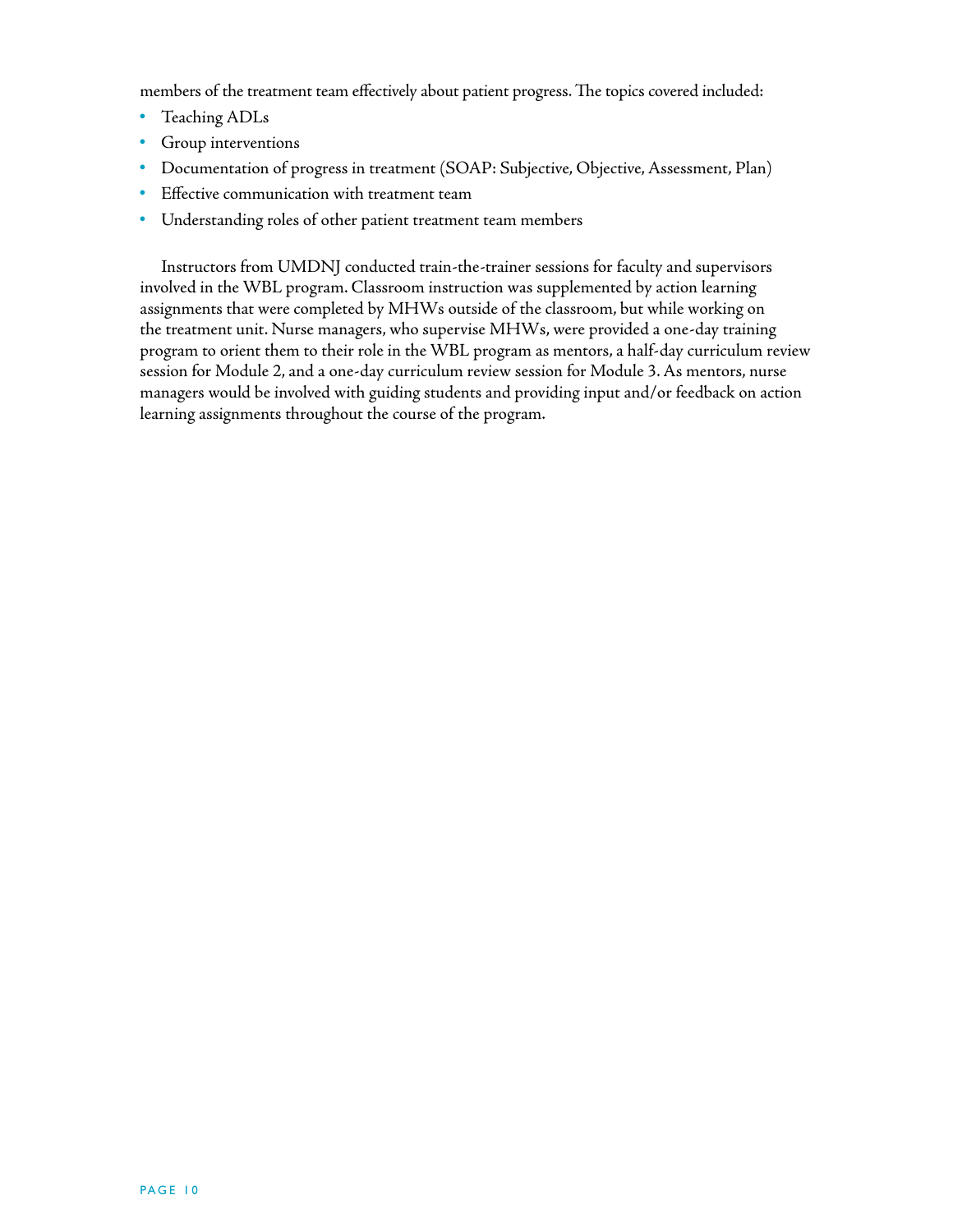members of the treatment team effectively about patient progress. The topics covered included:

- Teaching ADLs
- Group interventions
- Documentation of progress in treatment (SOAP: Subjective, Objective, Assessment, Plan)
- Effective communication with treatment team
- Understanding roles of other patient treatment team members

Instructors from UMDNJ conducted train-the-trainer sessions for faculty and supervisors involved in the WBL program. Classroom instruction was supplemented by action learning assignments that were completed by MHWs outside of the classroom, but while working on the treatment unit. Nurse managers, who supervise MHWs, were provided a one-day training program to orient them to their role in the WBL program as mentors, a half-day curriculum review session for Module 2, and a one-day curriculum review session for Module 3. As mentors, nurse managers would be involved with guiding students and providing input and/or feedback on action learning assignments throughout the course of the program.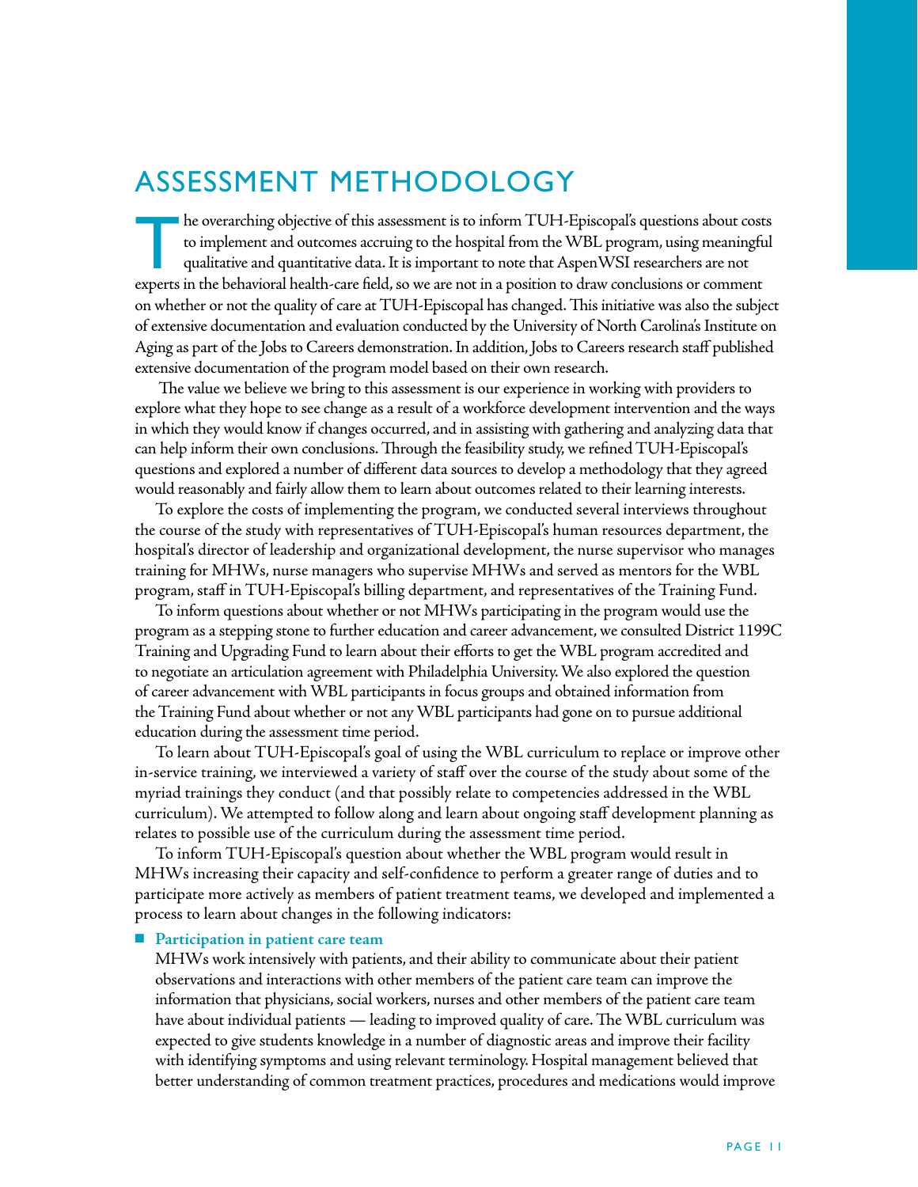# ASSESSMENT METHODOLOGY

The overarching objective of this assessment is to inform TUH-Episcopal's questions about costs to implement and outcomes accruing to the hospital from the WBL program, using meaningful qualitative and quantitative data. It is important to note that AspenWSI researchers are not experts in the behavioral health-care field, so we are not in a position to draw conclusions or comment on whether or not the quality of care at TUH-Episcopal has changed. This initiative was also the subject of extensive documentation and evaluation conducted by the University of North Carolina's Institute on Aging as part of the Jobs to Careers demonstration. In addition, Jobs to Careers research staff published extensive documentation of the program model based on their own research.

The value we believe we bring to this assessment is our experience in working with providers to explore what they hope to see change as a result of a workforce development intervention and the ways in which they would know if changes occurred, and in assisting with gathering and analyzing data that can help inform their own conclusions. Through the feasibility study, we refined TUH-Episcopal's questions and explored a number of different data sources to develop a methodology that they agreed would reasonably and fairly allow them to learn about outcomes related to their learning interests.

To explore the costs of implementing the program, we conducted several interviews throughout the course of the study with representatives of TUH-Episcopal's human resources department, the hospital's director of leadership and organizational development, the nurse supervisor who manages training for MHWs, nurse managers who supervise MHWs and served as mentors for the WBL program, staff in TUH-Episcopal's billing department, and representatives of the Training Fund.

To inform questions about whether or not MHWs participating in the program would use the program as a stepping stone to further education and career advancement, we consulted District 1199C Training and Upgrading Fund to learn about their efforts to get the WBL program accredited and to negotiate an articulation agreement with Philadelphia University. We also explored the question of career advancement with WBL participants in focus groups and obtained information from the Training Fund about whether or not any WBL participants had gone on to pursue additional education during the assessment time period.

To learn about TUH-Episcopal's goal of using the WBL curriculum to replace or improve other in-service training, we interviewed a variety of staff over the course of the study about some of the myriad trainings they conduct (and that possibly relate to competencies addressed in the WBL curriculum). We attempted to follow along and learn about ongoing staff development planning as relates to possible use of the curriculum during the assessment time period.

To inform TUH-Episcopal's question about whether the WBL program would result in MHWs increasing their capacity and self-confidence to perform a greater range of duties and to participate more actively as members of patient treatment teams, we developed and implemented a process to learn about changes in the following indicators:

- **Participation in patient care team**
  MHWs work intensively with patients, and their ability to communicate about their patient observations and interactions with other members of the patient care team can improve the information that physicians, social workers, nurses and other members of the patient care team have about individual patients — leading to improved quality of care. The WBL curriculum was expected to give students knowledge in a number of diagnostic areas and improve their facility with identifying symptoms and using relevant terminology. Hospital management believed that better understanding of common treatment practices, procedures and medications would improve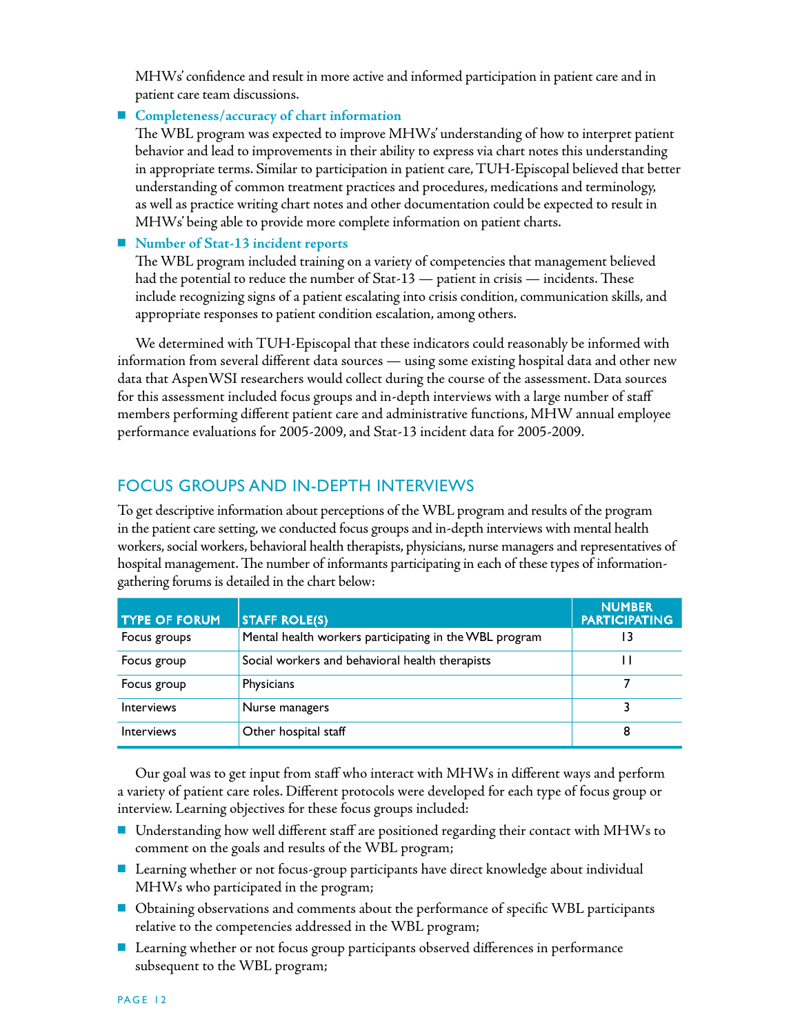MHWs' confidence and result in more active and informed participation in patient care and in patient care team discussions.

- **Completeness/accuracy of chart information**
  The WBL program was expected to improve MHWs' understanding of how to interpret patient behavior and lead to improvements in their ability to express via chart notes this understanding in appropriate terms. Similar to participation in patient care, TUH-Episcopal believed that better understanding of common treatment practices and procedures, medications and terminology, as well as practice writing chart notes and other documentation could be expected to result in MHWs' being able to provide more complete information on patient charts.

- **Number of Stat-13 incident reports**
  The WBL program included training on a variety of competencies that management believed had the potential to reduce the number of Stat-13 — patient in crisis — incidents. These include recognizing signs of a patient escalating into crisis condition, communication skills, and appropriate responses to patient condition escalation, among others.

We determined with TUH-Episcopal that these indicators could reasonably be informed with information from several different data sources — using some existing hospital data and other new data that AspenWSI researchers would collect during the course of the assessment. Data sources for this assessment included focus groups and in-depth interviews with a large number of staff members performing different patient care and administrative functions, MHW annual employee performance evaluations for 2005-2009, and Stat-13 incident data for 2005-2009.

## FOCUS GROUPS AND IN-DEPTH INTERVIEWS

To get descriptive information about perceptions of the WBL program and results of the program in the patient care setting, we conducted focus groups and in-depth interviews with mental health workers, social workers, behavioral health therapists, physicians, nurse managers and representatives of hospital management. The number of informants participating in each of these types of information-gathering forums is detailed in the chart below:

| TYPE OF FORUM | STAFF ROLE(S) | NUMBER PARTICIPATING |
|---|---|---|
| Focus groups | Mental health workers participating in the WBL program | 13 |
| Focus group | Social workers and behavioral health therapists | 11 |
| Focus group | Physicians | 7 |
| Interviews | Nurse managers | 3 |
| Interviews | Other hospital staff | 8 |

Our goal was to get input from staff who interact with MHWs in different ways and perform a variety of patient care roles. Different protocols were developed for each type of focus group or interview. Learning objectives for these focus groups included:

- Understanding how well different staff are positioned regarding their contact with MHWs to comment on the goals and results of the WBL program;
- Learning whether or not focus-group participants have direct knowledge about individual MHWs who participated in the program;
- Obtaining observations and comments about the performance of specific WBL participants relative to the competencies addressed in the WBL program;
- Learning whether or not focus group participants observed differences in performance subsequent to the WBL program;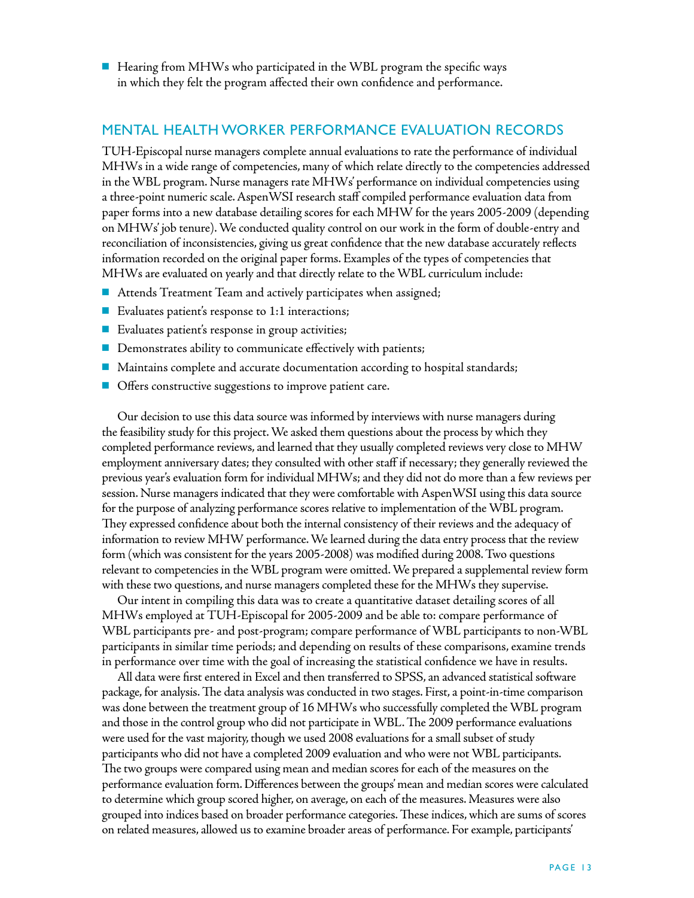- Hearing from MHWs who participated in the WBL program the specific ways in which they felt the program affected their own confidence and performance.

## MENTAL HEALTH WORKER PERFORMANCE EVALUATION RECORDS

TUH-Episcopal nurse managers complete annual evaluations to rate the performance of individual MHWs in a wide range of competencies, many of which relate directly to the competencies addressed in the WBL program. Nurse managers rate MHWs' performance on individual competencies using a three-point numeric scale. AspenWSI research staff compiled performance evaluation data from paper forms into a new database detailing scores for each MHW for the years 2005-2009 (depending on MHWs' job tenure). We conducted quality control on our work in the form of double-entry and reconciliation of inconsistencies, giving us great confidence that the new database accurately reflects information recorded on the original paper forms. Examples of the types of competencies that MHWs are evaluated on yearly and that directly relate to the WBL curriculum include:

- Attends Treatment Team and actively participates when assigned;
- Evaluates patient's response to 1:1 interactions;
- Evaluates patient's response in group activities;
- Demonstrates ability to communicate effectively with patients;
- Maintains complete and accurate documentation according to hospital standards;
- Offers constructive suggestions to improve patient care.

Our decision to use this data source was informed by interviews with nurse managers during the feasibility study for this project. We asked them questions about the process by which they completed performance reviews, and learned that they usually completed reviews very close to MHW employment anniversary dates; they consulted with other staff if necessary; they generally reviewed the previous year's evaluation form for individual MHWs; and they did not do more than a few reviews per session. Nurse managers indicated that they were comfortable with AspenWSI using this data source for the purpose of analyzing performance scores relative to implementation of the WBL program. They expressed confidence about both the internal consistency of their reviews and the adequacy of information to review MHW performance. We learned during the data entry process that the review form (which was consistent for the years 2005-2008) was modified during 2008. Two questions relevant to competencies in the WBL program were omitted. We prepared a supplemental review form with these two questions, and nurse managers completed these for the MHWs they supervise.

Our intent in compiling this data was to create a quantitative dataset detailing scores of all MHWs employed at TUH-Episcopal for 2005-2009 and be able to: compare performance of WBL participants pre- and post-program; compare performance of WBL participants to non-WBL participants in similar time periods; and depending on results of these comparisons, examine trends in performance over time with the goal of increasing the statistical confidence we have in results.

All data were first entered in Excel and then transferred to SPSS, an advanced statistical software package, for analysis. The data analysis was conducted in two stages. First, a point-in-time comparison was done between the treatment group of 16 MHWs who successfully completed the WBL program and those in the control group who did not participate in WBL. The 2009 performance evaluations were used for the vast majority, though we used 2008 evaluations for a small subset of study participants who did not have a completed 2009 evaluation and who were not WBL participants. The two groups were compared using mean and median scores for each of the measures on the performance evaluation form. Differences between the groups' mean and median scores were calculated to determine which group scored higher, on average, on each of the measures. Measures were also grouped into indices based on broader performance categories. These indices, which are sums of scores on related measures, allowed us to examine broader areas of performance. For example, participants'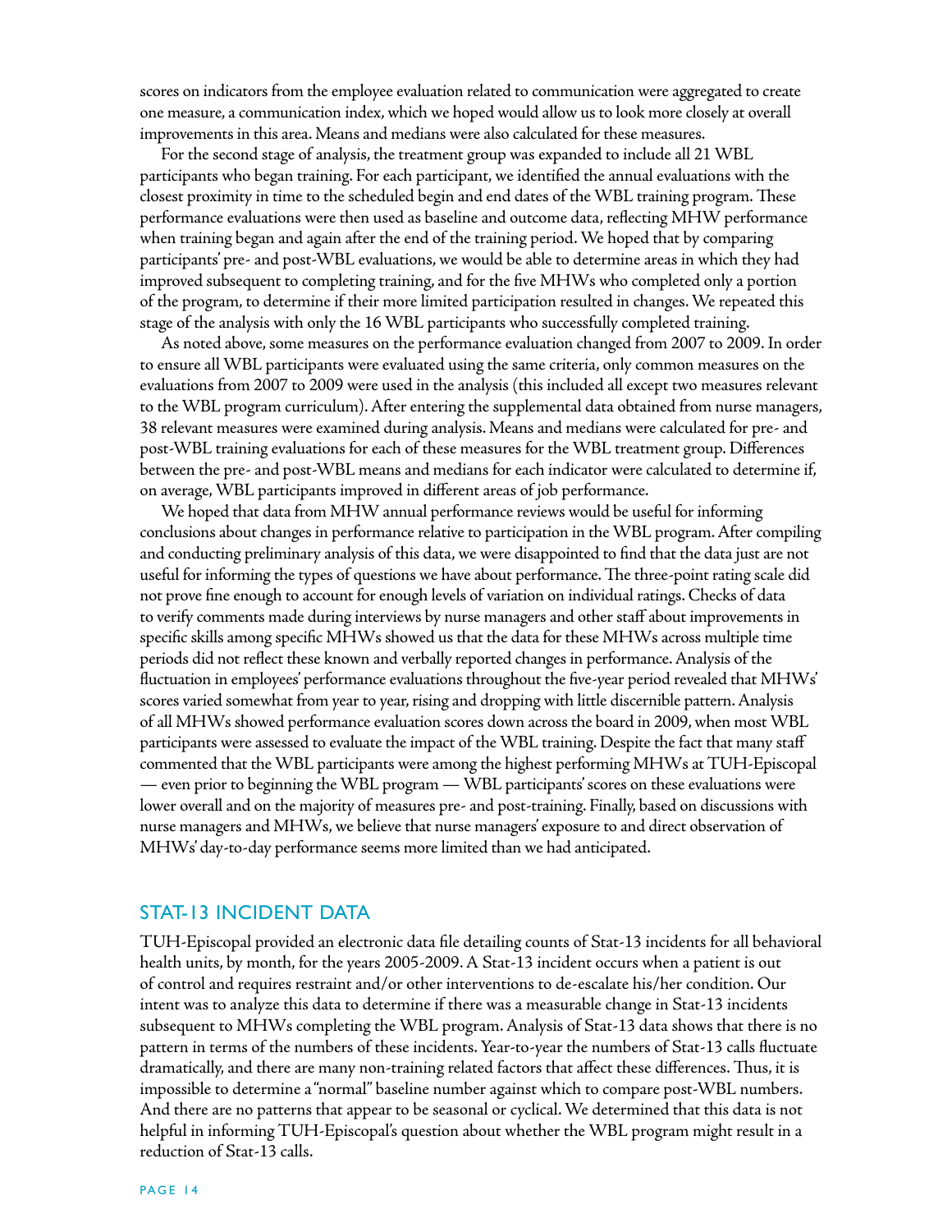scores on indicators from the employee evaluation related to communication were aggregated to create one measure, a communication index, which we hoped would allow us to look more closely at overall improvements in this area. Means and medians were also calculated for these measures.

For the second stage of analysis, the treatment group was expanded to include all 21 WBL participants who began training. For each participant, we identified the annual evaluations with the closest proximity in time to the scheduled begin and end dates of the WBL training program. These performance evaluations were then used as baseline and outcome data, reflecting MHW performance when training began and again after the end of the training period. We hoped that by comparing participants' pre- and post-WBL evaluations, we would be able to determine areas in which they had improved subsequent to completing training, and for the five MHWs who completed only a portion of the program, to determine if their more limited participation resulted in changes. We repeated this stage of the analysis with only the 16 WBL participants who successfully completed training.

As noted above, some measures on the performance evaluation changed from 2007 to 2009. In order to ensure all WBL participants were evaluated using the same criteria, only common measures on the evaluations from 2007 to 2009 were used in the analysis (this included all except two measures relevant to the WBL program curriculum). After entering the supplemental data obtained from nurse managers, 38 relevant measures were examined during analysis. Means and medians were calculated for pre- and post-WBL training evaluations for each of these measures for the WBL treatment group. Differences between the pre- and post-WBL means and medians for each indicator were calculated to determine if, on average, WBL participants improved in different areas of job performance.

We hoped that data from MHW annual performance reviews would be useful for informing conclusions about changes in performance relative to participation in the WBL program. After compiling and conducting preliminary analysis of this data, we were disappointed to find that the data just are not useful for informing the types of questions we have about performance. The three-point rating scale did not prove fine enough to account for enough levels of variation on individual ratings. Checks of data to verify comments made during interviews by nurse managers and other staff about improvements in specific skills among specific MHWs showed us that the data for these MHWs across multiple time periods did not reflect these known and verbally reported changes in performance. Analysis of the fluctuation in employees' performance evaluations throughout the five-year period revealed that MHWs' scores varied somewhat from year to year, rising and dropping with little discernible pattern. Analysis of all MHWs showed performance evaluation scores down across the board in 2009, when most WBL participants were assessed to evaluate the impact of the WBL training. Despite the fact that many staff commented that the WBL participants were among the highest performing MHWs at TUH-Episcopal — even prior to beginning the WBL program — WBL participants' scores on these evaluations were lower overall and on the majority of measures pre- and post-training. Finally, based on discussions with nurse managers and MHWs, we believe that nurse managers' exposure to and direct observation of MHWs' day-to-day performance seems more limited than we had anticipated.

## STAT-13 INCIDENT DATA

TUH-Episcopal provided an electronic data file detailing counts of Stat-13 incidents for all behavioral health units, by month, for the years 2005-2009. A Stat-13 incident occurs when a patient is out of control and requires restraint and/or other interventions to de-escalate his/her condition. Our intent was to analyze this data to determine if there was a measurable change in Stat-13 incidents subsequent to MHWs completing the WBL program. Analysis of Stat-13 data shows that there is no pattern in terms of the numbers of these incidents. Year-to-year the numbers of Stat-13 calls fluctuate dramatically, and there are many non-training related factors that affect these differences. Thus, it is impossible to determine a "normal" baseline number against which to compare post-WBL numbers. And there are no patterns that appear to be seasonal or cyclical. We determined that this data is not helpful in informing TUH-Episcopal's question about whether the WBL program might result in a reduction of Stat-13 calls.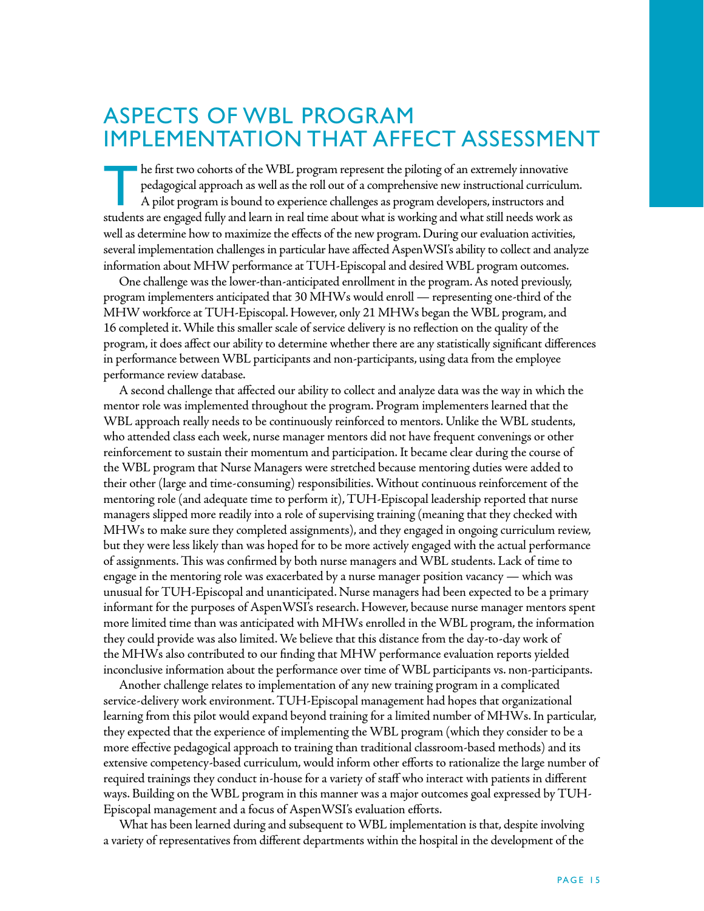# ASPECTS OF WBL PROGRAM IMPLEMENTATION THAT AFFECT ASSESSMENT

The first two cohorts of the WBL program represent the piloting of an extremely innovative pedagogical approach as well as the roll out of a comprehensive new instructional curriculum. A pilot program is bound to experience challenges as program developers, instructors and students are engaged fully and learn in real time about what is working and what still needs work as well as determine how to maximize the effects of the new program. During our evaluation activities, several implementation challenges in particular have affected AspenWSI's ability to collect and analyze information about MHW performance at TUH-Episcopal and desired WBL program outcomes.

One challenge was the lower-than-anticipated enrollment in the program. As noted previously, program implementers anticipated that 30 MHWs would enroll — representing one-third of the MHW workforce at TUH-Episcopal. However, only 21 MHWs began the WBL program, and 16 completed it. While this smaller scale of service delivery is no reflection on the quality of the program, it does affect our ability to determine whether there are any statistically significant differences in performance between WBL participants and non-participants, using data from the employee performance review database.

A second challenge that affected our ability to collect and analyze data was the way in which the mentor role was implemented throughout the program. Program implementers learned that the WBL approach really needs to be continuously reinforced to mentors. Unlike the WBL students, who attended class each week, nurse manager mentors did not have frequent convenings or other reinforcement to sustain their momentum and participation. It became clear during the course of the WBL program that Nurse Managers were stretched because mentoring duties were added to their other (large and time-consuming) responsibilities. Without continuous reinforcement of the mentoring role (and adequate time to perform it), TUH-Episcopal leadership reported that nurse managers slipped more readily into a role of supervising training (meaning that they checked with MHWs to make sure they completed assignments), and they engaged in ongoing curriculum review, but they were less likely than was hoped for to be more actively engaged with the actual performance of assignments. This was confirmed by both nurse managers and WBL students. Lack of time to engage in the mentoring role was exacerbated by a nurse manager position vacancy — which was unusual for TUH-Episcopal and unanticipated. Nurse managers had been expected to be a primary informant for the purposes of AspenWSI's research. However, because nurse manager mentors spent more limited time than was anticipated with MHWs enrolled in the WBL program, the information they could provide was also limited. We believe that this distance from the day-to-day work of the MHWs also contributed to our finding that MHW performance evaluation reports yielded inconclusive information about the performance over time of WBL participants vs. non-participants.

Another challenge relates to implementation of any new training program in a complicated service-delivery work environment. TUH-Episcopal management had hopes that organizational learning from this pilot would expand beyond training for a limited number of MHWs. In particular, they expected that the experience of implementing the WBL program (which they consider to be a more effective pedagogical approach to training than traditional classroom-based methods) and its extensive competency-based curriculum, would inform other efforts to rationalize the large number of required trainings they conduct in-house for a variety of staff who interact with patients in different ways. Building on the WBL program in this manner was a major outcomes goal expressed by TUH-Episcopal management and a focus of AspenWSI's evaluation efforts.

What has been learned during and subsequent to WBL implementation is that, despite involving a variety of representatives from different departments within the hospital in the development of the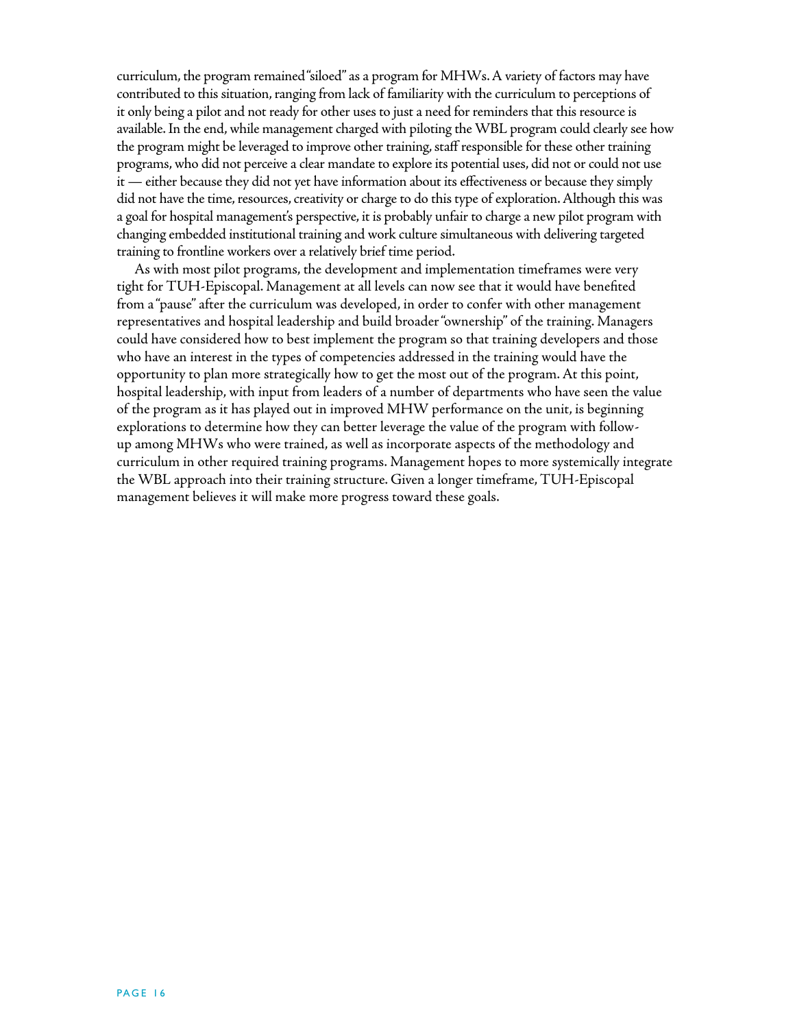curriculum, the program remained "siloed" as a program for MHWs. A variety of factors may have contributed to this situation, ranging from lack of familiarity with the curriculum to perceptions of it only being a pilot and not ready for other uses to just a need for reminders that this resource is available. In the end, while management charged with piloting the WBL program could clearly see how the program might be leveraged to improve other training, staff responsible for these other training programs, who did not perceive a clear mandate to explore its potential uses, did not or could not use it — either because they did not yet have information about its effectiveness or because they simply did not have the time, resources, creativity or charge to do this type of exploration. Although this was a goal for hospital management's perspective, it is probably unfair to charge a new pilot program with changing embedded institutional training and work culture simultaneous with delivering targeted training to frontline workers over a relatively brief time period.

As with most pilot programs, the development and implementation timeframes were very tight for TUH-Episcopal. Management at all levels can now see that it would have benefited from a "pause" after the curriculum was developed, in order to confer with other management representatives and hospital leadership and build broader "ownership" of the training. Managers could have considered how to best implement the program so that training developers and those who have an interest in the types of competencies addressed in the training would have the opportunity to plan more strategically how to get the most out of the program. At this point, hospital leadership, with input from leaders of a number of departments who have seen the value of the program as it has played out in improved MHW performance on the unit, is beginning explorations to determine how they can better leverage the value of the program with follow-up among MHWs who were trained, as well as incorporate aspects of the methodology and curriculum in other required training programs. Management hopes to more systemically integrate the WBL approach into their training structure. Given a longer timeframe, TUH-Episcopal management believes it will make more progress toward these goals.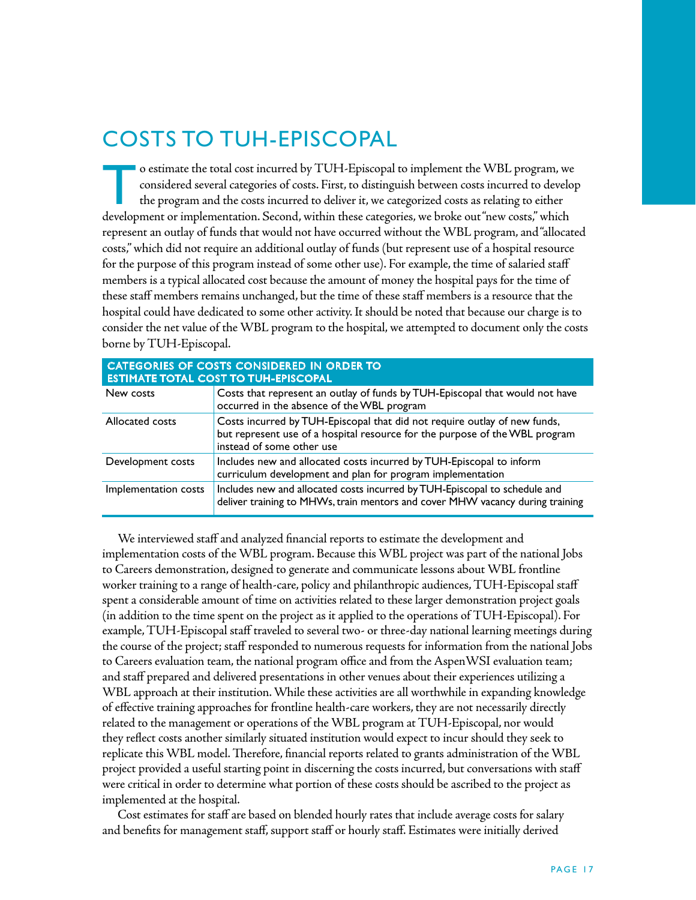# COSTS TO TUH-EPISCOPAL

To estimate the total cost incurred by TUH-Episcopal to implement the WBL program, we considered several categories of costs. First, to distinguish between costs incurred to develop the program and the costs incurred to deliver it, we categorized costs as relating to either development or implementation. Second, within these categories, we broke out "new costs," which represent an outlay of funds that would not have occurred without the WBL program, and "allocated costs," which did not require an additional outlay of funds (but represent use of a hospital resource for the purpose of this program instead of some other use). For example, the time of salaried staff members is a typical allocated cost because the amount of money the hospital pays for the time of these staff members remains unchanged, but the time of these staff members is a resource that the hospital could have dedicated to some other activity. It should be noted that because our charge is to consider the net value of the WBL program to the hospital, we attempted to document only the costs borne by TUH-Episcopal.

| CATEGORIES OF COSTS CONSIDERED IN ORDER TO ESTIMATE TOTAL COST TO TUH-EPISCOPAL | |
|---|---|
| New costs | Costs that represent an outlay of funds by TUH-Episcopal that would not have occurred in the absence of the WBL program |
| Allocated costs | Costs incurred by TUH-Episcopal that did not require outlay of new funds, but represent use of a hospital resource for the purpose of the WBL program instead of some other use |
| Development costs | Includes new and allocated costs incurred by TUH-Episcopal to inform curriculum development and plan for program implementation |
| Implementation costs | Includes new and allocated costs incurred by TUH-Episcopal to schedule and deliver training to MHWs, train mentors and cover MHW vacancy during training |

We interviewed staff and analyzed financial reports to estimate the development and implementation costs of the WBL program. Because this WBL project was part of the national Jobs to Careers demonstration, designed to generate and communicate lessons about WBL frontline worker training to a range of health-care, policy and philanthropic audiences, TUH-Episcopal staff spent a considerable amount of time on activities related to these larger demonstration project goals (in addition to the time spent on the project as it applied to the operations of TUH-Episcopal). For example, TUH-Episcopal staff traveled to several two- or three-day national learning meetings during the course of the project; staff responded to numerous requests for information from the national Jobs to Careers evaluation team, the national program office and from the AspenWSI evaluation team; and staff prepared and delivered presentations in other venues about their experiences utilizing a WBL approach at their institution. While these activities are all worthwhile in expanding knowledge of effective training approaches for frontline health-care workers, they are not necessarily directly related to the management or operations of the WBL program at TUH-Episcopal, nor would they reflect costs another similarly situated institution would expect to incur should they seek to replicate this WBL model. Therefore, financial reports related to grants administration of the WBL project provided a useful starting point in discerning the costs incurred, but conversations with staff were critical in order to determine what portion of these costs should be ascribed to the project as implemented at the hospital.

Cost estimates for staff are based on blended hourly rates that include average costs for salary and benefits for management staff, support staff or hourly staff. Estimates were initially derived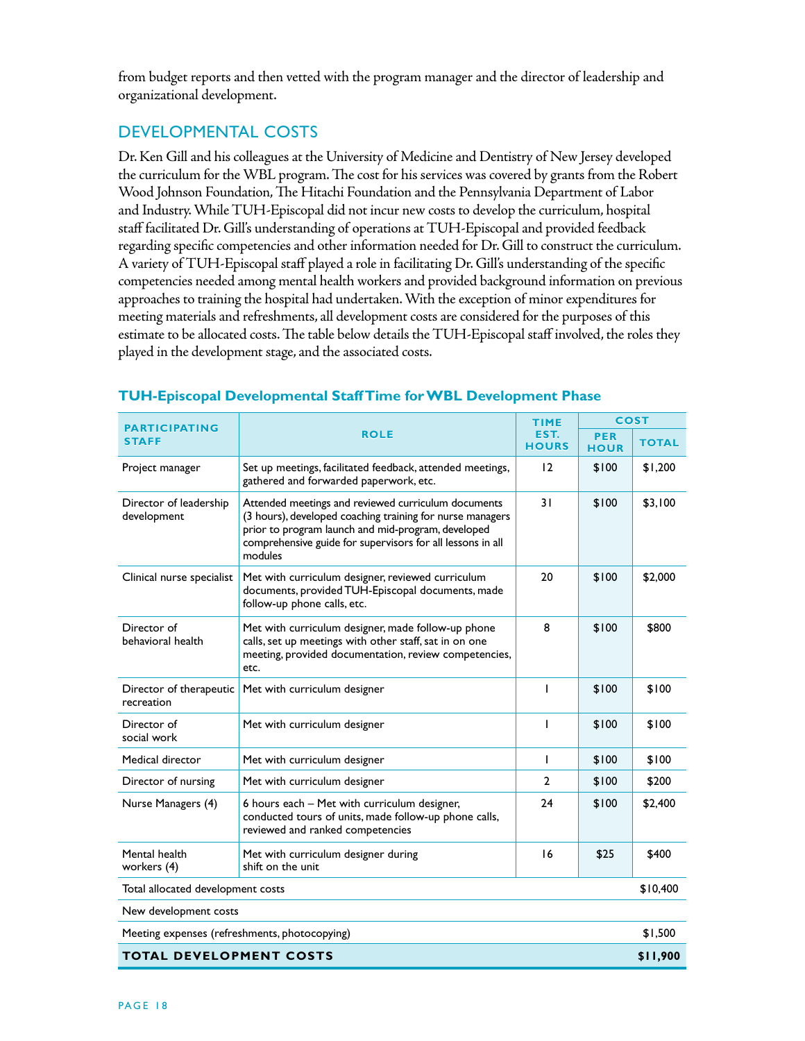from budget reports and then vetted with the program manager and the director of leadership and organizational development.

## DEVELOPMENTAL COSTS

Dr. Ken Gill and his colleagues at the University of Medicine and Dentistry of New Jersey developed the curriculum for the WBL program. The cost for his services was covered by grants from the Robert Wood Johnson Foundation, The Hitachi Foundation and the Pennsylvania Department of Labor and Industry. While TUH-Episcopal did not incur new costs to develop the curriculum, hospital staff facilitated Dr. Gill's understanding of operations at TUH-Episcopal and provided feedback regarding specific competencies and other information needed for Dr. Gill to construct the curriculum. A variety of TUH-Episcopal staff played a role in facilitating Dr. Gill's understanding of the specific competencies needed among mental health workers and provided background information on previous approaches to training the hospital had undertaken. With the exception of minor expenditures for meeting materials and refreshments, all development costs are considered for the purposes of this estimate to be allocated costs. The table below details the TUH-Episcopal staff involved, the roles they played in the development stage, and the associated costs.

### TUH-Episcopal Developmental Staff Time for WBL Development Phase

| PARTICIPATING STAFF | ROLE | TIME EST. HOURS | COST | |
|---|---|---|---|---|
| | | | PER HOUR | TOTAL |
| Project manager | Set up meetings, facilitated feedback, attended meetings, gathered and forwarded paperwork, etc. | 12 | $100 | $1,200 |
| Director of leadership development | Attended meetings and reviewed curriculum documents (3 hours), developed coaching training for nurse managers prior to program launch and mid-program, developed comprehensive guide for supervisors for all lessons in all modules | 31 | $100 | $3,100 |
| Clinical nurse specialist | Met with curriculum designer, reviewed curriculum documents, provided TUH-Episcopal documents, made follow-up phone calls, etc. | 20 | $100 | $2,000 |
| Director of behavioral health | Met with curriculum designer, made follow-up phone calls, set up meetings with other staff, sat in on one meeting, provided documentation, review competencies, etc. | 8 | $100 | $800 |
| Director of therapeutic recreation | Met with curriculum designer | 1 | $100 | $100 |
| Director of social work | Met with curriculum designer | 1 | $100 | $100 |
| Medical director | Met with curriculum designer | 1 | $100 | $100 |
| Director of nursing | Met with curriculum designer | 2 | $100 | $200 |
| Nurse Managers (4) | 6 hours each – Met with curriculum designer, conducted tours of units, made follow-up phone calls, reviewed and ranked competencies | 24 | $100 | $2,400 |
| Mental health workers (4) | Met with curriculum designer during shift on the unit | 16 | $25 | $400 |
| Total allocated development costs | | | | $10,400 |
| New development costs | | | | |
| Meeting expenses (refreshments, photocopying) | | | | $1,500 |
| **TOTAL DEVELOPMENT COSTS** | | | | **$11,900** |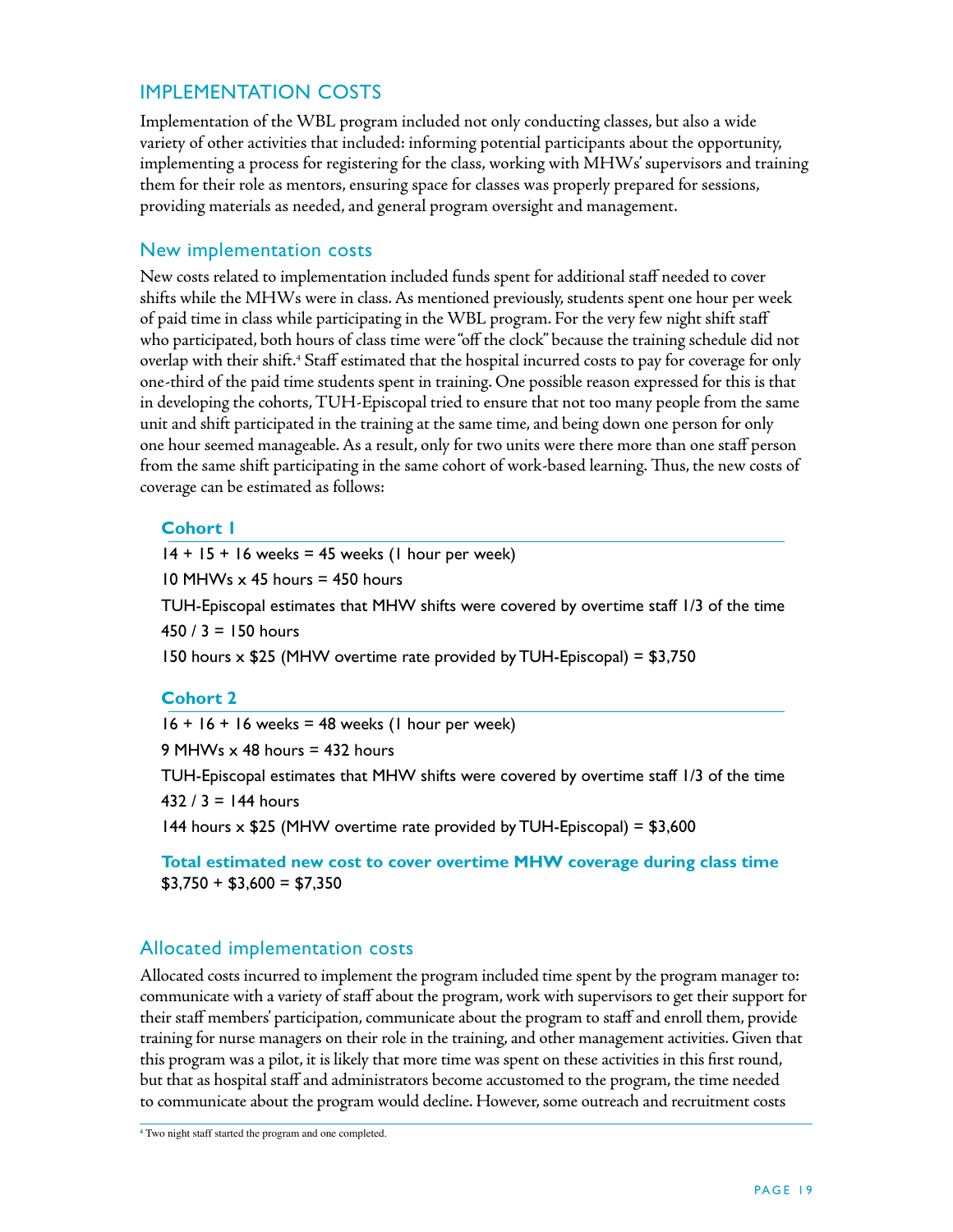## IMPLEMENTATION COSTS

Implementation of the WBL program included not only conducting classes, but also a wide variety of other activities that included: informing potential participants about the opportunity, implementing a process for registering for the class, working with MHWs' supervisors and training them for their role as mentors, ensuring space for classes was properly prepared for sessions, providing materials as needed, and general program oversight and management.

### New implementation costs

New costs related to implementation included funds spent for additional staff needed to cover shifts while the MHWs were in class. As mentioned previously, students spent one hour per week of paid time in class while participating in the WBL program. For the very few night shift staff who participated, both hours of class time were "off the clock" because the training schedule did not overlap with their shift.[4] Staff estimated that the hospital incurred costs to pay for coverage for only one-third of the paid time students spent in training. One possible reason expressed for this is that in developing the cohorts, TUH-Episcopal tried to ensure that not too many people from the same unit and shift participated in the training at the same time, and being down one person for only one hour seemed manageable. As a result, only for two units were there more than one staff person from the same shift participating in the same cohort of work-based learning. Thus, the new costs of coverage can be estimated as follows:

**Cohort 1**

14 + 15 + 16 weeks = 45 weeks (1 hour per week)

10 MHWs x 45 hours = 450 hours

TUH-Episcopal estimates that MHW shifts were covered by overtime staff 1/3 of the time

450 / 3 = 150 hours

150 hours x $25 (MHW overtime rate provided by TUH-Episcopal) = $3,750

**Cohort 2**

16 + 16 + 16 weeks = 48 weeks (1 hour per week)

9 MHWs x 48 hours = 432 hours

TUH-Episcopal estimates that MHW shifts were covered by overtime staff 1/3 of the time

432 / 3 = 144 hours

144 hours x $25 (MHW overtime rate provided by TUH-Episcopal) = $3,600

**Total estimated new cost to cover overtime MHW coverage during class time**
$3,750 + $3,600 = $7,350

### Allocated implementation costs

Allocated costs incurred to implement the program included time spent by the program manager to: communicate with a variety of staff about the program, work with supervisors to get their support for their staff members' participation, communicate about the program to staff and enroll them, provide training for nurse managers on their role in the training, and other management activities. Given that this program was a pilot, it is likely that more time was spent on these activities in this first round, but that as hospital staff and administrators become accustomed to the program, the time needed to communicate about the program would decline. However, some outreach and recruitment costs

[4] Two night staff started the program and one completed.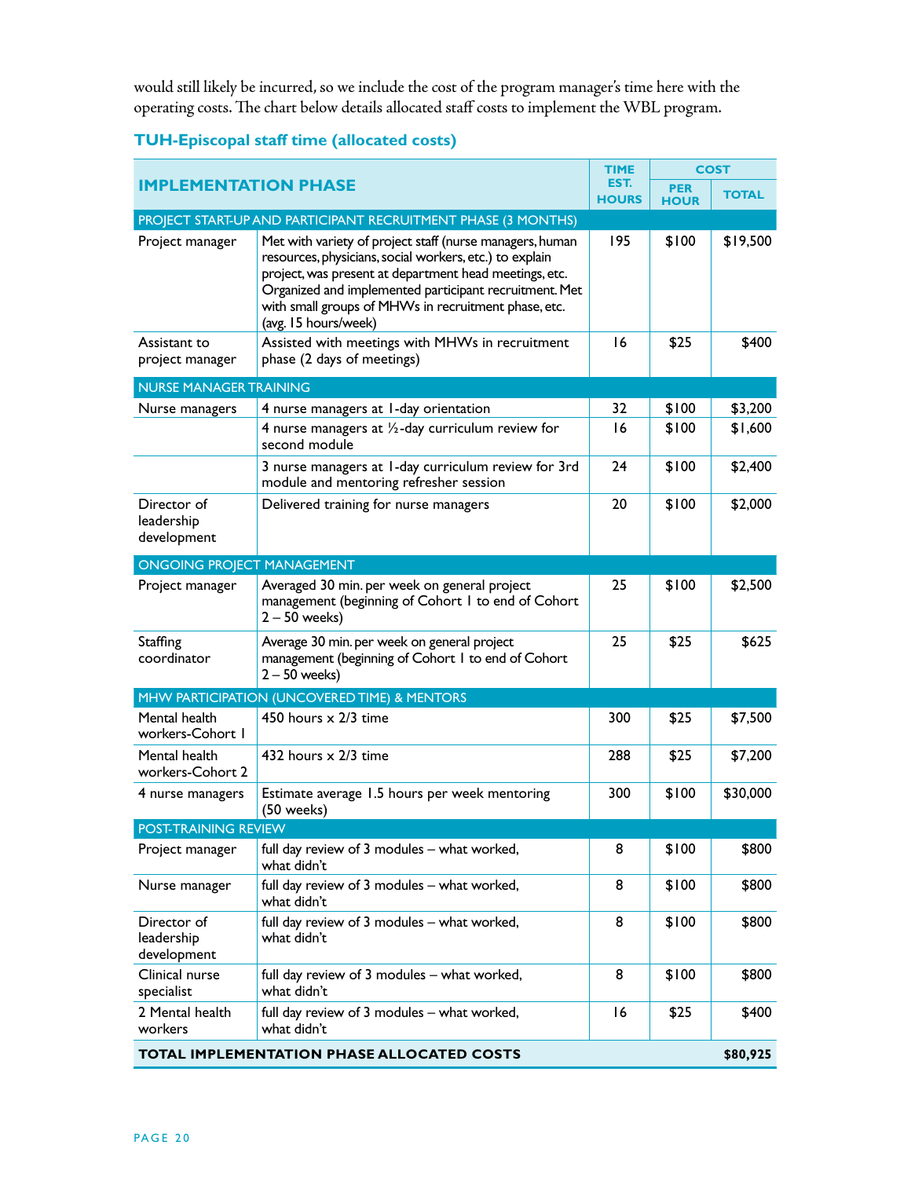would still likely be incurred, so we include the cost of the program manager's time here with the operating costs. The chart below details allocated staff costs to implement the WBL program.

### TUH-Episcopal staff time (allocated costs)

| IMPLEMENTATION PHASE | | TIME EST. HOURS | COST | |
|---|---|---|---|---|
| | | | PER HOUR | TOTAL |
| PROJECT START-UP AND PARTICIPANT RECRUITMENT PHASE (3 MONTHS) | | | | |
| Project manager | Met with variety of project staff (nurse managers, human resources, physicians, social workers, etc.) to explain project, was present at department head meetings, etc. Organized and implemented participant recruitment. Met with small groups of MHWs in recruitment phase, etc. (avg. 15 hours/week) | 195 | $100 | $19,500 |
| Assistant to project manager | Assisted with meetings with MHWs in recruitment phase (2 days of meetings) | 16 | $25 | $400 |
| NURSE MANAGER TRAINING | | | | |
| Nurse managers | 4 nurse managers at 1-day orientation | 32 | $100 | $3,200 |
| | 4 nurse managers at ½-day curriculum review for second module | 16 | $100 | $1,600 |
| | 3 nurse managers at 1-day curriculum review for 3rd module and mentoring refresher session | 24 | $100 | $2,400 |
| Director of leadership development | Delivered training for nurse managers | 20 | $100 | $2,000 |
| ONGOING PROJECT MANAGEMENT | | | | |
| Project manager | Averaged 30 min. per week on general project management (beginning of Cohort 1 to end of Cohort 2 – 50 weeks) | 25 | $100 | $2,500 |
| Staffing coordinator | Average 30 min. per week on general project management (beginning of Cohort 1 to end of Cohort 2 – 50 weeks) | 25 | $25 | $625 |
| MHW PARTICIPATION (UNCOVERED TIME) & MENTORS | | | | |
| Mental health workers-Cohort 1 | 450 hours x 2/3 time | 300 | $25 | $7,500 |
| Mental health workers-Cohort 2 | 432 hours x 2/3 time | 288 | $25 | $7,200 |
| 4 nurse managers | Estimate average 1.5 hours per week mentoring (50 weeks) | 300 | $100 | $30,000 |
| POST-TRAINING REVIEW | | | | |
| Project manager | full day review of 3 modules – what worked, what didn't | 8 | $100 | $800 |
| Nurse manager | full day review of 3 modules – what worked, what didn't | 8 | $100 | $800 |
| Director of leadership development | full day review of 3 modules – what worked, what didn't | 8 | $100 | $800 |
| Clinical nurse specialist | full day review of 3 modules – what worked, what didn't | 8 | $100 | $800 |
| 2 Mental health workers | full day review of 3 modules – what worked, what didn't | 16 | $25 | $400 |
| **TOTAL IMPLEMENTATION PHASE ALLOCATED COSTS** | | | | **$80,925** |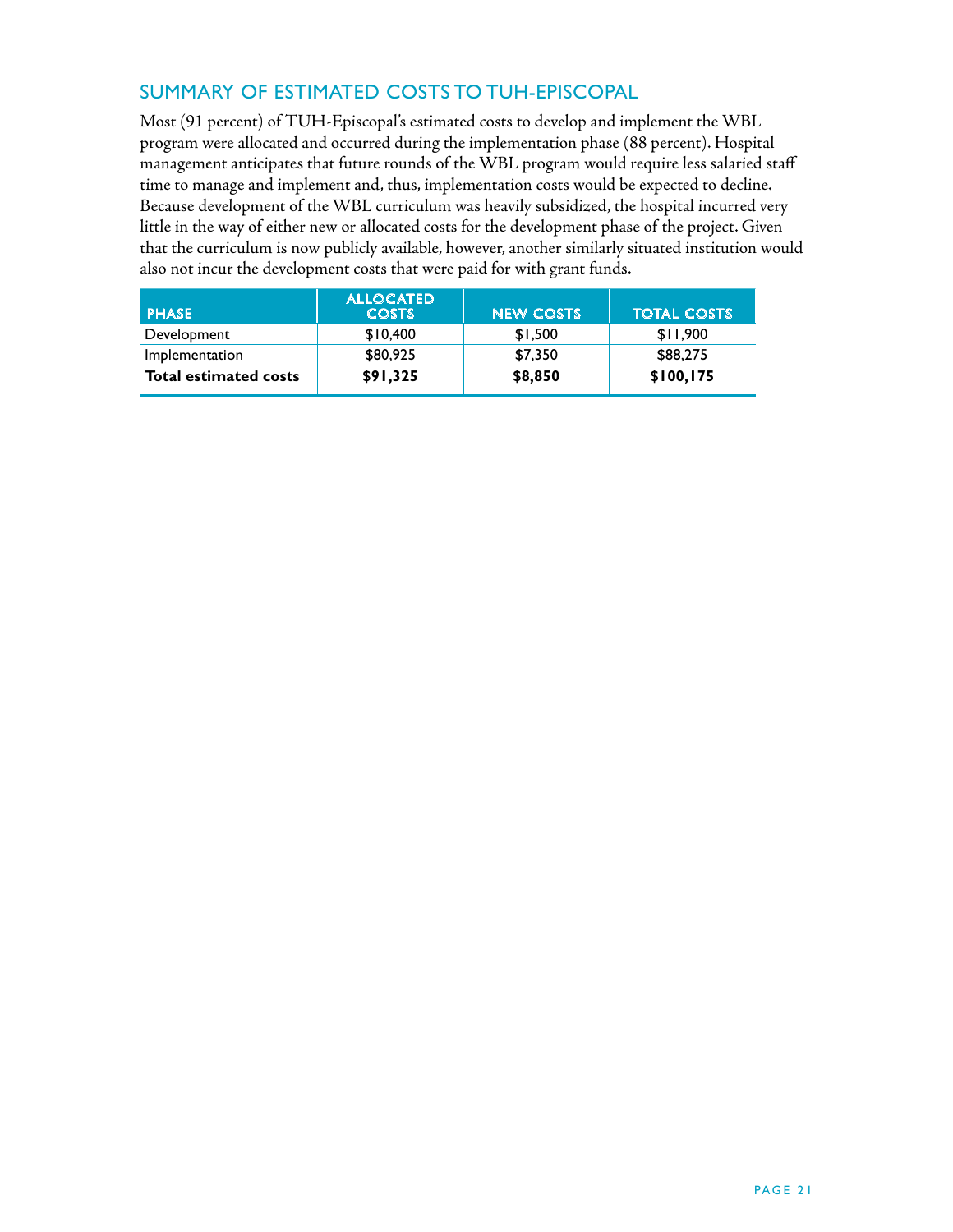## SUMMARY OF ESTIMATED COSTS TO TUH-EPISCOPAL

Most (91 percent) of TUH-Episcopal's estimated costs to develop and implement the WBL program were allocated and occurred during the implementation phase (88 percent). Hospital management anticipates that future rounds of the WBL program would require less salaried staff time to manage and implement and, thus, implementation costs would be expected to decline. Because development of the WBL curriculum was heavily subsidized, the hospital incurred very little in the way of either new or allocated costs for the development phase of the project. Given that the curriculum is now publicly available, however, another similarly situated institution would also not incur the development costs that were paid for with grant funds.

| PHASE | ALLOCATED COSTS | NEW COSTS | TOTAL COSTS |
|---|---|---|---|
| Development | $10,400 | $1,500 | $11,900 |
| Implementation | $80,925 | $7,350 | $88,275 |
| **Total estimated costs** | **$91,325** | **$8,850** | **$100,175** |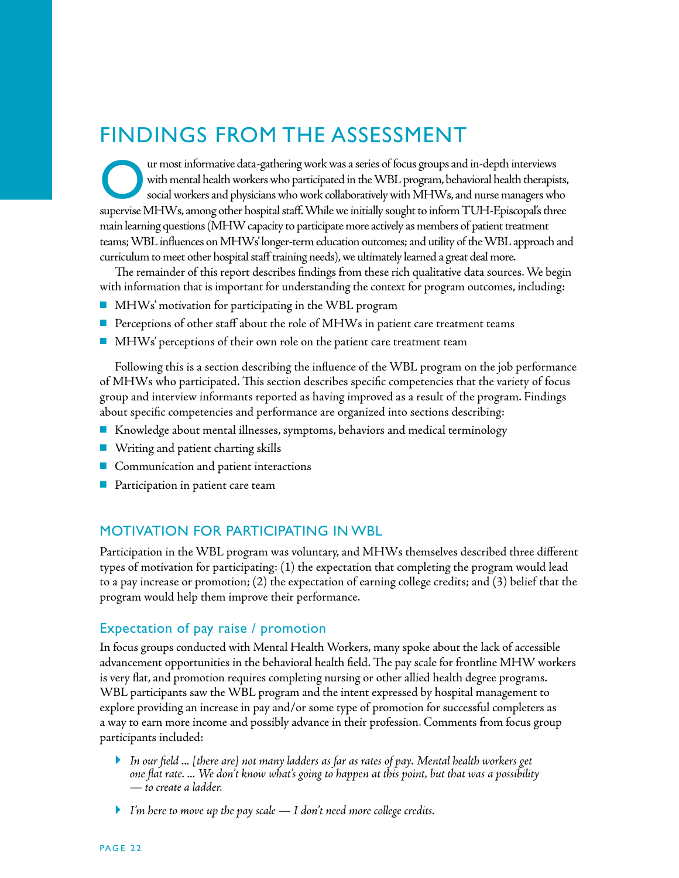# FINDINGS FROM THE ASSESSMENT

Our most informative data-gathering work was a series of focus groups and in-depth interviews with mental health workers who participated in the WBL program, behavioral health therapists, social workers and physicians who work collaboratively with MHWs, and nurse managers who supervise MHWs, among other hospital staff. While we initially sought to inform TUH-Episcopal's three main learning questions (MHW capacity to participate more actively as members of patient treatment teams; WBL influences on MHWs' longer-term education outcomes; and utility of the WBL approach and curriculum to meet other hospital staff training needs), we ultimately learned a great deal more.

The remainder of this report describes findings from these rich qualitative data sources. We begin with information that is important for understanding the context for program outcomes, including:

- MHWs' motivation for participating in the WBL program
- Perceptions of other staff about the role of MHWs in patient care treatment teams
- MHWs' perceptions of their own role on the patient care treatment team

Following this is a section describing the influence of the WBL program on the job performance of MHWs who participated. This section describes specific competencies that the variety of focus group and interview informants reported as having improved as a result of the program. Findings about specific competencies and performance are organized into sections describing:

- Knowledge about mental illnesses, symptoms, behaviors and medical terminology
- Writing and patient charting skills
- Communication and patient interactions
- Participation in patient care team

## MOTIVATION FOR PARTICIPATING IN WBL

Participation in the WBL program was voluntary, and MHWs themselves described three different types of motivation for participating: (1) the expectation that completing the program would lead to a pay increase or promotion; (2) the expectation of earning college credits; and (3) belief that the program would help them improve their performance.

### Expectation of pay raise / promotion

In focus groups conducted with Mental Health Workers, many spoke about the lack of accessible advancement opportunities in the behavioral health field. The pay scale for frontline MHW workers is very flat, and promotion requires completing nursing or other allied health degree programs. WBL participants saw the WBL program and the intent expressed by hospital management to explore providing an increase in pay and/or some type of promotion for successful completers as a way to earn more income and possibly advance in their profession. Comments from focus group participants included:

- *In our field ... [there are] not many ladders as far as rates of pay. Mental health workers get one flat rate. ... We don't know what's going to happen at this point, but that was a possibility — to create a ladder.*
- *I'm here to move up the pay scale — I don't need more college credits.*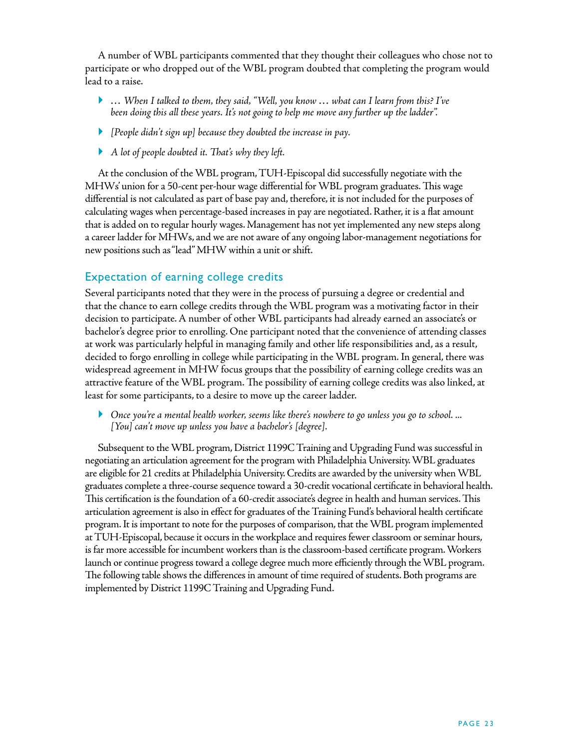A number of WBL participants commented that they thought their colleagues who chose not to participate or who dropped out of the WBL program doubted that completing the program would lead to a raise.

- *… When I talked to them, they said, "Well, you know … what can I learn from this? I've been doing this all these years. It's not going to help me move any further up the ladder".*
- *[People didn't sign up] because they doubted the increase in pay.*
- *A lot of people doubted it. That's why they left.*

At the conclusion of the WBL program, TUH-Episcopal did successfully negotiate with the MHWs' union for a 50-cent per-hour wage differential for WBL program graduates. This wage differential is not calculated as part of base pay and, therefore, it is not included for the purposes of calculating wages when percentage-based increases in pay are negotiated. Rather, it is a flat amount that is added on to regular hourly wages. Management has not yet implemented any new steps along a career ladder for MHWs, and we are not aware of any ongoing labor-management negotiations for new positions such as "lead" MHW within a unit or shift.

## Expectation of earning college credits

Several participants noted that they were in the process of pursuing a degree or credential and that the chance to earn college credits through the WBL program was a motivating factor in their decision to participate. A number of other WBL participants had already earned an associate's or bachelor's degree prior to enrolling. One participant noted that the convenience of attending classes at work was particularly helpful in managing family and other life responsibilities and, as a result, decided to forgo enrolling in college while participating in the WBL program. In general, there was widespread agreement in MHW focus groups that the possibility of earning college credits was an attractive feature of the WBL program. The possibility of earning college credits was also linked, at least for some participants, to a desire to move up the career ladder.

- *Once you're a mental health worker, seems like there's nowhere to go unless you go to school. ... [You] can't move up unless you have a bachelor's [degree].*

Subsequent to the WBL program, District 1199C Training and Upgrading Fund was successful in negotiating an articulation agreement for the program with Philadelphia University. WBL graduates are eligible for 21 credits at Philadelphia University. Credits are awarded by the university when WBL graduates complete a three-course sequence toward a 30-credit vocational certificate in behavioral health. This certification is the foundation of a 60-credit associate's degree in health and human services. This articulation agreement is also in effect for graduates of the Training Fund's behavioral health certificate program. It is important to note for the purposes of comparison, that the WBL program implemented at TUH-Episcopal, because it occurs in the workplace and requires fewer classroom or seminar hours, is far more accessible for incumbent workers than is the classroom-based certificate program. Workers launch or continue progress toward a college degree much more efficiently through the WBL program. The following table shows the differences in amount of time required of students. Both programs are implemented by District 1199C Training and Upgrading Fund.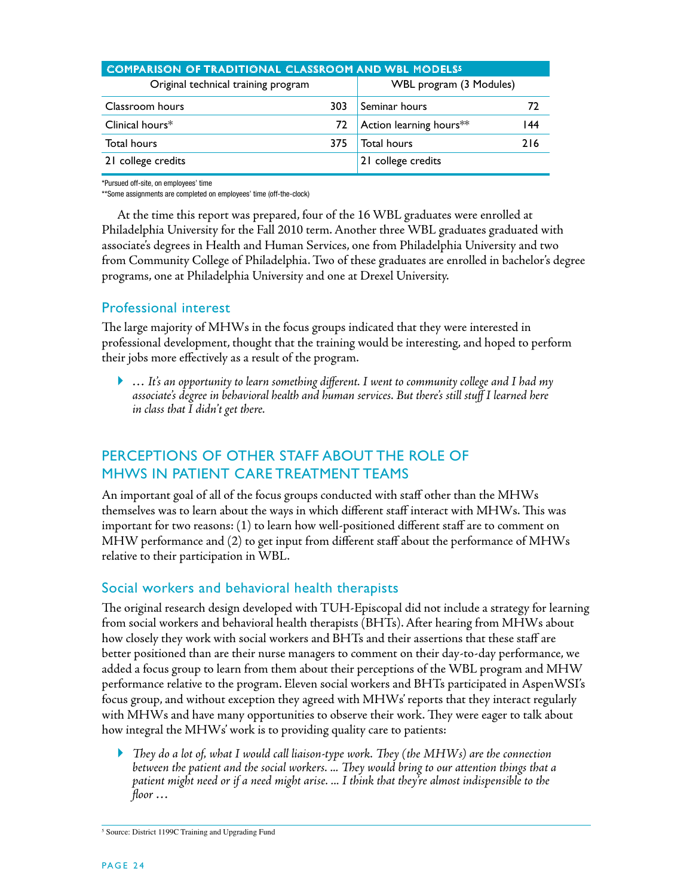**COMPARISON OF TRADITIONAL CLASSROOM AND WBL MODELS[5]**

| Original technical training program | | WBL program (3 Modules) | |
|---|---|---|---|
| Classroom hours | 303 | Seminar hours | 72 |
| Clinical hours* | 72 | Action learning hours** | 144 |
| Total hours | 375 | Total hours | 216 |
| 21 college credits | | 21 college credits | |

*Pursued off-site, on employees' time

**Some assignments are completed on employees' time (off-the-clock)

At the time this report was prepared, four of the 16 WBL graduates were enrolled at Philadelphia University for the Fall 2010 term. Another three WBL graduates graduated with associate's degrees in Health and Human Services, one from Philadelphia University and two from Community College of Philadelphia. Two of these graduates are enrolled in bachelor's degree programs, one at Philadelphia University and one at Drexel University.

### Professional interest

The large majority of MHWs in the focus groups indicated that they were interested in professional development, thought that the training would be interesting, and hoped to perform their jobs more effectively as a result of the program.

- *… It's an opportunity to learn something different. I went to community college and I had my associate's degree in behavioral health and human services. But there's still stuff I learned here in class that I didn't get there.*

## PERCEPTIONS OF OTHER STAFF ABOUT THE ROLE OF MHWS IN PATIENT CARE TREATMENT TEAMS

An important goal of all of the focus groups conducted with staff other than the MHWs themselves was to learn about the ways in which different staff interact with MHWs. This was important for two reasons: (1) to learn how well-positioned different staff are to comment on MHW performance and (2) to get input from different staff about the performance of MHWs relative to their participation in WBL.

### Social workers and behavioral health therapists

The original research design developed with TUH-Episcopal did not include a strategy for learning from social workers and behavioral health therapists (BHTs). After hearing from MHWs about how closely they work with social workers and BHTs and their assertions that these staff are better positioned than are their nurse managers to comment on their day-to-day performance, we added a focus group to learn from them about their perceptions of the WBL program and MHW performance relative to the program. Eleven social workers and BHTs participated in AspenWSI's focus group, and without exception they agreed with MHWs' reports that they interact regularly with MHWs and have many opportunities to observe their work. They were eager to talk about how integral the MHWs' work is to providing quality care to patients:

- *They do a lot of, what I would call liaison-type work. They (the MHWs) are the connection between the patient and the social workers. ... They would bring to our attention things that a patient might need or if a need might arise. ... I think that they're almost indispensible to the floor …*

[5] Source: District 1199C Training and Upgrading Fund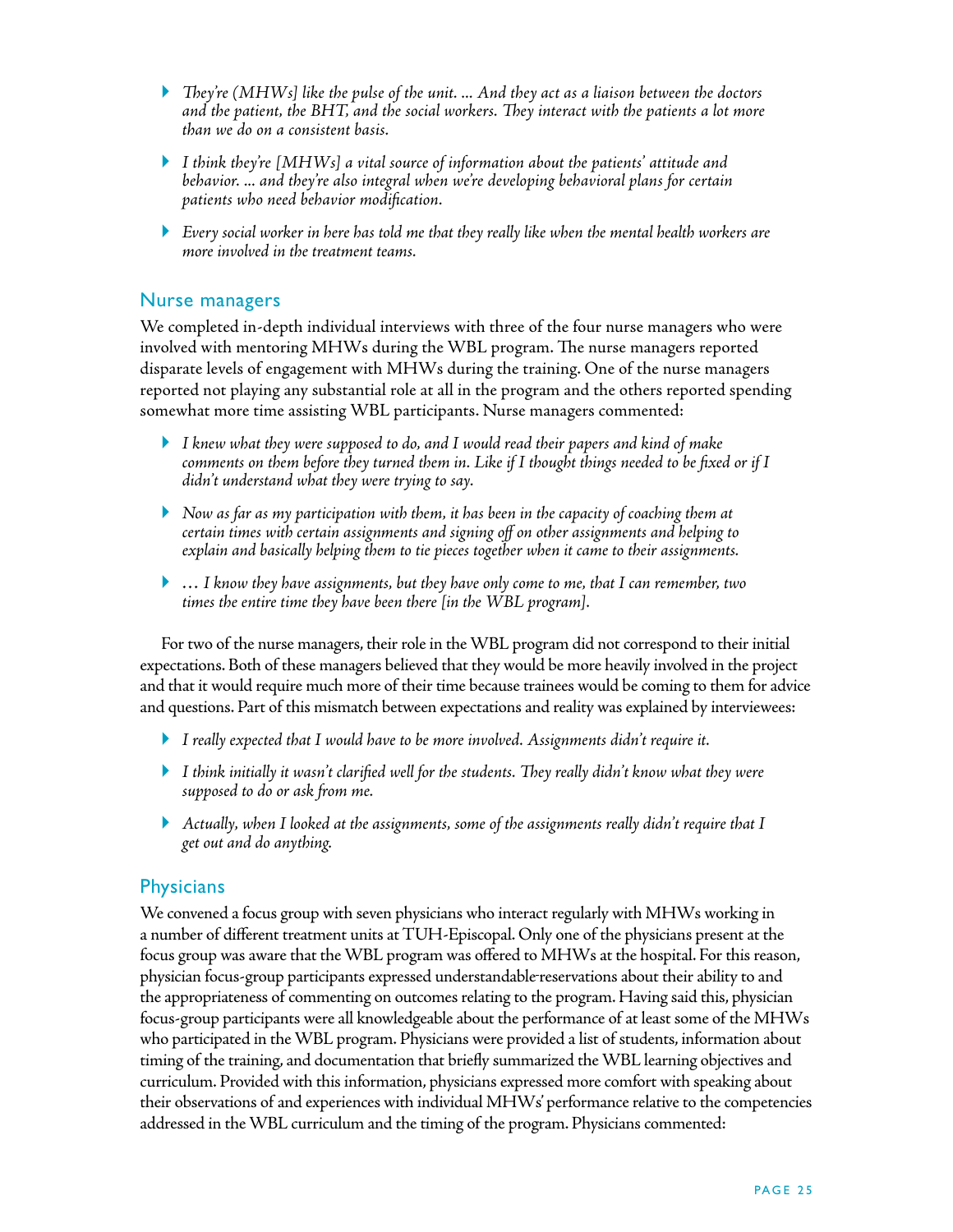- *They're (MHWs] like the pulse of the unit. ... And they act as a liaison between the doctors and the patient, the BHT, and the social workers. They interact with the patients a lot more than we do on a consistent basis.*

- *I think they're [MHWs] a vital source of information about the patients' attitude and behavior. ... and they're also integral when we're developing behavioral plans for certain patients who need behavior modification.*

- *Every social worker in here has told me that they really like when the mental health workers are more involved in the treatment teams.*

## Nurse managers

We completed in-depth individual interviews with three of the four nurse managers who were involved with mentoring MHWs during the WBL program. The nurse managers reported disparate levels of engagement with MHWs during the training. One of the nurse managers reported not playing any substantial role at all in the program and the others reported spending somewhat more time assisting WBL participants. Nurse managers commented:

- *I knew what they were supposed to do, and I would read their papers and kind of make comments on them before they turned them in. Like if I thought things needed to be fixed or if I didn't understand what they were trying to say.*

- *Now as far as my participation with them, it has been in the capacity of coaching them at certain times with certain assignments and signing off on other assignments and helping to explain and basically helping them to tie pieces together when it came to their assignments.*

- *… I know they have assignments, but they have only come to me, that I can remember, two times the entire time they have been there [in the WBL program].*

For two of the nurse managers, their role in the WBL program did not correspond to their initial expectations. Both of these managers believed that they would be more heavily involved in the project and that it would require much more of their time because trainees would be coming to them for advice and questions. Part of this mismatch between expectations and reality was explained by interviewees:

- *I really expected that I would have to be more involved. Assignments didn't require it.*

- *I think initially it wasn't clarified well for the students. They really didn't know what they were supposed to do or ask from me.*

- *Actually, when I looked at the assignments, some of the assignments really didn't require that I get out and do anything.*

## Physicians

We convened a focus group with seven physicians who interact regularly with MHWs working in a number of different treatment units at TUH-Episcopal. Only one of the physicians present at the focus group was aware that the WBL program was offered to MHWs at the hospital. For this reason, physician focus-group participants expressed understandable reservations about their ability to and the appropriateness of commenting on outcomes relating to the program. Having said this, physician focus-group participants were all knowledgeable about the performance of at least some of the MHWs who participated in the WBL program. Physicians were provided a list of students, information about timing of the training, and documentation that briefly summarized the WBL learning objectives and curriculum. Provided with this information, physicians expressed more comfort with speaking about their observations of and experiences with individual MHWs' performance relative to the competencies addressed in the WBL curriculum and the timing of the program. Physicians commented: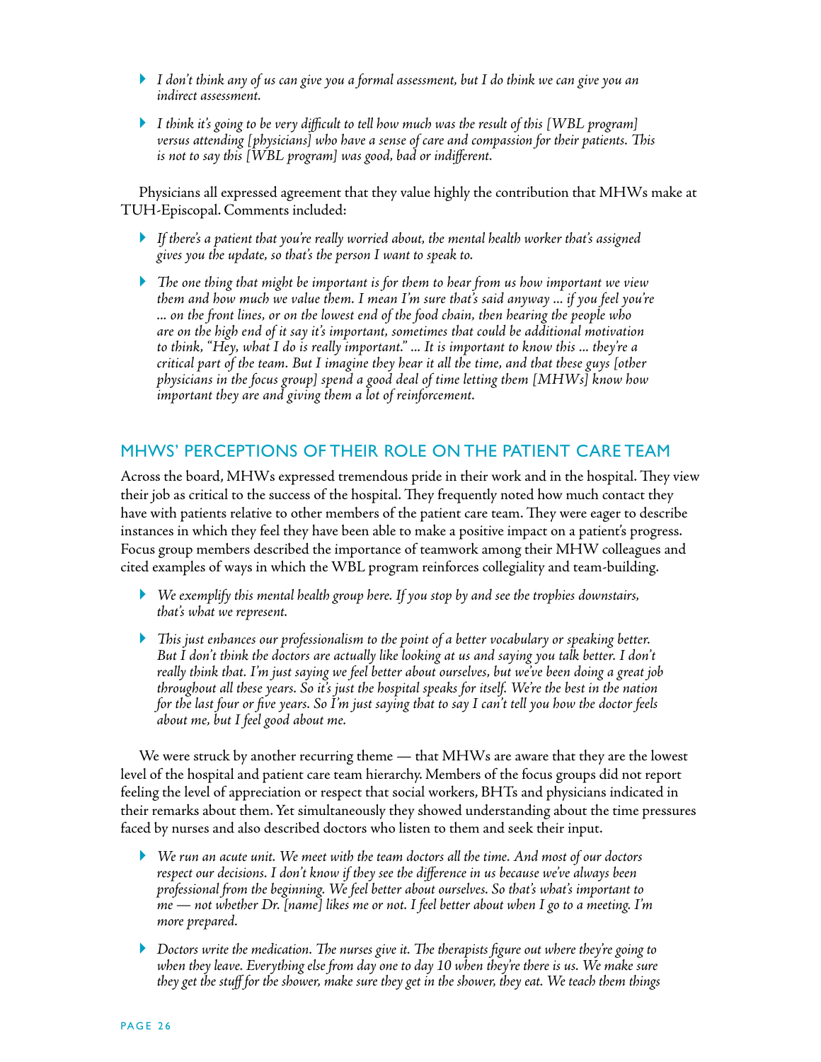- *I don't think any of us can give you a formal assessment, but I do think we can give you an indirect assessment.*

- *I think it's going to be very difficult to tell how much was the result of this [WBL program] versus attending [physicians] who have a sense of care and compassion for their patients. This is not to say this [WBL program] was good, bad or indifferent.*

Physicians all expressed agreement that they value highly the contribution that MHWs make at TUH-Episcopal. Comments included:

- *If there's a patient that you're really worried about, the mental health worker that's assigned gives you the update, so that's the person I want to speak to.*

- *The one thing that might be important is for them to hear from us how important we view them and how much we value them. I mean I'm sure that's said anyway ... if you feel you're ... on the front lines, or on the lowest end of the food chain, then hearing the people who are on the high end of it say it's important, sometimes that could be additional motivation to think, "Hey, what I do is really important." ... It is important to know this ... they're a critical part of the team. But I imagine they hear it all the time, and that these guys [other physicians in the focus group] spend a good deal of time letting them [MHWs] know how important they are and giving them a lot of reinforcement.*

## MHWS' PERCEPTIONS OF THEIR ROLE ON THE PATIENT CARE TEAM

Across the board, MHWs expressed tremendous pride in their work and in the hospital. They view their job as critical to the success of the hospital. They frequently noted how much contact they have with patients relative to other members of the patient care team. They were eager to describe instances in which they feel they have been able to make a positive impact on a patient's progress. Focus group members described the importance of teamwork among their MHW colleagues and cited examples of ways in which the WBL program reinforces collegiality and team-building.

- *We exemplify this mental health group here. If you stop by and see the trophies downstairs, that's what we represent.*

- *This just enhances our professionalism to the point of a better vocabulary or speaking better. But I don't think the doctors are actually like looking at us and saying you talk better. I don't really think that. I'm just saying we feel better about ourselves, but we've been doing a great job throughout all these years. So it's just the hospital speaks for itself. We're the best in the nation for the last four or five years. So I'm just saying that to say I can't tell you how the doctor feels about me, but I feel good about me.*

We were struck by another recurring theme — that MHWs are aware that they are the lowest level of the hospital and patient care team hierarchy. Members of the focus groups did not report feeling the level of appreciation or respect that social workers, BHTs and physicians indicated in their remarks about them. Yet simultaneously they showed understanding about the time pressures faced by nurses and also described doctors who listen to them and seek their input.

- *We run an acute unit. We meet with the team doctors all the time. And most of our doctors respect our decisions. I don't know if they see the difference in us because we've always been professional from the beginning. We feel better about ourselves. So that's what's important to me — not whether Dr. [name] likes me or not. I feel better about when I go to a meeting. I'm more prepared.*

- *Doctors write the medication. The nurses give it. The therapists figure out where they're going to when they leave. Everything else from day one to day 10 when they're there is us. We make sure they get the stuff for the shower, make sure they get in the shower, they eat. We teach them things*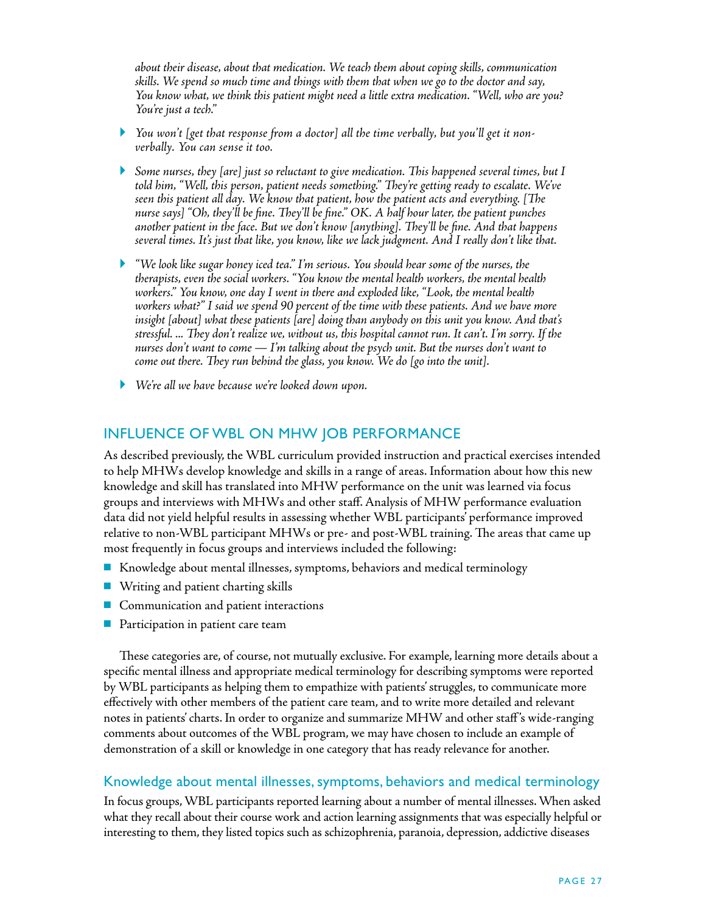*about their disease, about that medication. We teach them about coping skills, communication skills. We spend so much time and things with them that when we go to the doctor and say, You know what, we think this patient might need a little extra medication. "Well, who are you? You're just a tech."*

- *You won't [get that response from a doctor] all the time verbally, but you'll get it non-verbally. You can sense it too.*
- *Some nurses, they [are] just so reluctant to give medication. This happened several times, but I told him, "Well, this person, patient needs something." They're getting ready to escalate. We've seen this patient all day. We know that patient, how the patient acts and everything. [The nurse says] "Oh, they'll be fine. They'll be fine." OK. A half hour later, the patient punches another patient in the face. But we don't know [anything]. They'll be fine. And that happens several times. It's just that like, you know, like we lack judgment. And I really don't like that.*
- *"We look like sugar honey iced tea." I'm serious. You should hear some of the nurses, the therapists, even the social workers. "You know the mental health workers, the mental health workers." You know, one day I went in there and exploded like, "Look, the mental health workers what?" I said we spend 90 percent of the time with these patients. And we have more insight [about] what these patients [are] doing than anybody on this unit you know. And that's stressful. ... They don't realize we, without us, this hospital cannot run. It can't. I'm sorry. If the nurses don't want to come — I'm talking about the psych unit. But the nurses don't want to come out there. They run behind the glass, you know. We do [go into the unit].*
- *We're all we have because we're looked down upon.*

## INFLUENCE OF WBL ON MHW JOB PERFORMANCE

As described previously, the WBL curriculum provided instruction and practical exercises intended to help MHWs develop knowledge and skills in a range of areas. Information about how this new knowledge and skill has translated into MHW performance on the unit was learned via focus groups and interviews with MHWs and other staff. Analysis of MHW performance evaluation data did not yield helpful results in assessing whether WBL participants' performance improved relative to non-WBL participant MHWs or pre- and post-WBL training. The areas that came up most frequently in focus groups and interviews included the following:

- Knowledge about mental illnesses, symptoms, behaviors and medical terminology
- Writing and patient charting skills
- Communication and patient interactions
- Participation in patient care team

These categories are, of course, not mutually exclusive. For example, learning more details about a specific mental illness and appropriate medical terminology for describing symptoms were reported by WBL participants as helping them to empathize with patients' struggles, to communicate more effectively with other members of the patient care team, and to write more detailed and relevant notes in patients' charts. In order to organize and summarize MHW and other staff's wide-ranging comments about outcomes of the WBL program, we may have chosen to include an example of demonstration of a skill or knowledge in one category that has ready relevance for another.

### Knowledge about mental illnesses, symptoms, behaviors and medical terminology

In focus groups, WBL participants reported learning about a number of mental illnesses. When asked what they recall about their course work and action learning assignments that was especially helpful or interesting to them, they listed topics such as schizophrenia, paranoia, depression, addictive diseases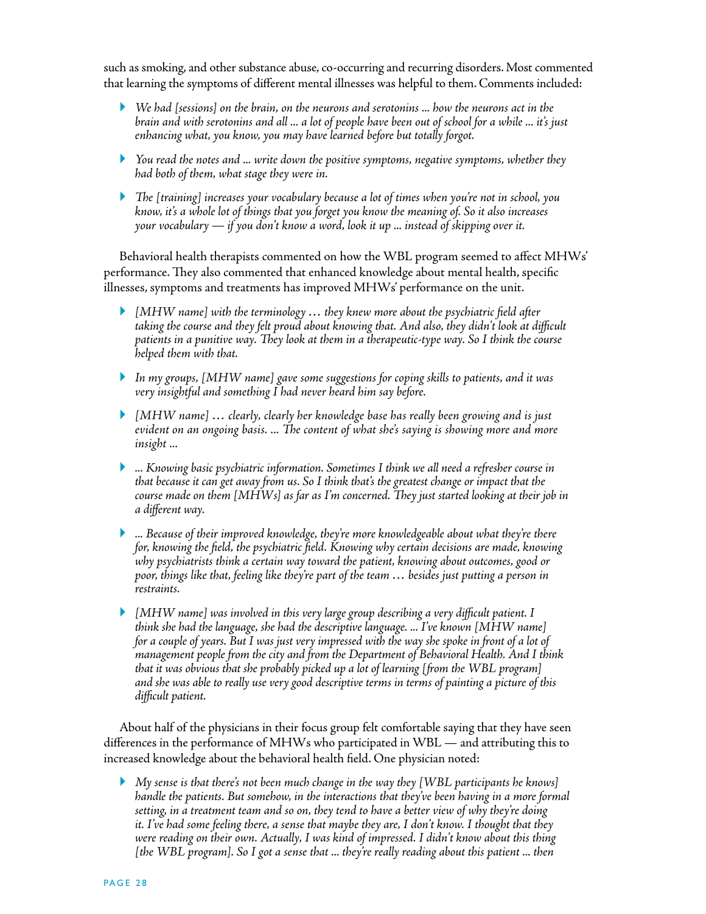such as smoking, and other substance abuse, co-occurring and recurring disorders. Most commented that learning the symptoms of different mental illnesses was helpful to them. Comments included:

- *We had [sessions] on the brain, on the neurons and serotonins ... how the neurons act in the brain and with serotonins and all ... a lot of people have been out of school for a while ... it's just enhancing what, you know, you may have learned before but totally forgot.*
- *You read the notes and ... write down the positive symptoms, negative symptoms, whether they had both of them, what stage they were in.*
- *The [training] increases your vocabulary because a lot of times when you're not in school, you know, it's a whole lot of things that you forget you know the meaning of. So it also increases your vocabulary — if you don't know a word, look it up ... instead of skipping over it.*

Behavioral health therapists commented on how the WBL program seemed to affect MHWs' performance. They also commented that enhanced knowledge about mental health, specific illnesses, symptoms and treatments has improved MHWs' performance on the unit.

- *[MHW name] with the terminology … they knew more about the psychiatric field after taking the course and they felt proud about knowing that. And also, they didn't look at difficult patients in a punitive way. They look at them in a therapeutic-type way. So I think the course helped them with that.*
- *In my groups, [MHW name] gave some suggestions for coping skills to patients, and it was very insightful and something I had never heard him say before.*
- *[MHW name] … clearly, clearly her knowledge base has really been growing and is just evident on an ongoing basis. ... The content of what she's saying is showing more and more insight ...*
- *... Knowing basic psychiatric information. Sometimes I think we all need a refresher course in that because it can get away from us. So I think that's the greatest change or impact that the course made on them [MHWs] as far as I'm concerned. They just started looking at their job in a different way.*
- *... Because of their improved knowledge, they're more knowledgeable about what they're there for, knowing the field, the psychiatric field. Knowing why certain decisions are made, knowing why psychiatrists think a certain way toward the patient, knowing about outcomes, good or poor, things like that, feeling like they're part of the team … besides just putting a person in restraints.*
- *[MHW name] was involved in this very large group describing a very difficult patient. I think she had the language, she had the descriptive language. ... I've known [MHW name] for a couple of years. But I was just very impressed with the way she spoke in front of a lot of management people from the city and from the Department of Behavioral Health. And I think that it was obvious that she probably picked up a lot of learning [from the WBL program] and she was able to really use very good descriptive terms in terms of painting a picture of this difficult patient.*

About half of the physicians in their focus group felt comfortable saying that they have seen differences in the performance of MHWs who participated in WBL — and attributing this to increased knowledge about the behavioral health field. One physician noted:

- *My sense is that there's not been much change in the way they [WBL participants he knows] handle the patients. But somehow, in the interactions that they've been having in a more formal setting, in a treatment team and so on, they tend to have a better view of why they're doing it. I've had some feeling there, a sense that maybe they are, I don't know. I thought that they were reading on their own. Actually, I was kind of impressed. I didn't know about this thing [the WBL program]. So I got a sense that ... they're really reading about this patient ... then*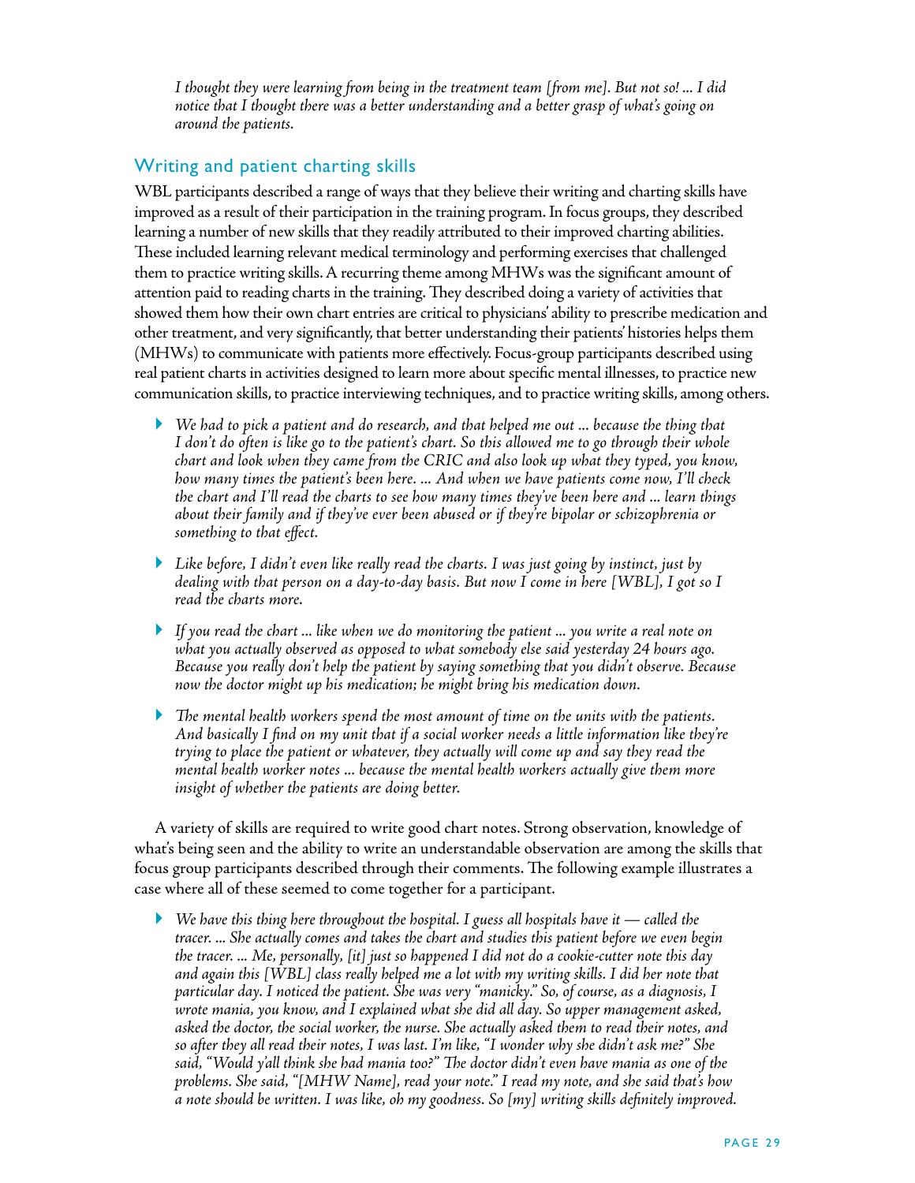*I thought they were learning from being in the treatment team [from me]. But not so! ... I did notice that I thought there was a better understanding and a better grasp of what's going on around the patients.*

## Writing and patient charting skills

WBL participants described a range of ways that they believe their writing and charting skills have improved as a result of their participation in the training program. In focus groups, they described learning a number of new skills that they readily attributed to their improved charting abilities. These included learning relevant medical terminology and performing exercises that challenged them to practice writing skills. A recurring theme among MHWs was the significant amount of attention paid to reading charts in the training. They described doing a variety of activities that showed them how their own chart entries are critical to physicians' ability to prescribe medication and other treatment, and very significantly, that better understanding their patients' histories helps them (MHWs) to communicate with patients more effectively. Focus-group participants described using real patient charts in activities designed to learn more about specific mental illnesses, to practice new communication skills, to practice interviewing techniques, and to practice writing skills, among others.

- *We had to pick a patient and do research, and that helped me out ... because the thing that I don't do often is like go to the patient's chart. So this allowed me to go through their whole chart and look when they came from the CRIC and also look up what they typed, you know, how many times the patient's been here. ... And when we have patients come now, I'll check the chart and I'll read the charts to see how many times they've been here and ... learn things about their family and if they've ever been abused or if they're bipolar or schizophrenia or something to that effect.*
- *Like before, I didn't even like really read the charts. I was just going by instinct, just by dealing with that person on a day-to-day basis. But now I come in here [WBL], I got so I read the charts more.*
- *If you read the chart ... like when we do monitoring the patient ... you write a real note on what you actually observed as opposed to what somebody else said yesterday 24 hours ago. Because you really don't help the patient by saying something that you didn't observe. Because now the doctor might up his medication; he might bring his medication down.*
- *The mental health workers spend the most amount of time on the units with the patients. And basically I find on my unit that if a social worker needs a little information like they're trying to place the patient or whatever, they actually will come up and say they read the mental health worker notes ... because the mental health workers actually give them more insight of whether the patients are doing better.*

A variety of skills are required to write good chart notes. Strong observation, knowledge of what's being seen and the ability to write an understandable observation are among the skills that focus group participants described through their comments. The following example illustrates a case where all of these seemed to come together for a participant.

- *We have this thing here throughout the hospital. I guess all hospitals have it — called the tracer. ... She actually comes and takes the chart and studies this patient before we even begin the tracer. ... Me, personally, [it] just so happened I did not do a cookie-cutter note this day and again this [WBL] class really helped me a lot with my writing skills. I did her note that particular day. I noticed the patient. She was very "manicky." So, of course, as a diagnosis, I wrote mania, you know, and I explained what she did all day. So upper management asked, asked the doctor, the social worker, the nurse. She actually asked them to read their notes, and so after they all read their notes, I was last. I'm like, "I wonder why she didn't ask me?" She said, "Would y'all think she had mania too?" The doctor didn't even have mania as one of the problems. She said, "[MHW Name], read your note." I read my note, and she said that's how a note should be written. I was like, oh my goodness. So [my] writing skills definitely improved.*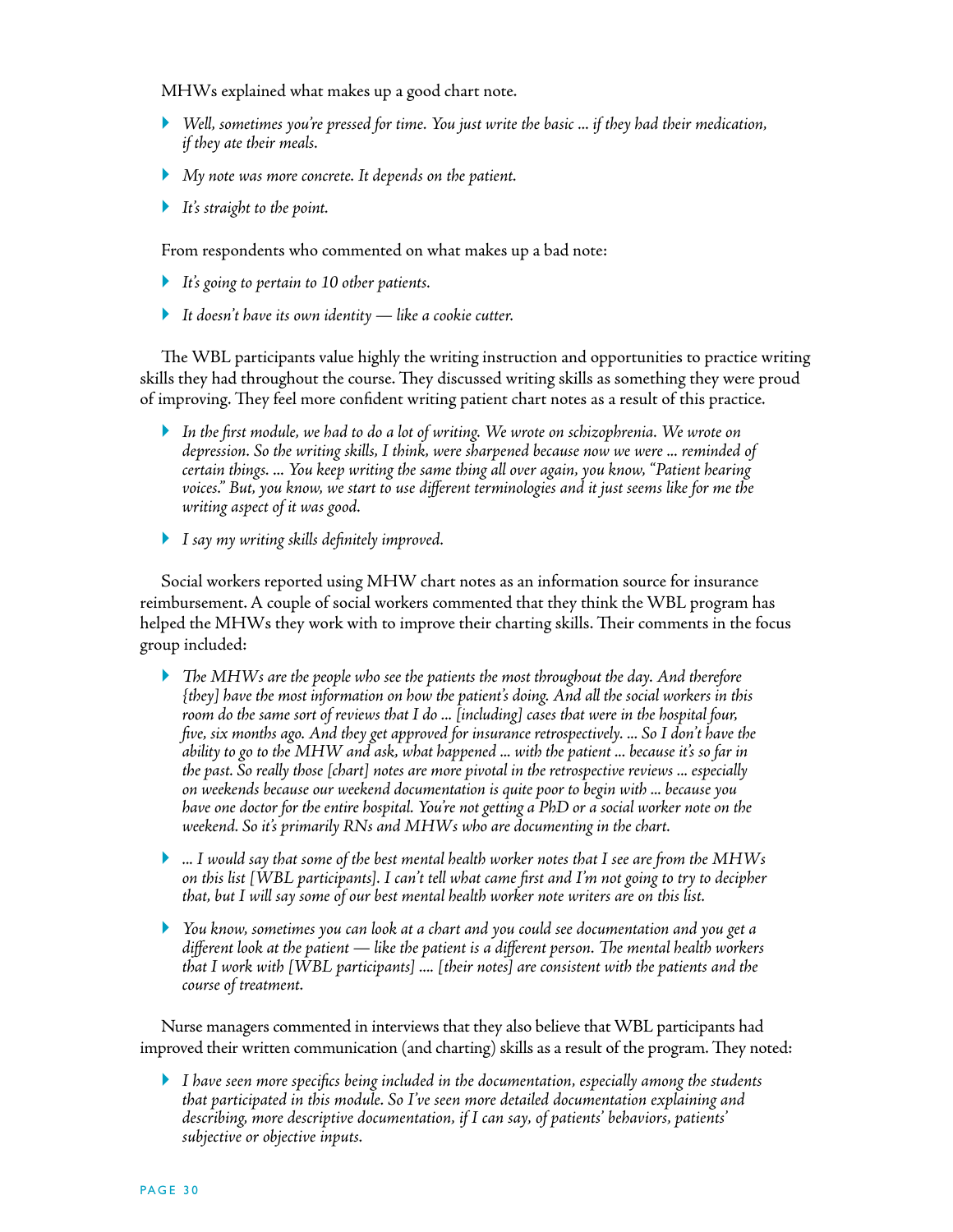MHWs explained what makes up a good chart note.

- *Well, sometimes you're pressed for time. You just write the basic ... if they had their medication, if they ate their meals.*
- *My note was more concrete. It depends on the patient.*
- *It's straight to the point.*

From respondents who commented on what makes up a bad note:

- *It's going to pertain to 10 other patients.*
- *It doesn't have its own identity — like a cookie cutter.*

The WBL participants value highly the writing instruction and opportunities to practice writing skills they had throughout the course. They discussed writing skills as something they were proud of improving. They feel more confident writing patient chart notes as a result of this practice.

- *In the first module, we had to do a lot of writing. We wrote on schizophrenia. We wrote on depression. So the writing skills, I think, were sharpened because now we were ... reminded of certain things. ... You keep writing the same thing all over again, you know, "Patient hearing voices." But, you know, we start to use different terminologies and it just seems like for me the writing aspect of it was good.*
- *I say my writing skills definitely improved.*

Social workers reported using MHW chart notes as an information source for insurance reimbursement. A couple of social workers commented that they think the WBL program has helped the MHWs they work with to improve their charting skills. Their comments in the focus group included:

- *The MHWs are the people who see the patients the most throughout the day. And therefore [they] have the most information on how the patient's doing. And all the social workers in this room do the same sort of reviews that I do ... [including] cases that were in the hospital four, five, six months ago. And they get approved for insurance retrospectively. ... So I don't have the ability to go to the MHW and ask, what happened ... with the patient ... because it's so far in the past. So really those [chart] notes are more pivotal in the retrospective reviews ... especially on weekends because our weekend documentation is quite poor to begin with ... because you have one doctor for the entire hospital. You're not getting a PhD or a social worker note on the weekend. So it's primarily RNs and MHWs who are documenting in the chart.*
- *... I would say that some of the best mental health worker notes that I see are from the MHWs on this list [WBL participants]. I can't tell what came first and I'm not going to try to decipher that, but I will say some of our best mental health worker note writers are on this list.*
- *You know, sometimes you can look at a chart and you could see documentation and you get a different look at the patient — like the patient is a different person. The mental health workers that I work with [WBL participants] .... [their notes] are consistent with the patients and the course of treatment.*

Nurse managers commented in interviews that they also believe that WBL participants had improved their written communication (and charting) skills as a result of the program. They noted:

- *I have seen more specifics being included in the documentation, especially among the students that participated in this module. So I've seen more detailed documentation explaining and describing, more descriptive documentation, if I can say, of patients' behaviors, patients' subjective or objective inputs.*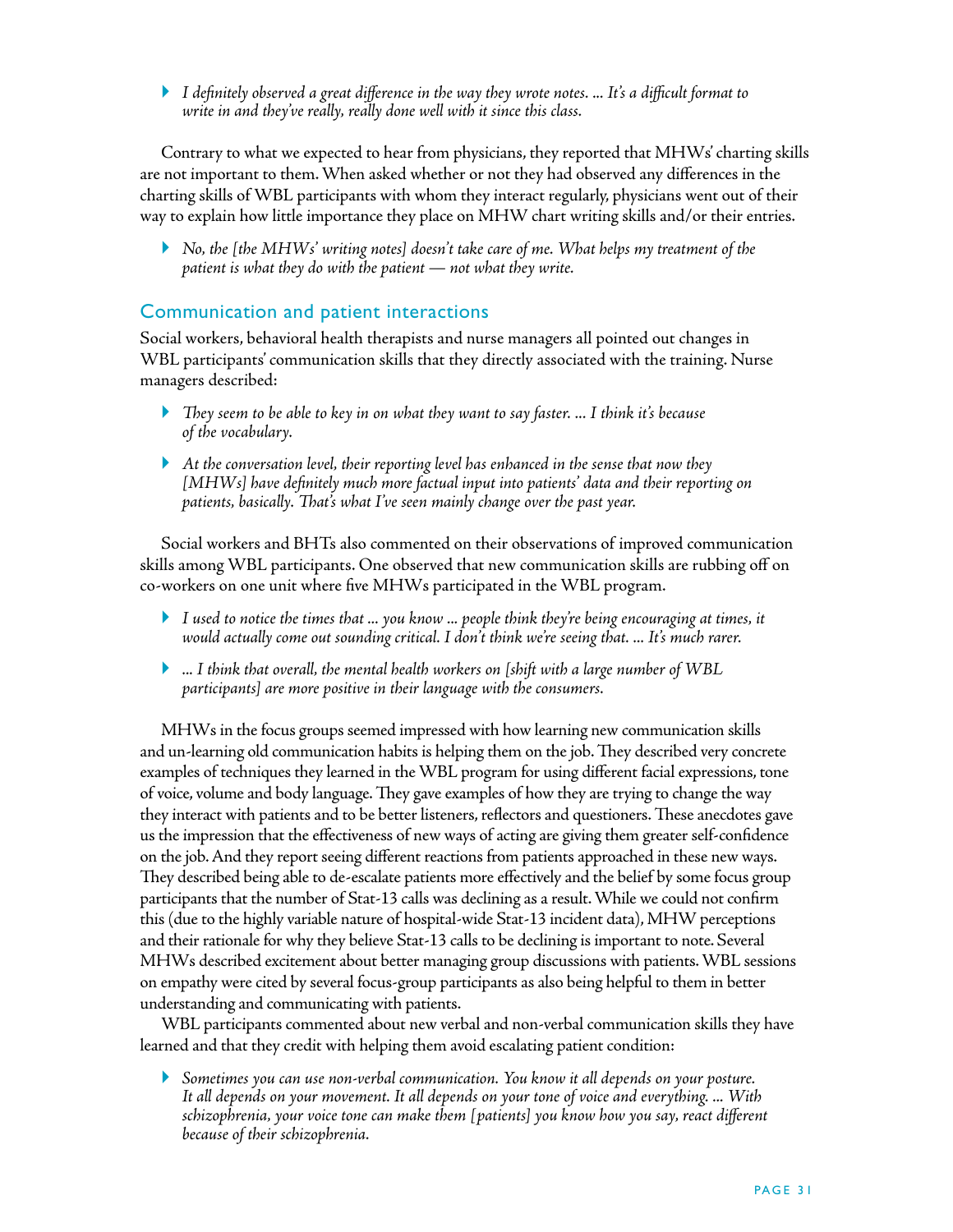- *I definitely observed a great difference in the way they wrote notes. ... It's a difficult format to write in and they've really, really done well with it since this class.*

Contrary to what we expected to hear from physicians, they reported that MHWs' charting skills are not important to them. When asked whether or not they had observed any differences in the charting skills of WBL participants with whom they interact regularly, physicians went out of their way to explain how little importance they place on MHW chart writing skills and/or their entries.

- *No, the [the MHWs' writing notes] doesn't take care of me. What helps my treatment of the patient is what they do with the patient — not what they write.*

## Communication and patient interactions

Social workers, behavioral health therapists and nurse managers all pointed out changes in WBL participants' communication skills that they directly associated with the training. Nurse managers described:

- *They seem to be able to key in on what they want to say faster. ... I think it's because of the vocabulary.*
- *At the conversation level, their reporting level has enhanced in the sense that now they [MHWs] have definitely much more factual input into patients' data and their reporting on patients, basically. That's what I've seen mainly change over the past year.*

Social workers and BHTs also commented on their observations of improved communication skills among WBL participants. One observed that new communication skills are rubbing off on co-workers on one unit where five MHWs participated in the WBL program.

- *I used to notice the times that ... you know ... people think they're being encouraging at times, it would actually come out sounding critical. I don't think we're seeing that. ... It's much rarer.*
- *... I think that overall, the mental health workers on [shift with a large number of WBL participants] are more positive in their language with the consumers.*

MHWs in the focus groups seemed impressed with how learning new communication skills and un-learning old communication habits is helping them on the job. They described very concrete examples of techniques they learned in the WBL program for using different facial expressions, tone of voice, volume and body language. They gave examples of how they are trying to change the way they interact with patients and to be better listeners, reflectors and questioners. These anecdotes gave us the impression that the effectiveness of new ways of acting are giving them greater self-confidence on the job. And they report seeing different reactions from patients approached in these new ways. They described being able to de-escalate patients more effectively and the belief by some focus group participants that the number of Stat-13 calls was declining as a result. While we could not confirm this (due to the highly variable nature of hospital-wide Stat-13 incident data), MHW perceptions and their rationale for why they believe Stat-13 calls to be declining is important to note. Several MHWs described excitement about better managing group discussions with patients. WBL sessions on empathy were cited by several focus-group participants as also being helpful to them in better understanding and communicating with patients.

WBL participants commented about new verbal and non-verbal communication skills they have learned and that they credit with helping them avoid escalating patient condition:

- *Sometimes you can use non-verbal communication. You know it all depends on your posture. It all depends on your movement. It all depends on your tone of voice and everything. ... With schizophrenia, your voice tone can make them [patients] you know how you say, react different because of their schizophrenia.*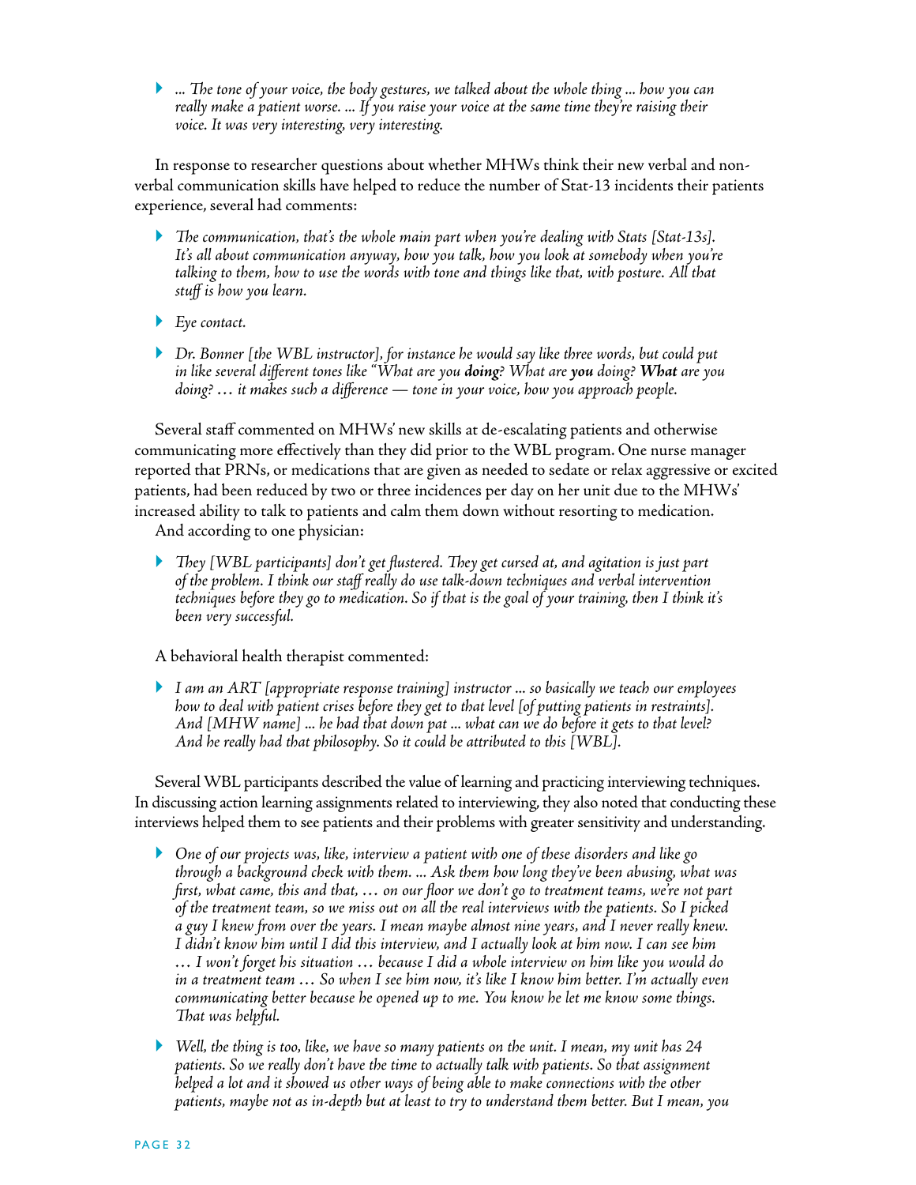- *... The tone of your voice, the body gestures, we talked about the whole thing ... how you can really make a patient worse. ... If you raise your voice at the same time they're raising their voice. It was very interesting, very interesting.*

In response to researcher questions about whether MHWs think their new verbal and non-verbal communication skills have helped to reduce the number of Stat-13 incidents their patients experience, several had comments:

- *The communication, that's the whole main part when you're dealing with Stats [Stat-13s]. It's all about communication anyway, how you talk, how you look at somebody when you're talking to them, how to use the words with tone and things like that, with posture. All that stuff is how you learn.*

- *Eye contact.*

- *Dr. Bonner [the WBL instructor], for instance he would say like three words, but could put in like several different tones like "What are you **doing**? What are **you** doing? **What** are you doing? … it makes such a difference — tone in your voice, how you approach people.*

Several staff commented on MHWs' new skills at de-escalating patients and otherwise communicating more effectively than they did prior to the WBL program. One nurse manager reported that PRNs, or medications that are given as needed to sedate or relax aggressive or excited patients, had been reduced by two or three incidences per day on her unit due to the MHWs' increased ability to talk to patients and calm them down without resorting to medication.

And according to one physician:

- *They [WBL participants] don't get flustered. They get cursed at, and agitation is just part of the problem. I think our staff really do use talk-down techniques and verbal intervention techniques before they go to medication. So if that is the goal of your training, then I think it's been very successful.*

A behavioral health therapist commented:

- *I am an ART [appropriate response training] instructor ... so basically we teach our employees how to deal with patient crises before they get to that level [of putting patients in restraints]. And [MHW name] ... he had that down pat ... what can we do before it gets to that level? And he really had that philosophy. So it could be attributed to this [WBL].*

Several WBL participants described the value of learning and practicing interviewing techniques. In discussing action learning assignments related to interviewing, they also noted that conducting these interviews helped them to see patients and their problems with greater sensitivity and understanding.

- *One of our projects was, like, interview a patient with one of these disorders and like go through a background check with them. ... Ask them how long they've been abusing, what was first, what came, this and that, … on our floor we don't go to treatment teams, we're not part of the treatment team, so we miss out on all the real interviews with the patients. So I picked a guy I knew from over the years. I mean maybe almost nine years, and I never really knew. I didn't know him until I did this interview, and I actually look at him now. I can see him … I won't forget his situation … because I did a whole interview on him like you would do in a treatment team … So when I see him now, it's like I know him better. I'm actually even communicating better because he opened up to me. You know he let me know some things. That was helpful.*

- *Well, the thing is too, like, we have so many patients on the unit. I mean, my unit has 24 patients. So we really don't have the time to actually talk with patients. So that assignment helped a lot and it showed us other ways of being able to make connections with the other patients, maybe not as in-depth but at least to try to understand them better. But I mean, you*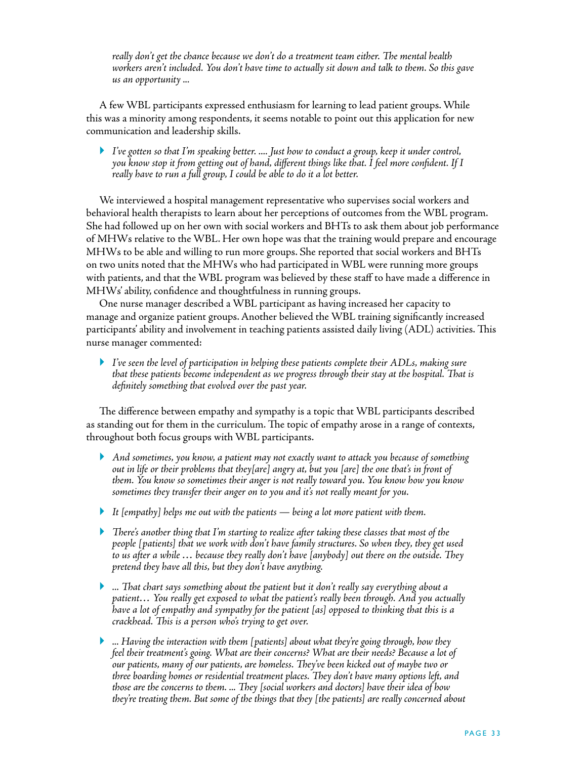*really don't get the chance because we don't do a treatment team either. The mental health workers aren't included. You don't have time to actually sit down and talk to them. So this gave us an opportunity ...*

A few WBL participants expressed enthusiasm for learning to lead patient groups. While this was a minority among respondents, it seems notable to point out this application for new communication and leadership skills.

- *I've gotten so that I'm speaking better. .... Just how to conduct a group, keep it under control, you know stop it from getting out of hand, different things like that. I feel more confident. If I really have to run a full group, I could be able to do it a lot better.*

We interviewed a hospital management representative who supervises social workers and behavioral health therapists to learn about her perceptions of outcomes from the WBL program. She had followed up on her own with social workers and BHTs to ask them about job performance of MHWs relative to the WBL. Her own hope was that the training would prepare and encourage MHWs to be able and willing to run more groups. She reported that social workers and BHTs on two units noted that the MHWs who had participated in WBL were running more groups with patients, and that the WBL program was believed by these staff to have made a difference in MHWs' ability, confidence and thoughtfulness in running groups.

One nurse manager described a WBL participant as having increased her capacity to manage and organize patient groups. Another believed the WBL training significantly increased participants' ability and involvement in teaching patients assisted daily living (ADL) activities. This nurse manager commented:

- *I've seen the level of participation in helping these patients complete their ADLs, making sure that these patients become independent as we progress through their stay at the hospital. That is definitely something that evolved over the past year.*

The difference between empathy and sympathy is a topic that WBL participants described as standing out for them in the curriculum. The topic of empathy arose in a range of contexts, throughout both focus groups with WBL participants.

- *And sometimes, you know, a patient may not exactly want to attack you because of something out in life or their problems that they[are] angry at, but you [are] the one that's in front of them. You know so sometimes their anger is not really toward you. You know how you know sometimes they transfer their anger on to you and it's not really meant for you.*
- *It [empathy] helps me out with the patients — being a lot more patient with them.*
- *There's another thing that I'm starting to realize after taking these classes that most of the people [patients] that we work with don't have family structures. So when they, they get used to us after a while … because they really don't have [anybody] out there on the outside. They pretend they have all this, but they don't have anything.*
- *... That chart says something about the patient but it don't really say everything about a patient… You really get exposed to what the patient's really been through. And you actually have a lot of empathy and sympathy for the patient [as] opposed to thinking that this is a crackhead. This is a person who's trying to get over.*
- *... Having the interaction with them [patients] about what they're going through, how they feel their treatment's going. What are their concerns? What are their needs? Because a lot of our patients, many of our patients, are homeless. They've been kicked out of maybe two or three boarding homes or residential treatment places. They don't have many options left, and those are the concerns to them. ... They [social workers and doctors] have their idea of how they're treating them. But some of the things that they [the patients] are really concerned about*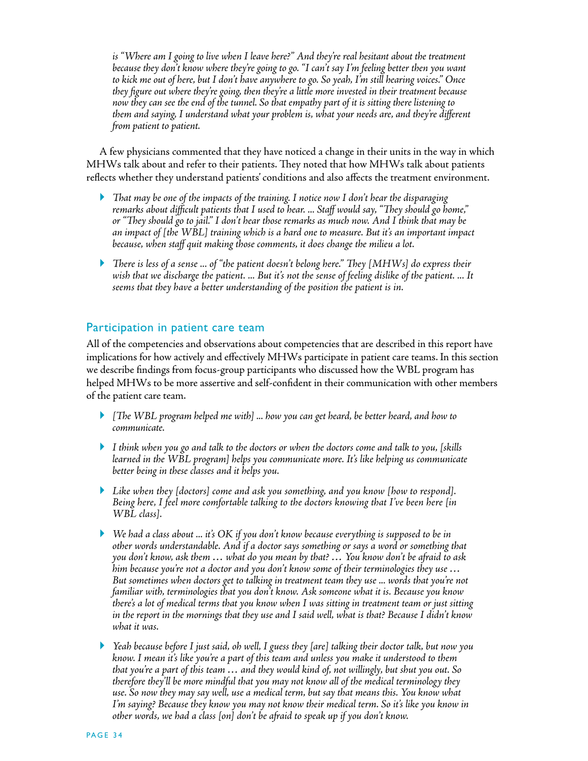*is "Where am I going to live when I leave here?" And they're real hesitant about the treatment because they don't know where they're going to go. "I can't say I'm feeling better then you want to kick me out of here, but I don't have anywhere to go. So yeah, I'm still hearing voices." Once they figure out where they're going, then they're a little more invested in their treatment because now they can see the end of the tunnel. So that empathy part of it is sitting there listening to them and saying, I understand what your problem is, what your needs are, and they're different from patient to patient.*

A few physicians commented that they have noticed a change in their units in the way in which MHWs talk about and refer to their patients. They noted that how MHWs talk about patients reflects whether they understand patients' conditions and also affects the treatment environment.

- *That may be one of the impacts of the training. I notice now I don't hear the disparaging remarks about difficult patients that I used to hear. ... Staff would say, "They should go home," or "They should go to jail." I don't hear those remarks as much now. And I think that may be an impact of [the WBL] training which is a hard one to measure. But it's an important impact because, when staff quit making those comments, it does change the milieu a lot.*
- *There is less of a sense ... of "the patient doesn't belong here." They [MHWs] do express their wish that we discharge the patient. ... But it's not the sense of feeling dislike of the patient. ... It seems that they have a better understanding of the position the patient is in.*

## Participation in patient care team

All of the competencies and observations about competencies that are described in this report have implications for how actively and effectively MHWs participate in patient care teams. In this section we describe findings from focus-group participants who discussed how the WBL program has helped MHWs to be more assertive and self-confident in their communication with other members of the patient care team.

- *[The WBL program helped me with] ... how you can get heard, be better heard, and how to communicate.*
- *I think when you go and talk to the doctors or when the doctors come and talk to you, [skills learned in the WBL program] helps you communicate more. It's like helping us communicate better being in these classes and it helps you.*
- *Like when they [doctors] come and ask you something, and you know [how to respond]. Being here, I feel more comfortable talking to the doctors knowing that I've been here [in WBL class].*
- *We had a class about ... it's OK if you don't know because everything is supposed to be in other words understandable. And if a doctor says something or says a word or something that you don't know, ask them … what do you mean by that? … You know don't be afraid to ask him because you're not a doctor and you don't know some of their terminologies they use … But sometimes when doctors get to talking in treatment team they use ... words that you're not familiar with, terminologies that you don't know. Ask someone what it is. Because you know there's a lot of medical terms that you know when I was sitting in treatment team or just sitting in the report in the mornings that they use and I said well, what is that? Because I didn't know what it was.*
- *Yeah because before I just said, oh well, I guess they [are] talking their doctor talk, but now you know. I mean it's like you're a part of this team and unless you make it understood to them that you're a part of this team … and they would kind of, not willingly, but shut you out. So therefore they'll be more mindful that you may not know all of the medical terminology they use. So now they may say well, use a medical term, but say that means this. You know what I'm saying? Because they know you may not know their medical term. So it's like you know in other words, we had a class [on] don't be afraid to speak up if you don't know.*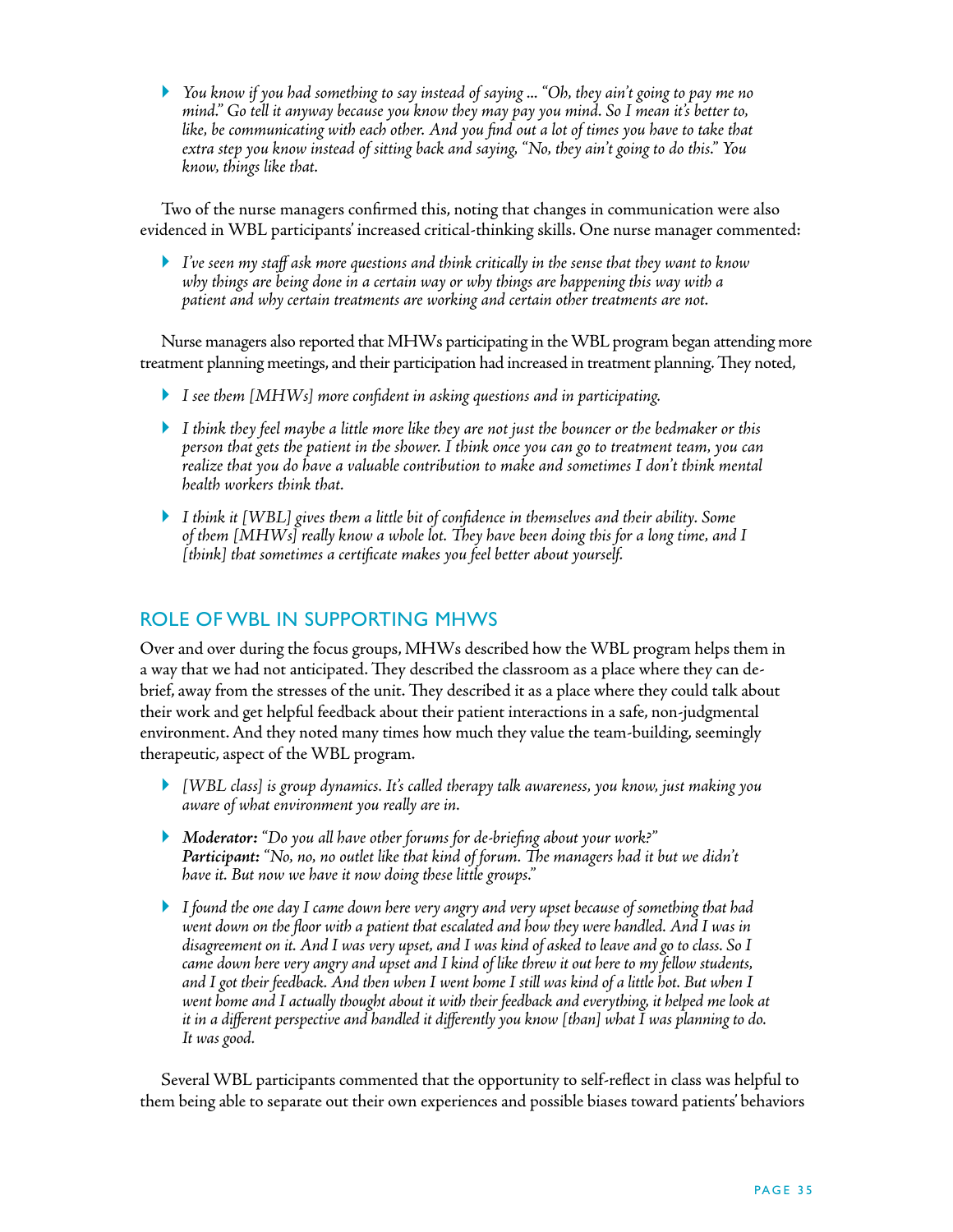- *You know if you had something to say instead of saying ... "Oh, they ain't going to pay me no mind." Go tell it anyway because you know they may pay you mind. So I mean it's better to, like, be communicating with each other. And you find out a lot of times you have to take that extra step you know instead of sitting back and saying, "No, they ain't going to do this." You know, things like that.*

Two of the nurse managers confirmed this, noting that changes in communication were also evidenced in WBL participants' increased critical-thinking skills. One nurse manager commented:

- *I've seen my staff ask more questions and think critically in the sense that they want to know why things are being done in a certain way or why things are happening this way with a patient and why certain treatments are working and certain other treatments are not.*

Nurse managers also reported that MHWs participating in the WBL program began attending more treatment planning meetings, and their participation had increased in treatment planning. They noted,

- *I see them [MHWs] more confident in asking questions and in participating.*
- *I think they feel maybe a little more like they are not just the bouncer or the bedmaker or this person that gets the patient in the shower. I think once you can go to treatment team, you can realize that you do have a valuable contribution to make and sometimes I don't think mental health workers think that.*
- *I think it [WBL] gives them a little bit of confidence in themselves and their ability. Some of them [MHWs] really know a whole lot. They have been doing this for a long time, and I [think] that sometimes a certificate makes you feel better about yourself.*

## ROLE OF WBL IN SUPPORTING MHWS

Over and over during the focus groups, MHWs described how the WBL program helps them in a way that we had not anticipated. They described the classroom as a place where they can debrief, away from the stresses of the unit. They described it as a place where they could talk about their work and get helpful feedback about their patient interactions in a safe, non-judgmental environment. And they noted many times how much they value the team-building, seemingly therapeutic, aspect of the WBL program.

- *[WBL class] is group dynamics. It's called therapy talk awareness, you know, just making you aware of what environment you really are in.*
- ***Moderator:** "Do you all have other forums for de-briefing about your work?"*
  ***Participant:** "No, no, no outlet like that kind of forum. The managers had it but we didn't have it. But now we have it now doing these little groups."*
- *I found the one day I came down here very angry and very upset because of something that had went down on the floor with a patient that escalated and how they were handled. And I was in disagreement on it. And I was very upset, and I was kind of asked to leave and go to class. So I came down here very angry and upset and I kind of like threw it out here to my fellow students, and I got their feedback. And then when I went home I still was kind of a little hot. But when I went home and I actually thought about it with their feedback and everything, it helped me look at it in a different perspective and handled it differently you know [than] what I was planning to do. It was good.*

Several WBL participants commented that the opportunity to self-reflect in class was helpful to them being able to separate out their own experiences and possible biases toward patients' behaviors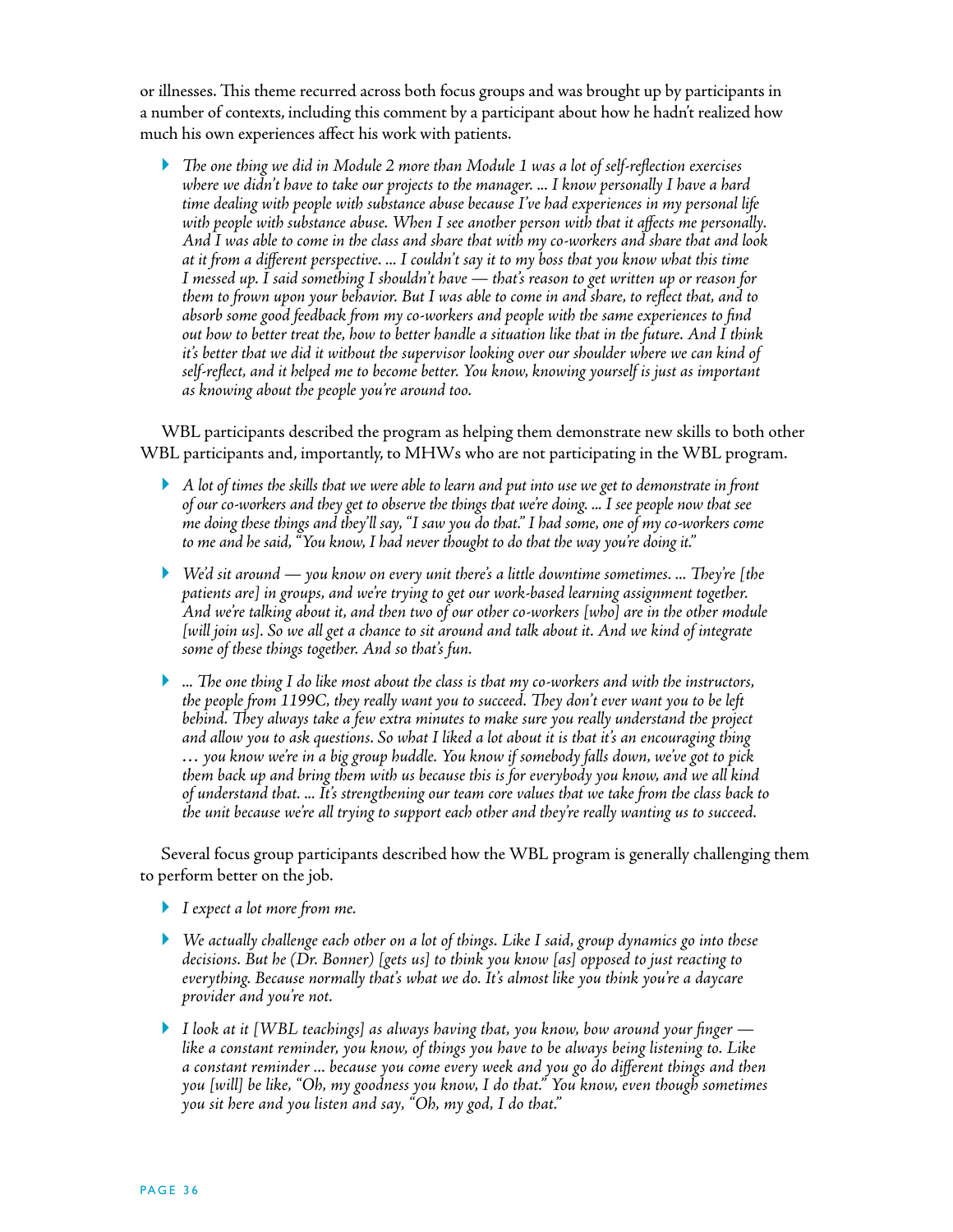or illnesses. This theme recurred across both focus groups and was brought up by participants in a number of contexts, including this comment by a participant about how he hadn't realized how much his own experiences affect his work with patients.

- *The one thing we did in Module 2 more than Module 1 was a lot of self-reflection exercises where we didn't have to take our projects to the manager. ... I know personally I have a hard time dealing with people with substance abuse because I've had experiences in my personal life with people with substance abuse. When I see another person with that it affects me personally. And I was able to come in the class and share that with my co-workers and share that and look at it from a different perspective. ... I couldn't say it to my boss that you know what this time I messed up. I said something I shouldn't have — that's reason to get written up or reason for them to frown upon your behavior. But I was able to come in and share, to reflect that, and to absorb some good feedback from my co-workers and people with the same experiences to find out how to better treat the, how to better handle a situation like that in the future. And I think it's better that we did it without the supervisor looking over our shoulder where we can kind of self-reflect, and it helped me to become better. You know, knowing yourself is just as important as knowing about the people you're around too.*

WBL participants described the program as helping them demonstrate new skills to both other WBL participants and, importantly, to MHWs who are not participating in the WBL program.

- *A lot of times the skills that we were able to learn and put into use we get to demonstrate in front of our co-workers and they get to observe the things that we're doing. ... I see people now that see me doing these things and they'll say, "I saw you do that." I had some, one of my co-workers come to me and he said, "You know, I had never thought to do that the way you're doing it."*
- *We'd sit around — you know on every unit there's a little downtime sometimes. ... They're [the patients are] in groups, and we're trying to get our work-based learning assignment together. And we're talking about it, and then two of our other co-workers [who] are in the other module [will join us]. So we all get a chance to sit around and talk about it. And we kind of integrate some of these things together. And so that's fun.*
- *... The one thing I do like most about the class is that my co-workers and with the instructors, the people from 1199C, they really want you to succeed. They don't ever want you to be left behind. They always take a few extra minutes to make sure you really understand the project and allow you to ask questions. So what I liked a lot about it is that it's an encouraging thing … you know we're in a big group huddle. You know if somebody falls down, we've got to pick them back up and bring them with us because this is for everybody you know, and we all kind of understand that. ... It's strengthening our team core values that we take from the class back to the unit because we're all trying to support each other and they're really wanting us to succeed.*

Several focus group participants described how the WBL program is generally challenging them to perform better on the job.

- *I expect a lot more from me.*
- *We actually challenge each other on a lot of things. Like I said, group dynamics go into these decisions. But he (Dr. Bonner) [gets us] to think you know [as] opposed to just reacting to everything. Because normally that's what we do. It's almost like you think you're a daycare provider and you're not.*
- *I look at it [WBL teachings] as always having that, you know, bow around your finger — like a constant reminder, you know, of things you have to be always being listening to. Like a constant reminder ... because you come every week and you go do different things and then you [will] be like, "Oh, my goodness you know, I do that." You know, even though sometimes you sit here and you listen and say, "Oh, my god, I do that."*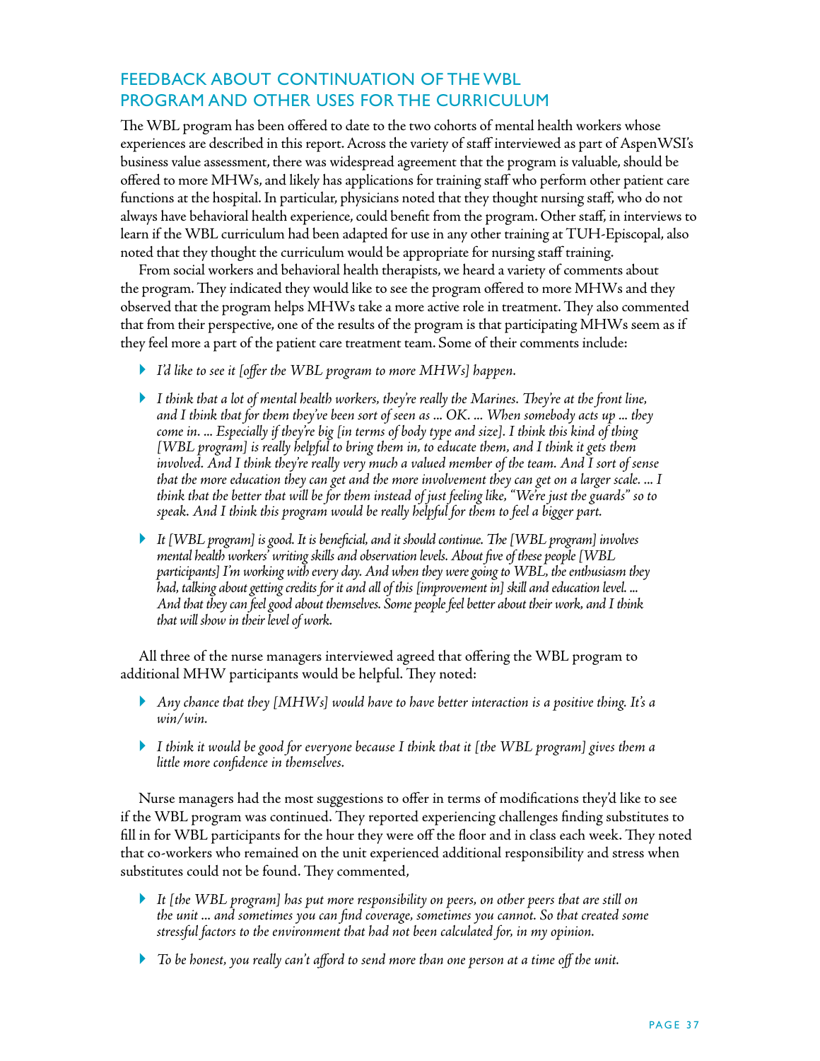## FEEDBACK ABOUT CONTINUATION OF THE WBL PROGRAM AND OTHER USES FOR THE CURRICULUM

The WBL program has been offered to date to the two cohorts of mental health workers whose experiences are described in this report. Across the variety of staff interviewed as part of AspenWSI's business value assessment, there was widespread agreement that the program is valuable, should be offered to more MHWs, and likely has applications for training staff who perform other patient care functions at the hospital. In particular, physicians noted that they thought nursing staff, who do not always have behavioral health experience, could benefit from the program. Other staff, in interviews to learn if the WBL curriculum had been adapted for use in any other training at TUH-Episcopal, also noted that they thought the curriculum would be appropriate for nursing staff training.

From social workers and behavioral health therapists, we heard a variety of comments about the program. They indicated they would like to see the program offered to more MHWs and they observed that the program helps MHWs take a more active role in treatment. They also commented that from their perspective, one of the results of the program is that participating MHWs seem as if they feel more a part of the patient care treatment team. Some of their comments include:

- *I'd like to see it [offer the WBL program to more MHWs] happen.*
- *I think that a lot of mental health workers, they're really the Marines. They're at the front line, and I think that for them they've been sort of seen as ... OK. ... When somebody acts up ... they come in. ... Especially if they're big [in terms of body type and size]. I think this kind of thing [WBL program] is really helpful to bring them in, to educate them, and I think it gets them involved. And I think they're really very much a valued member of the team. And I sort of sense that the more education they can get and the more involvement they can get on a larger scale. ... I think that the better that will be for them instead of just feeling like, "We're just the guards" so to speak. And I think this program would be really helpful for them to feel a bigger part.*
- *It [WBL program] is good. It is beneficial, and it should continue. The [WBL program] involves mental health workers' writing skills and observation levels. About five of these people [WBL participants] I'm working with every day. And when they were going to WBL, the enthusiasm they had, talking about getting credits for it and all of this [improvement in] skill and education level. ... And that they can feel good about themselves. Some people feel better about their work, and I think that will show in their level of work.*

All three of the nurse managers interviewed agreed that offering the WBL program to additional MHW participants would be helpful. They noted:

- *Any chance that they [MHWs] would have to have better interaction is a positive thing. It's a win/win.*
- *I think it would be good for everyone because I think that it [the WBL program] gives them a little more confidence in themselves.*

Nurse managers had the most suggestions to offer in terms of modifications they'd like to see if the WBL program was continued. They reported experiencing challenges finding substitutes to fill in for WBL participants for the hour they were off the floor and in class each week. They noted that co-workers who remained on the unit experienced additional responsibility and stress when substitutes could not be found. They commented,

- *It [the WBL program] has put more responsibility on peers, on other peers that are still on the unit ... and sometimes you can find coverage, sometimes you cannot. So that created some stressful factors to the environment that had not been calculated for, in my opinion.*
- *To be honest, you really can't afford to send more than one person at a time off the unit.*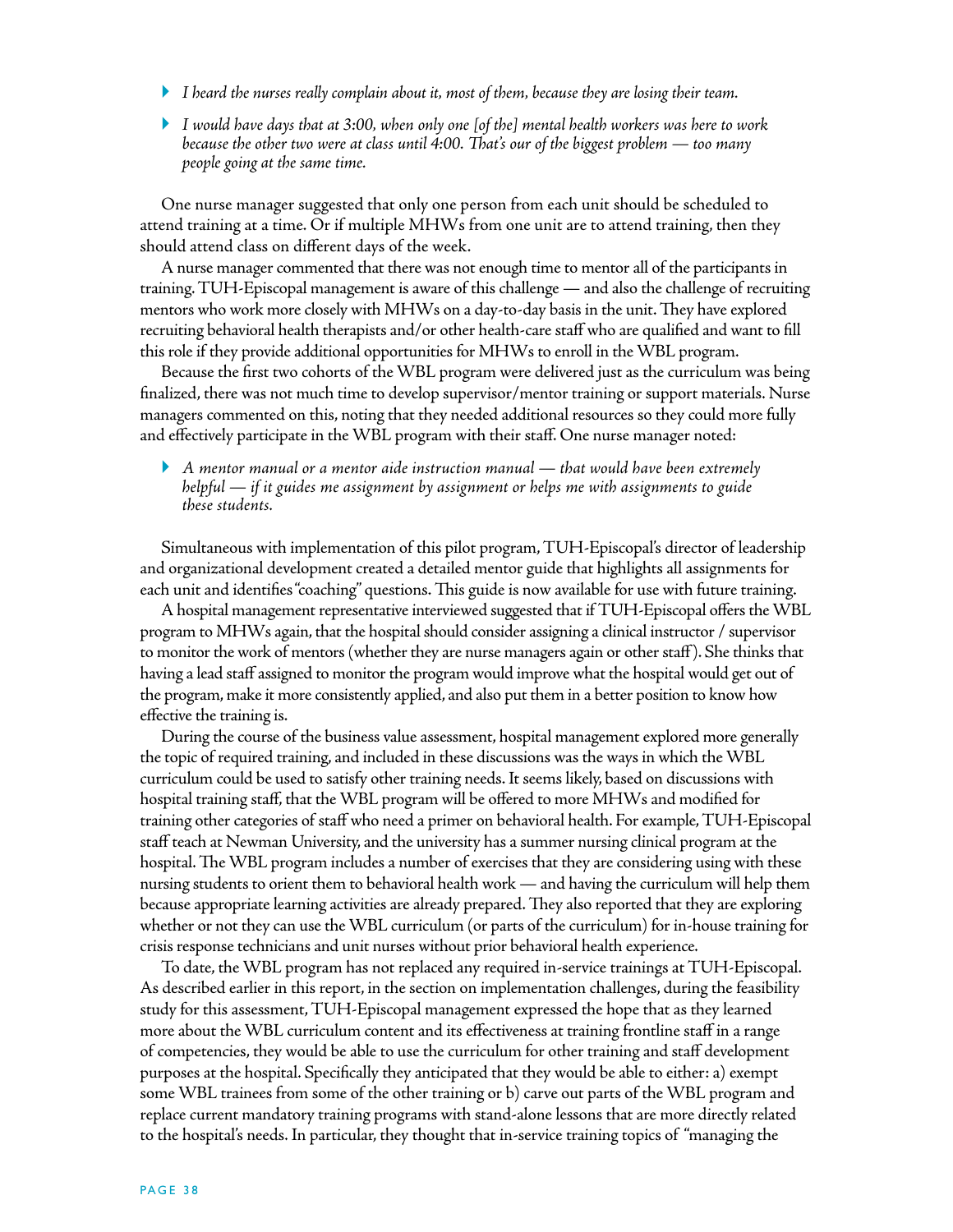- *I heard the nurses really complain about it, most of them, because they are losing their team.*
- *I would have days that at 3:00, when only one [of the] mental health workers was here to work because the other two were at class until 4:00. That's our of the biggest problem — too many people going at the same time.*

One nurse manager suggested that only one person from each unit should be scheduled to attend training at a time. Or if multiple MHWs from one unit are to attend training, then they should attend class on different days of the week.

A nurse manager commented that there was not enough time to mentor all of the participants in training. TUH-Episcopal management is aware of this challenge — and also the challenge of recruiting mentors who work more closely with MHWs on a day-to-day basis in the unit. They have explored recruiting behavioral health therapists and/or other health-care staff who are qualified and want to fill this role if they provide additional opportunities for MHWs to enroll in the WBL program.

Because the first two cohorts of the WBL program were delivered just as the curriculum was being finalized, there was not much time to develop supervisor/mentor training or support materials. Nurse managers commented on this, noting that they needed additional resources so they could more fully and effectively participate in the WBL program with their staff. One nurse manager noted:

- *A mentor manual or a mentor aide instruction manual — that would have been extremely helpful — if it guides me assignment by assignment or helps me with assignments to guide these students.*

Simultaneous with implementation of this pilot program, TUH-Episcopal's director of leadership and organizational development created a detailed mentor guide that highlights all assignments for each unit and identifies "coaching" questions. This guide is now available for use with future training.

A hospital management representative interviewed suggested that if TUH-Episcopal offers the WBL program to MHWs again, that the hospital should consider assigning a clinical instructor / supervisor to monitor the work of mentors (whether they are nurse managers again or other staff). She thinks that having a lead staff assigned to monitor the program would improve what the hospital would get out of the program, make it more consistently applied, and also put them in a better position to know how effective the training is.

During the course of the business value assessment, hospital management explored more generally the topic of required training, and included in these discussions was the ways in which the WBL curriculum could be used to satisfy other training needs. It seems likely, based on discussions with hospital training staff, that the WBL program will be offered to more MHWs and modified for training other categories of staff who need a primer on behavioral health. For example, TUH-Episcopal staff teach at Newman University, and the university has a summer nursing clinical program at the hospital. The WBL program includes a number of exercises that they are considering using with these nursing students to orient them to behavioral health work — and having the curriculum will help them because appropriate learning activities are already prepared. They also reported that they are exploring whether or not they can use the WBL curriculum (or parts of the curriculum) for in-house training for crisis response technicians and unit nurses without prior behavioral health experience.

To date, the WBL program has not replaced any required in-service trainings at TUH-Episcopal. As described earlier in this report, in the section on implementation challenges, during the feasibility study for this assessment, TUH-Episcopal management expressed the hope that as they learned more about the WBL curriculum content and its effectiveness at training frontline staff in a range of competencies, they would be able to use the curriculum for other training and staff development purposes at the hospital. Specifically they anticipated that they would be able to either: a) exempt some WBL trainees from some of the other training or b) carve out parts of the WBL program and replace current mandatory training programs with stand-alone lessons that are more directly related to the hospital's needs. In particular, they thought that in-service training topics of "managing the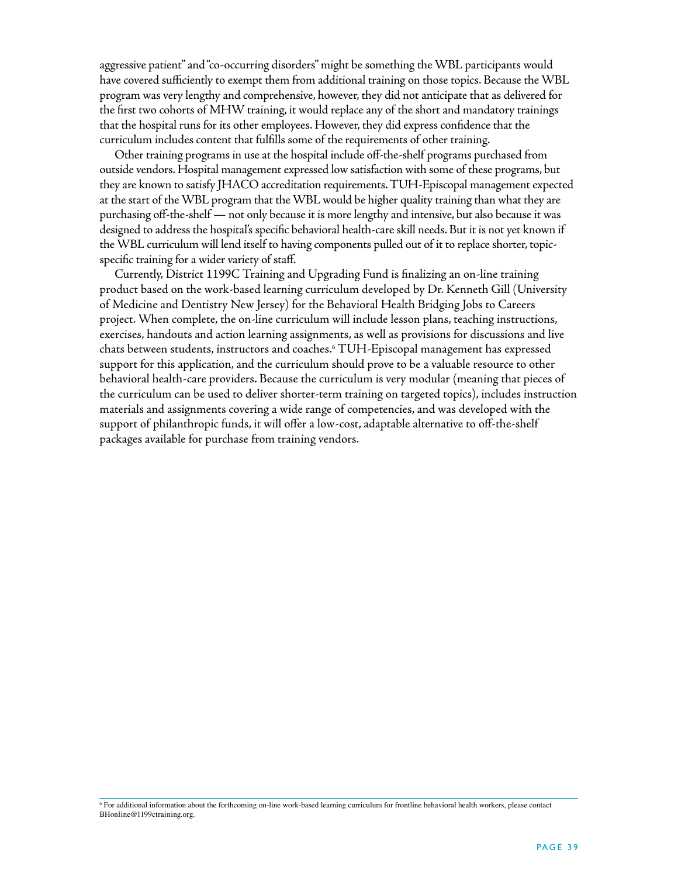aggressive patient" and "co-occurring disorders" might be something the WBL participants would have covered sufficiently to exempt them from additional training on those topics. Because the WBL program was very lengthy and comprehensive, however, they did not anticipate that as delivered for the first two cohorts of MHW training, it would replace any of the short and mandatory trainings that the hospital runs for its other employees. However, they did express confidence that the curriculum includes content that fulfills some of the requirements of other training.

Other training programs in use at the hospital include off-the-shelf programs purchased from outside vendors. Hospital management expressed low satisfaction with some of these programs, but they are known to satisfy JHACO accreditation requirements. TUH-Episcopal management expected at the start of the WBL program that the WBL would be higher quality training than what they are purchasing off-the-shelf — not only because it is more lengthy and intensive, but also because it was designed to address the hospital's specific behavioral health-care skill needs. But it is not yet known if the WBL curriculum will lend itself to having components pulled out of it to replace shorter, topic-specific training for a wider variety of staff.

Currently, District 1199C Training and Upgrading Fund is finalizing an on-line training product based on the work-based learning curriculum developed by Dr. Kenneth Gill (University of Medicine and Dentistry New Jersey) for the Behavioral Health Bridging Jobs to Careers project. When complete, the on-line curriculum will include lesson plans, teaching instructions, exercises, handouts and action learning assignments, as well as provisions for discussions and live chats between students, instructors and coaches.[6] TUH-Episcopal management has expressed support for this application, and the curriculum should prove to be a valuable resource to other behavioral health-care providers. Because the curriculum is very modular (meaning that pieces of the curriculum can be used to deliver shorter-term training on targeted topics), includes instruction materials and assignments covering a wide range of competencies, and was developed with the support of philanthropic funds, it will offer a low-cost, adaptable alternative to off-the-shelf packages available for purchase from training vendors.

[6] For additional information about the forthcoming on-line work-based learning curriculum for frontline behavioral health workers, please contact BHonline@1199ctraining.org.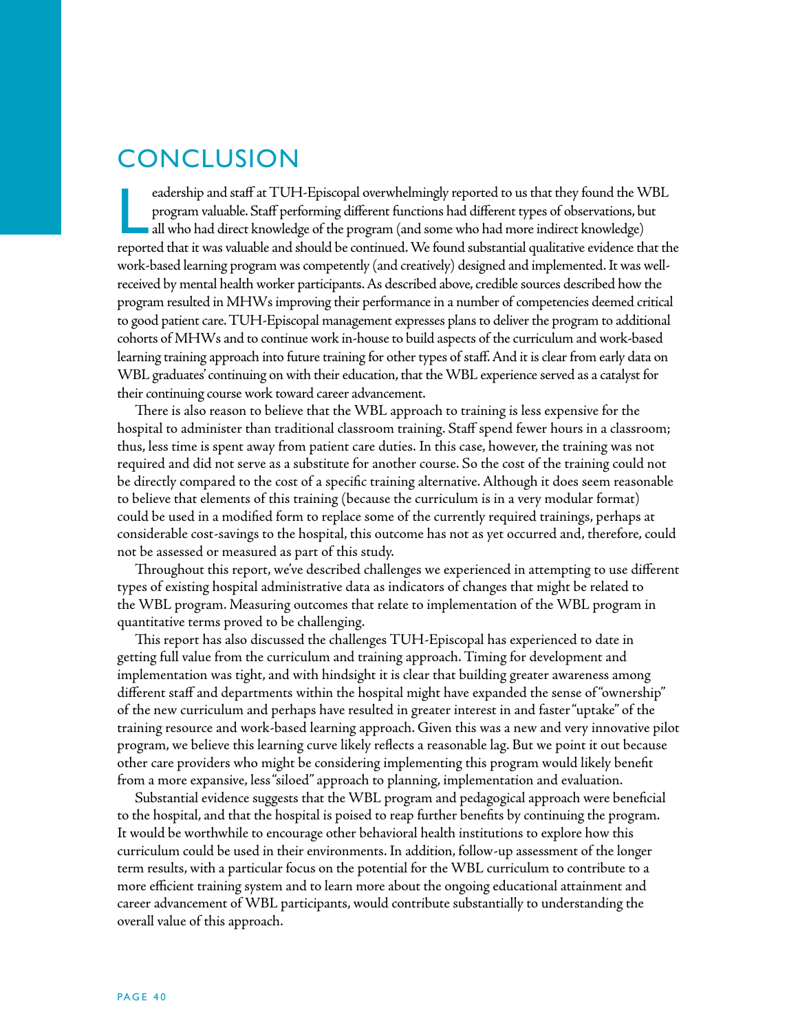# CONCLUSION

Leadership and staff at TUH-Episcopal overwhelmingly reported to us that they found the WBL program valuable. Staff performing different functions had different types of observations, but all who had direct knowledge of the program (and some who had more indirect knowledge) reported that it was valuable and should be continued. We found substantial qualitative evidence that the work-based learning program was competently (and creatively) designed and implemented. It was well-received by mental health worker participants. As described above, credible sources described how the program resulted in MHWs improving their performance in a number of competencies deemed critical to good patient care. TUH-Episcopal management expresses plans to deliver the program to additional cohorts of MHWs and to continue work in-house to build aspects of the curriculum and work-based learning training approach into future training for other types of staff. And it is clear from early data on WBL graduates' continuing on with their education, that the WBL experience served as a catalyst for their continuing course work toward career advancement.

There is also reason to believe that the WBL approach to training is less expensive for the hospital to administer than traditional classroom training. Staff spend fewer hours in a classroom; thus, less time is spent away from patient care duties. In this case, however, the training was not required and did not serve as a substitute for another course. So the cost of the training could not be directly compared to the cost of a specific training alternative. Although it does seem reasonable to believe that elements of this training (because the curriculum is in a very modular format) could be used in a modified form to replace some of the currently required trainings, perhaps at considerable cost-savings to the hospital, this outcome has not as yet occurred and, therefore, could not be assessed or measured as part of this study.

Throughout this report, we've described challenges we experienced in attempting to use different types of existing hospital administrative data as indicators of changes that might be related to the WBL program. Measuring outcomes that relate to implementation of the WBL program in quantitative terms proved to be challenging.

This report has also discussed the challenges TUH-Episcopal has experienced to date in getting full value from the curriculum and training approach. Timing for development and implementation was tight, and with hindsight it is clear that building greater awareness among different staff and departments within the hospital might have expanded the sense of "ownership" of the new curriculum and perhaps have resulted in greater interest in and faster "uptake" of the training resource and work-based learning approach. Given this was a new and very innovative pilot program, we believe this learning curve likely reflects a reasonable lag. But we point it out because other care providers who might be considering implementing this program would likely benefit from a more expansive, less "siloed" approach to planning, implementation and evaluation.

Substantial evidence suggests that the WBL program and pedagogical approach were beneficial to the hospital, and that the hospital is poised to reap further benefits by continuing the program. It would be worthwhile to encourage other behavioral health institutions to explore how this curriculum could be used in their environments. In addition, follow-up assessment of the longer term results, with a particular focus on the potential for the WBL curriculum to contribute to a more efficient training system and to learn more about the ongoing educational attainment and career advancement of WBL participants, would contribute substantially to understanding the overall value of this approach.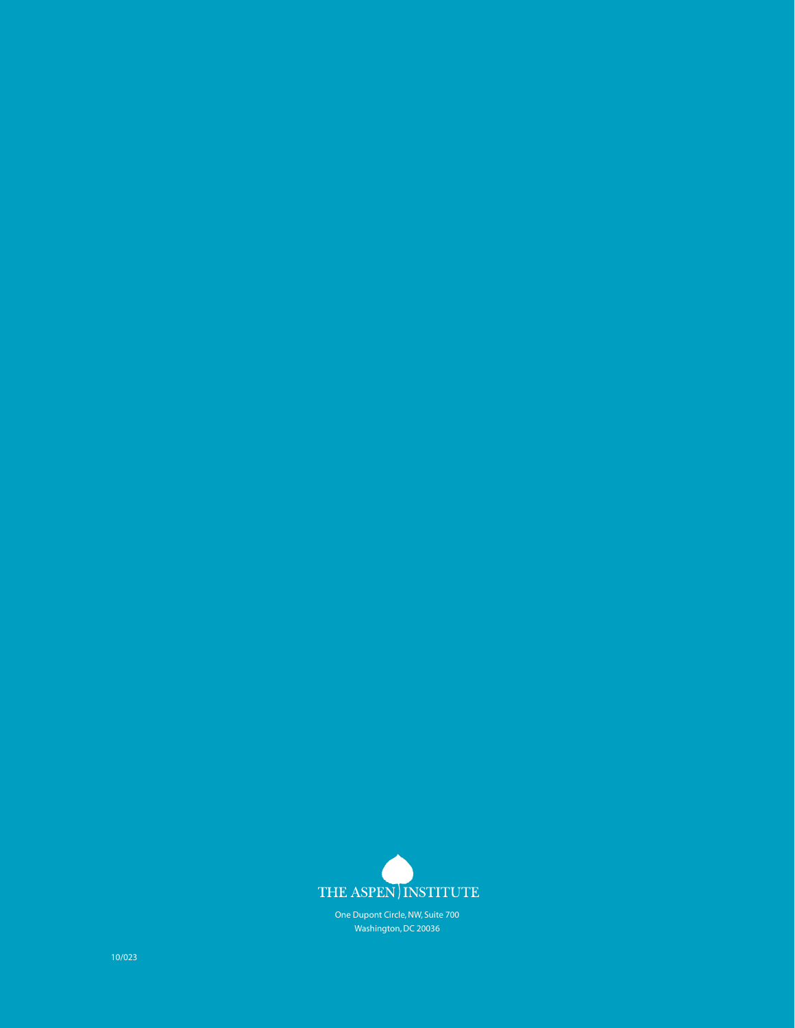THE ASPEN INSTITUTE

One Dupont Circle, NW, Suite 700
Washington, DC 20036

10/023